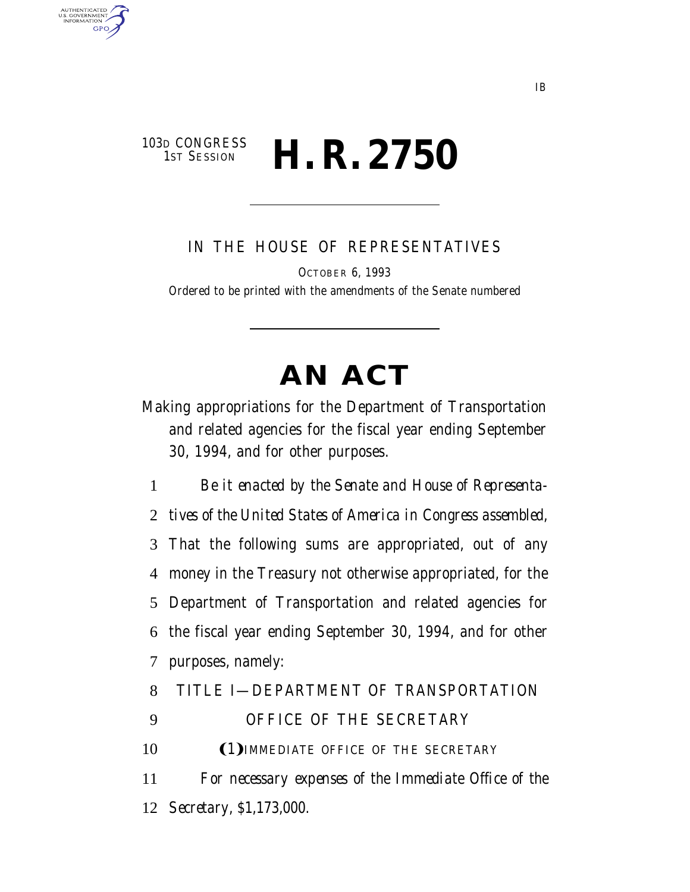IB

103D CONGRESS
1ST SESSION

# H. R. 2750

IN THE HOUSE OF REPRESENTATIVES

OCTOBER 6, 1993

*Ordered to be printed with the amendments of the Senate numbered*

# AN ACT

Making appropriations for the Department of Transportation and related agencies for the fiscal year ending September 30, 1994, and for other purposes.

1 *Be it enacted by the Senate and House of Representa-*
2 *tives of the United States of America in Congress assembled,*
3 That the following sums are appropriated, out of any
4 money in the Treasury not otherwise appropriated, for the
5 Department of Transportation and related agencies for
6 the fiscal year ending September 30, 1994, and for other
7 purposes, namely:

8 TITLE I—DEPARTMENT OF TRANSPORTATION

9 OFFICE OF THE SECRETARY

10 (1)IMMEDIATE OFFICE OF THE SECRETARY

11 *For necessary expenses of the Immediate Office of the*
12 *Secretary, $1,173,000.*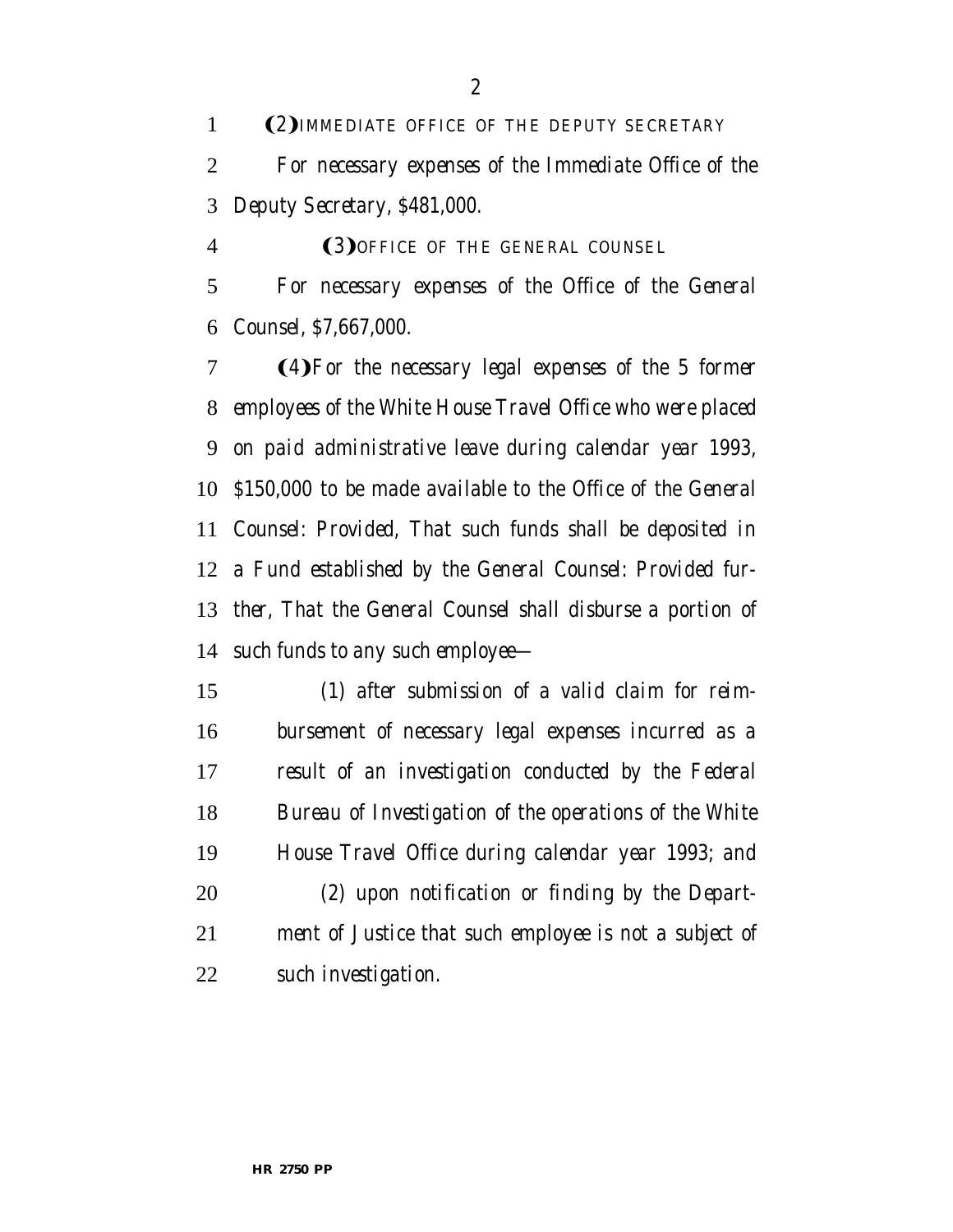(2) IMMEDIATE OFFICE OF THE DEPUTY SECRETARY

*For necessary expenses of the Immediate Office of the Deputy Secretary, $481,000.*

(3) OFFICE OF THE GENERAL COUNSEL

*For necessary expenses of the Office of the General Counsel, $7,667,000.*

(4) *For the necessary legal expenses of the 5 former employees of the White House Travel Office who were placed on paid administrative leave during calendar year 1993, $150,000 to be made available to the Office of the General Counsel: Provided, That such funds shall be deposited in a Fund established by the General Counsel: Provided further, That the General Counsel shall disburse a portion of such funds to any such employee—*

*(1) after submission of a valid claim for reimbursement of necessary legal expenses incurred as a result of an investigation conducted by the Federal Bureau of Investigation of the operations of the White House Travel Office during calendar year 1993; and*

*(2) upon notification or finding by the Department of Justice that such employee is not a subject of such investigation.*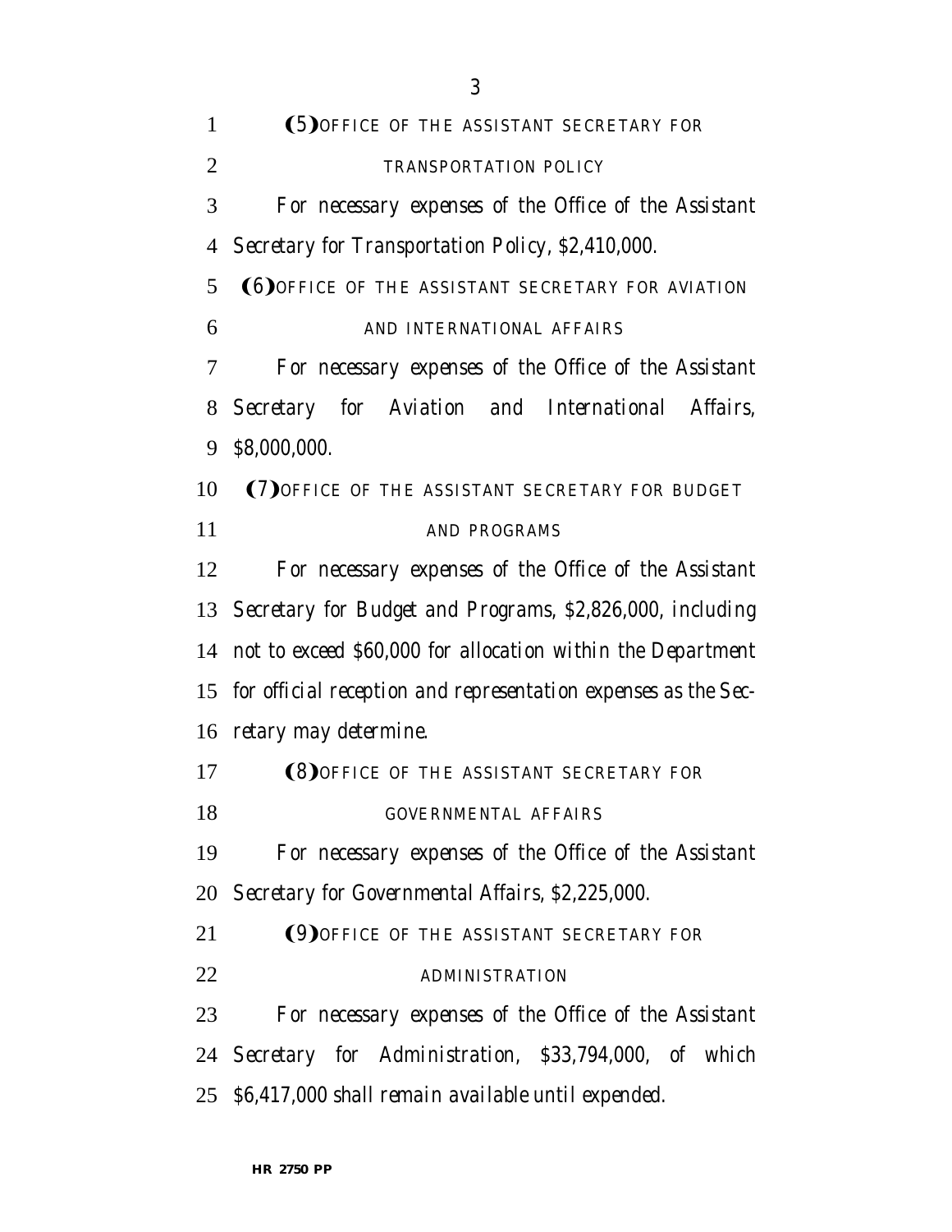(5) OFFICE OF THE ASSISTANT SECRETARY FOR TRANSPORTATION POLICY

*For necessary expenses of the Office of the Assistant Secretary for Transportation Policy, $2,410,000.*

(6) OFFICE OF THE ASSISTANT SECRETARY FOR AVIATION AND INTERNATIONAL AFFAIRS

*For necessary expenses of the Office of the Assistant Secretary for Aviation and International Affairs, $8,000,000.*

(7) OFFICE OF THE ASSISTANT SECRETARY FOR BUDGET AND PROGRAMS

*For necessary expenses of the Office of the Assistant Secretary for Budget and Programs, $2,826,000, including not to exceed $60,000 for allocation within the Department for official reception and representation expenses as the Secretary may determine.*

(8) OFFICE OF THE ASSISTANT SECRETARY FOR GOVERNMENTAL AFFAIRS

*For necessary expenses of the Office of the Assistant Secretary for Governmental Affairs, $2,225,000.*

(9) OFFICE OF THE ASSISTANT SECRETARY FOR ADMINISTRATION

*For necessary expenses of the Office of the Assistant Secretary for Administration, $33,794,000, of which $6,417,000 shall remain available until expended.*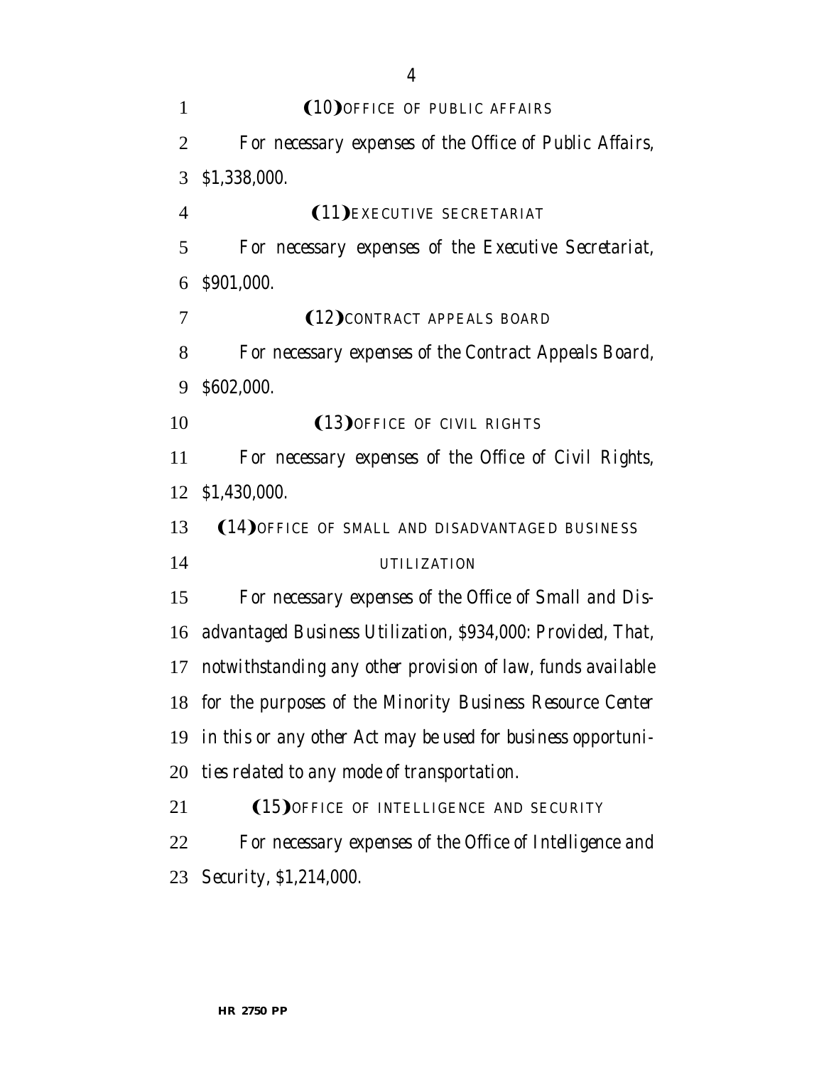(10) OFFICE OF PUBLIC AFFAIRS

*For necessary expenses of the Office of Public Affairs, $1,338,000.*

(11) EXECUTIVE SECRETARIAT

*For necessary expenses of the Executive Secretariat, $901,000.*

(12) CONTRACT APPEALS BOARD

*For necessary expenses of the Contract Appeals Board, $602,000.*

(13) OFFICE OF CIVIL RIGHTS

*For necessary expenses of the Office of Civil Rights, $1,430,000.*

(14) OFFICE OF SMALL AND DISADVANTAGED BUSINESS UTILIZATION

*For necessary expenses of the Office of Small and Disadvantaged Business Utilization, $934,000: Provided, That, notwithstanding any other provision of law, funds available for the purposes of the Minority Business Resource Center in this or any other Act may be used for business opportunities related to any mode of transportation.*

(15) OFFICE OF INTELLIGENCE AND SECURITY

*For necessary expenses of the Office of Intelligence and Security, $1,214,000.*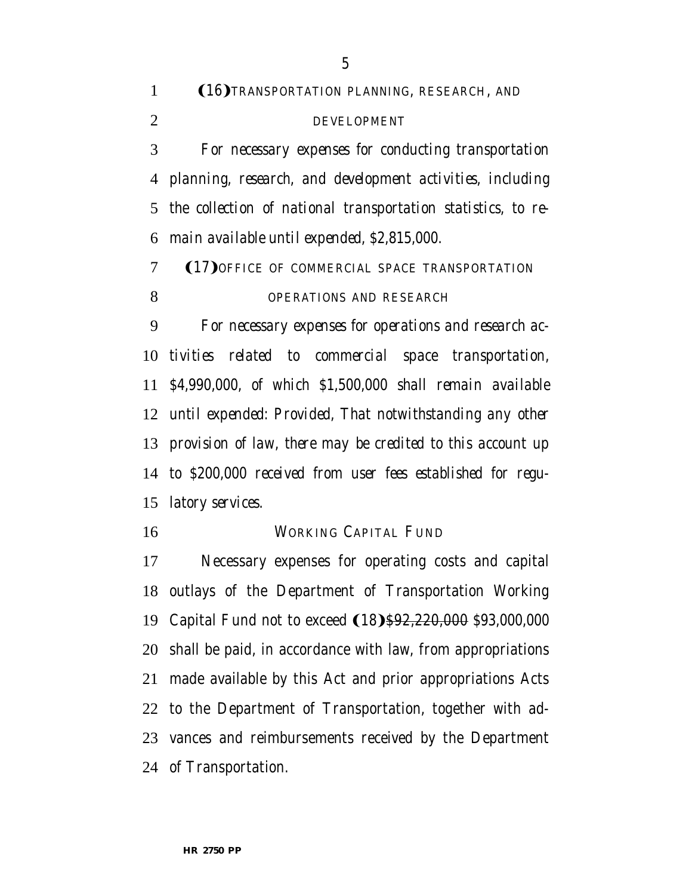(16) TRANSPORTATION PLANNING, RESEARCH, AND DEVELOPMENT

*For necessary expenses for conducting transportation planning, research, and development activities, including the collection of national transportation statistics, to remain available until expended, $2,815,000.*

(17) OFFICE OF COMMERCIAL SPACE TRANSPORTATION OPERATIONS AND RESEARCH

*For necessary expenses for operations and research activities related to commercial space transportation, $4,990,000, of which $1,500,000 shall remain available until expended: Provided, That notwithstanding any other provision of law, there may be credited to this account up to $200,000 received from user fees established for regulatory services.*

WORKING CAPITAL FUND

Necessary expenses for operating costs and capital outlays of the Department of Transportation Working Capital Fund not to exceed (18) ~~$92,220,000~~ *$93,000,000* shall be paid, in accordance with law, from appropriations made available by this Act and prior appropriations Acts to the Department of Transportation, together with advances and reimbursements received by the Department of Transportation.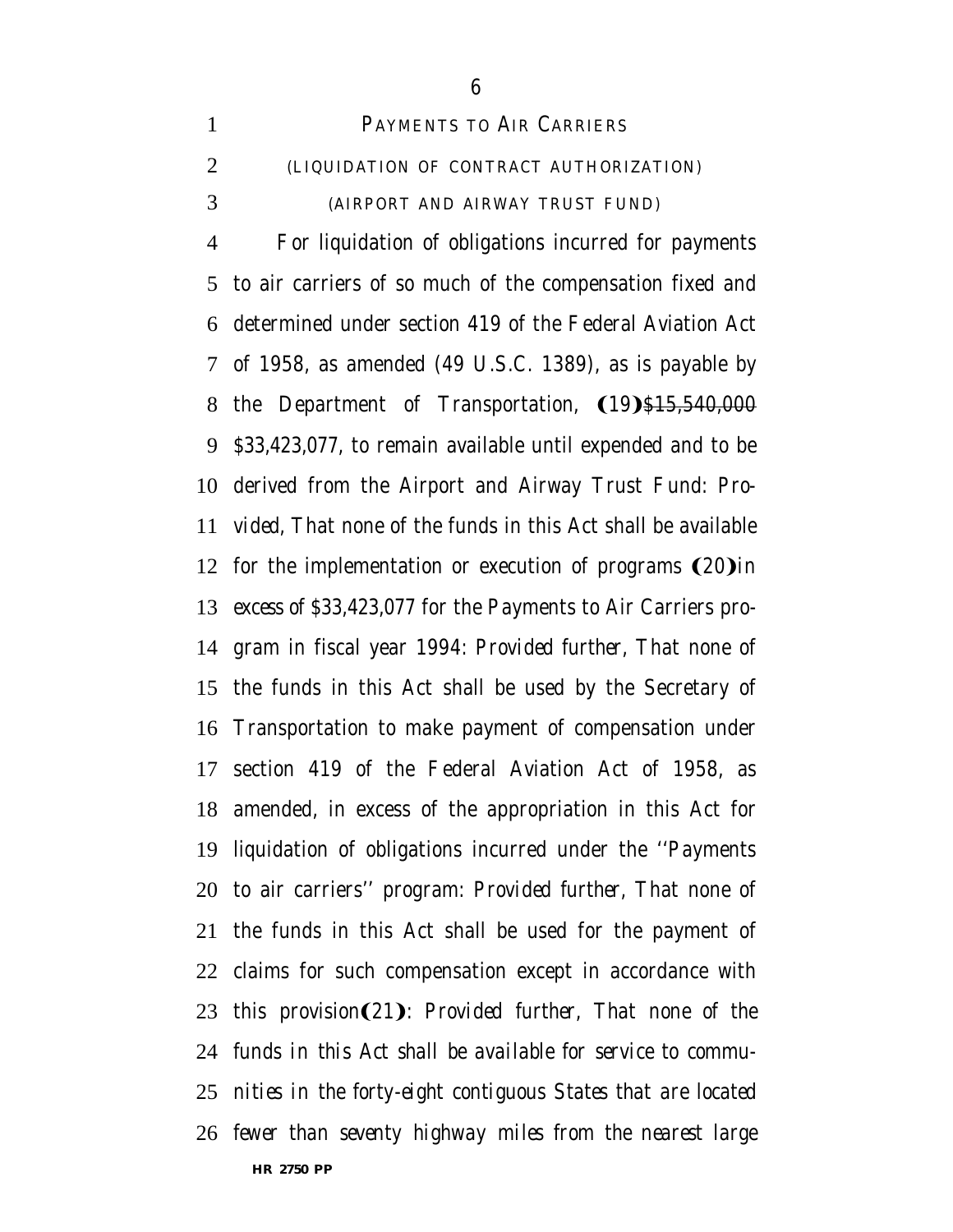PAYMENTS TO AIR CARRIERS

(LIQUIDATION OF CONTRACT AUTHORIZATION)

(AIRPORT AND AIRWAY TRUST FUND)

For liquidation of obligations incurred for payments to air carriers of so much of the compensation fixed and determined under section 419 of the Federal Aviation Act of 1958, as amended (49 U.S.C. 1389), as is payable by the Department of Transportation, (19)~~$15,540,000~~ *$33,423,077*, to remain available until expended and to be derived from the Airport and Airway Trust Fund: *Provided*, That none of the funds in this Act shall be available for the implementation or execution of programs (20)*in excess of $33,423,077* for the Payments to Air Carriers program in fiscal year 1994: *Provided further*, That none of the funds in this Act shall be used by the Secretary of Transportation to make payment of compensation under section 419 of the Federal Aviation Act of 1958, as amended, in excess of the appropriation in this Act for liquidation of obligations incurred under the "Payments to air carriers" program: *Provided further*, That none of the funds in this Act shall be used for the payment of claims for such compensation except in accordance with this provision(21)*: Provided further, That none of the funds in this Act shall be available for service to communities in the forty-eight contiguous States that are located fewer than seventy highway miles from the nearest large*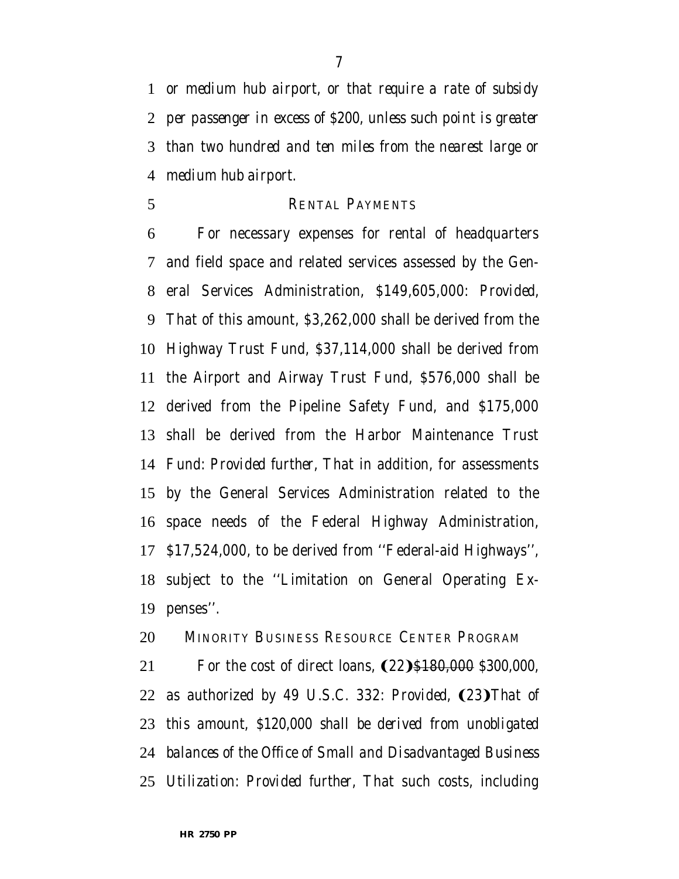*or medium hub airport, or that require a rate of subsidy per passenger in excess of $200, unless such point is greater than two hundred and ten miles from the nearest large or medium hub airport.*

RENTAL PAYMENTS

For necessary expenses for rental of headquarters and field space and related services assessed by the General Services Administration, $149,605,000: *Provided*, That of this amount, $3,262,000 shall be derived from the Highway Trust Fund, $37,114,000 shall be derived from the Airport and Airway Trust Fund, $576,000 shall be derived from the Pipeline Safety Fund, and $175,000 shall be derived from the Harbor Maintenance Trust Fund: *Provided further*, That in addition, for assessments by the General Services Administration related to the space needs of the Federal Highway Administration, $17,524,000, to be derived from ''Federal-aid Highways'', subject to the ''Limitation on General Operating Expenses''.

MINORITY BUSINESS RESOURCE CENTER PROGRAM

For the cost of direct loans, (22)~~$180,000~~ *$300,000*, as authorized by 49 U.S.C. 332: *Provided*, (23)*That of this amount, $120,000 shall be derived from unobligated balances of the Office of Small and Disadvantaged Business Utilization: Provided further*, That such costs, including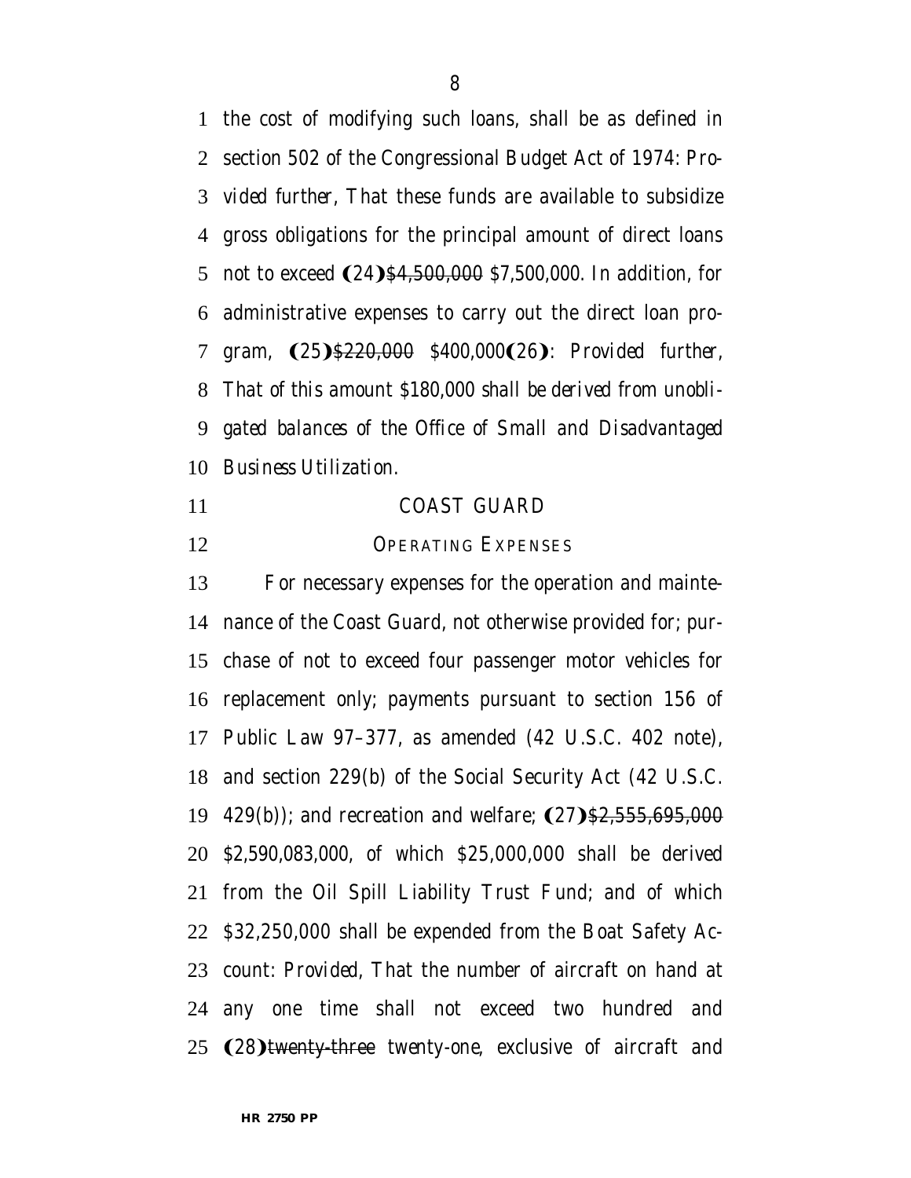the cost of modifying such loans, shall be as defined in section 502 of the Congressional Budget Act of 1974: *Provided further,* That these funds are available to subsidize gross obligations for the principal amount of direct loans not to exceed (24)~~$4,500,000~~ *$7,500,000*. In addition, for administrative expenses to carry out the direct loan program, (25)~~$220,000~~ *$400,000*(26)*: Provided further, That of this amount $180,000 shall be derived from unobligated balances of the Office of Small and Disadvantaged Business Utilization.*

COAST GUARD

OPERATING EXPENSES

For necessary expenses for the operation and maintenance of the Coast Guard, not otherwise provided for; purchase of not to exceed four passenger motor vehicles for replacement only; payments pursuant to section 156 of Public Law 97–377, as amended (42 U.S.C. 402 note), and section 229(b) of the Social Security Act (42 U.S.C. 429(b)); and recreation and welfare; (27)~~$2,555,695,000~~ *$2,590,083,000*, of which $25,000,000 shall be derived from the Oil Spill Liability Trust Fund; and of which $32,250,000 shall be expended from the Boat Safety Account: *Provided,* That the number of aircraft on hand at any one time shall not exceed two hundred and (28)~~twenty-three~~ *twenty-one*, exclusive of aircraft and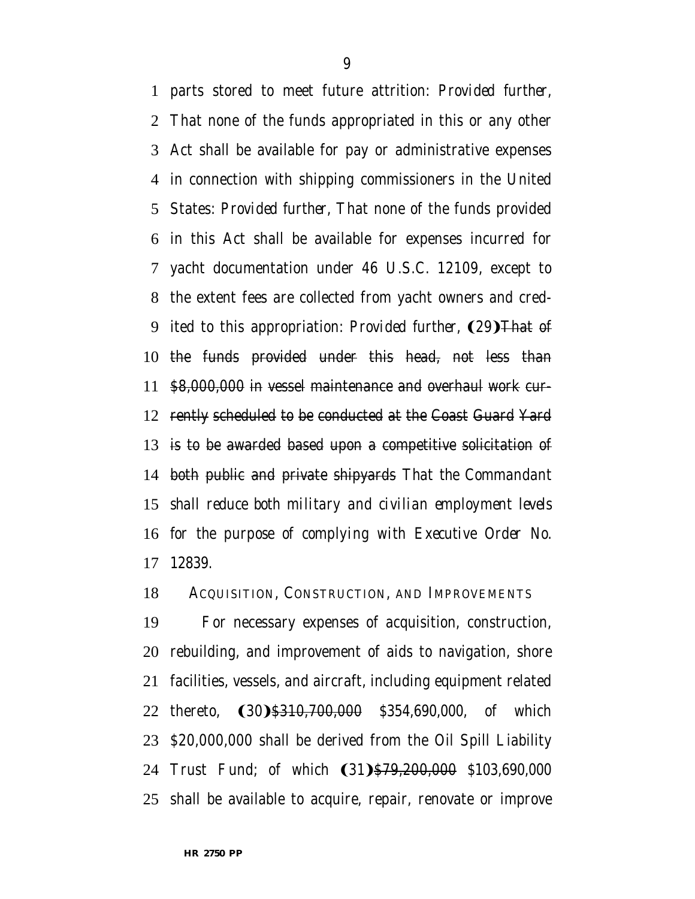parts stored to meet future attrition: *Provided further*, That none of the funds appropriated in this or any other Act shall be available for pay or administrative expenses in connection with shipping commissioners in the United States: *Provided further*, That none of the funds provided in this Act shall be available for expenses incurred for yacht documentation under 46 U.S.C. 12109, except to the extent fees are collected from yacht owners and credited to this appropriation: *Provided further*, ❨29❩~~That of the funds provided under this head, not less than $8,000,000 in vessel maintenance and overhaul work currently scheduled to be conducted at the Coast Guard Yard is to be awarded based upon a competitive solicitation of both public and private shipyards~~ *That the Commandant shall reduce both military and civilian employment levels for the purpose of complying with Executive Order No. 12839*.

ACQUISITION, CONSTRUCTION, AND IMPROVEMENTS

For necessary expenses of acquisition, construction, rebuilding, and improvement of aids to navigation, shore facilities, vessels, and aircraft, including equipment related thereto, ❨30❩~~$310,700,000~~ *$354,690,000*, of which $20,000,000 shall be derived from the Oil Spill Liability Trust Fund; of which ❨31❩~~$79,200,000~~ *$103,690,000* shall be available to acquire, repair, renovate or improve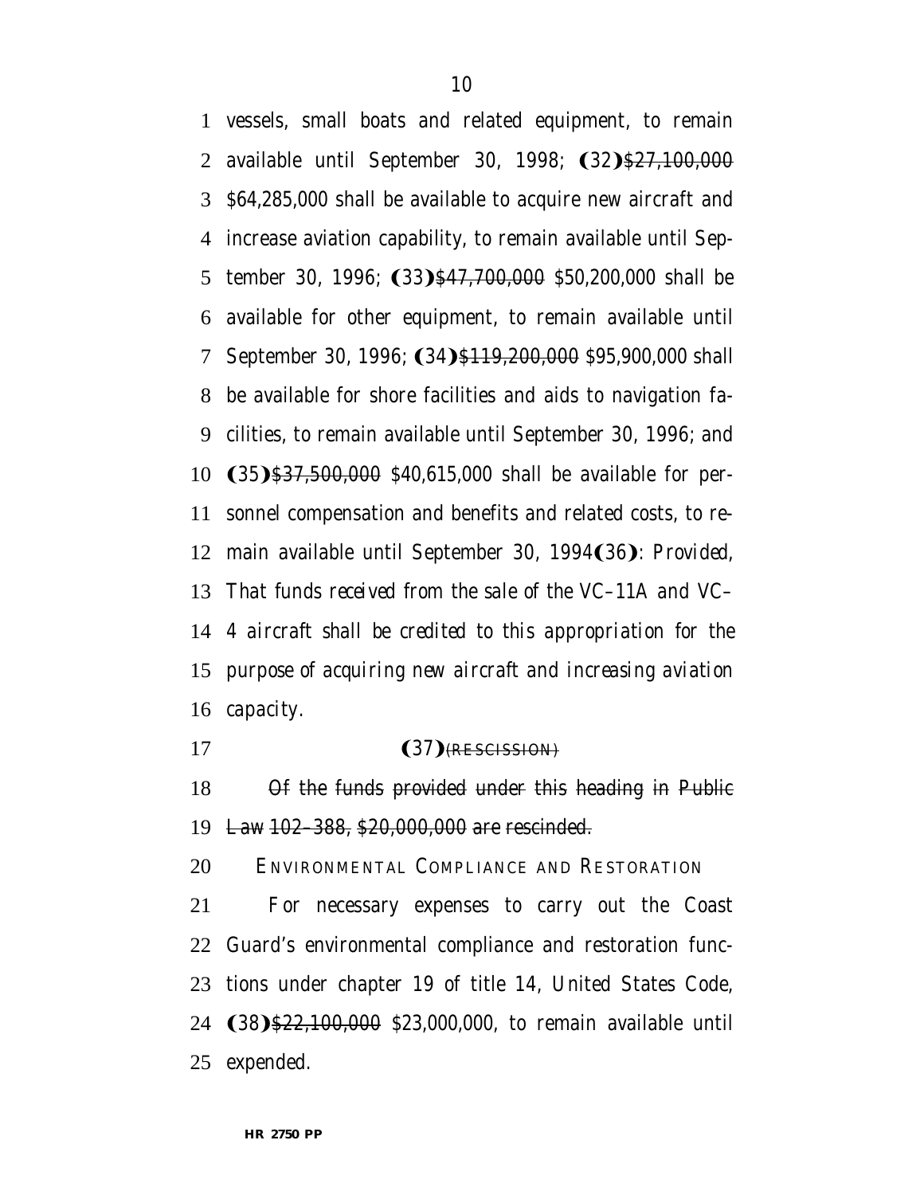vessels, small boats and related equipment, to remain available until September 30, 1998; ❨32❩~~$27,100,000~~ *$64,285,000* shall be available to acquire new aircraft and increase aviation capability, to remain available until September 30, 1996; ❨33❩~~$47,700,000~~ *$50,200,000* shall be available for other equipment, to remain available until September 30, 1996; ❨34❩~~$119,200,000~~ *$95,900,000* shall be available for shore facilities and aids to navigation facilities, to remain available until September 30, 1996; and ❨35❩~~$37,500,000~~ *$40,615,000* shall be available for personnel compensation and benefits and related costs, to remain available until September 30, 1994❨36❩*: Provided, That funds received from the sale of the VC–11A and VC–4 aircraft shall be credited to this appropriation for the purpose of acquiring new aircraft and increasing aviation capacity*.

❨37❩~~(RESCISSION)~~

~~Of the funds provided under this heading in Public Law 102–388, $20,000,000 are rescinded.~~

ENVIRONMENTAL COMPLIANCE AND RESTORATION

For necessary expenses to carry out the Coast Guard's environmental compliance and restoration functions under chapter 19 of title 14, United States Code, ❨38❩~~$22,100,000~~ *$23,000,000*, to remain available until expended.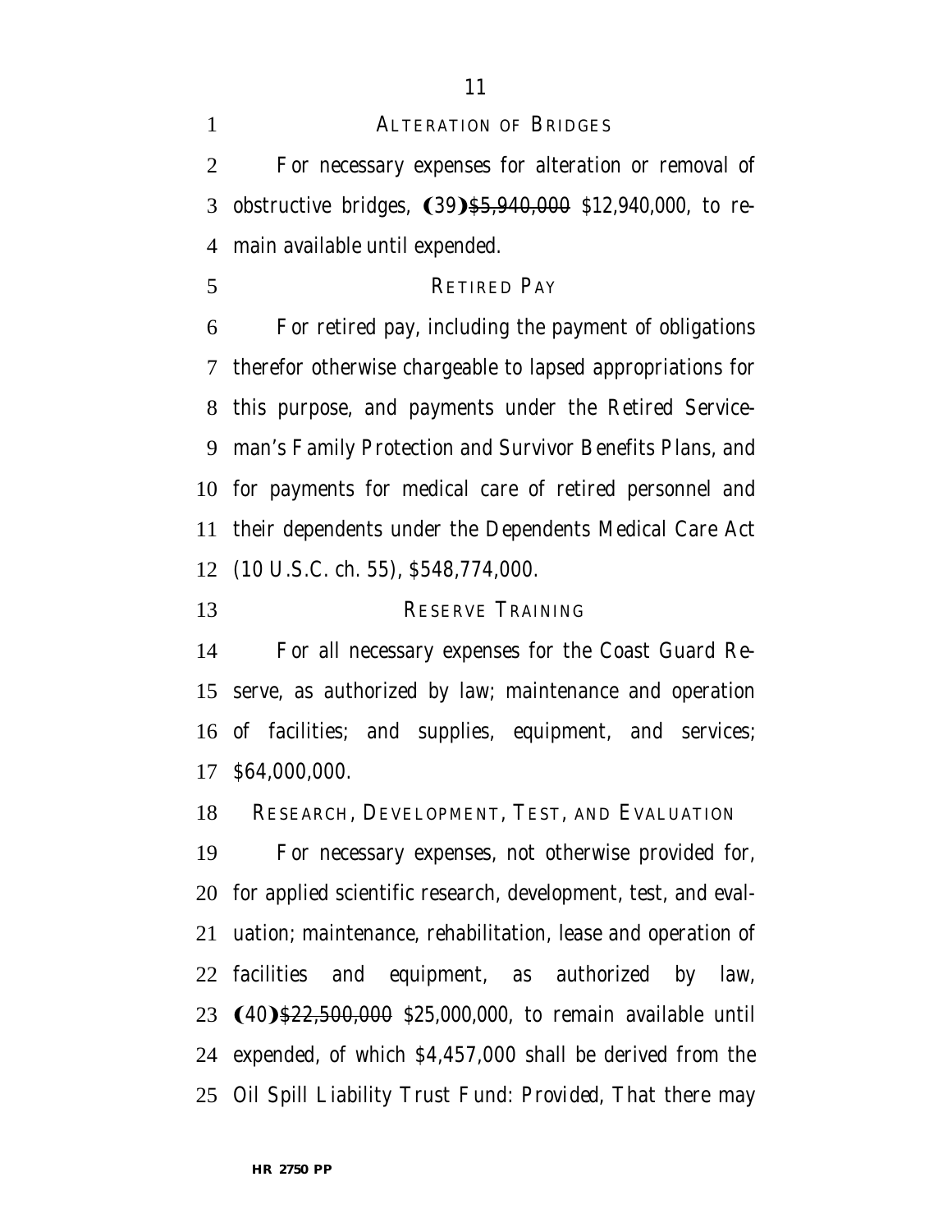ALTERATION OF BRIDGES

For necessary expenses for alteration or removal of obstructive bridges, ❨39❩~~$5,940,000~~ $12,940,000, to remain available until expended.

RETIRED PAY

For retired pay, including the payment of obligations therefor otherwise chargeable to lapsed appropriations for this purpose, and payments under the Retired Serviceman's Family Protection and Survivor Benefits Plans, and for payments for medical care of retired personnel and their dependents under the Dependents Medical Care Act (10 U.S.C. ch. 55), $548,774,000.

RESERVE TRAINING

For all necessary expenses for the Coast Guard Reserve, as authorized by law; maintenance and operation of facilities; and supplies, equipment, and services; $64,000,000.

RESEARCH, DEVELOPMENT, TEST, AND EVALUATION

For necessary expenses, not otherwise provided for, for applied scientific research, development, test, and evaluation; maintenance, rehabilitation, lease and operation of facilities and equipment, as authorized by law, ❨40❩~~$22,500,000~~ $25,000,000, to remain available until expended, of which $4,457,000 shall be derived from the Oil Spill Liability Trust Fund: *Provided*, That there may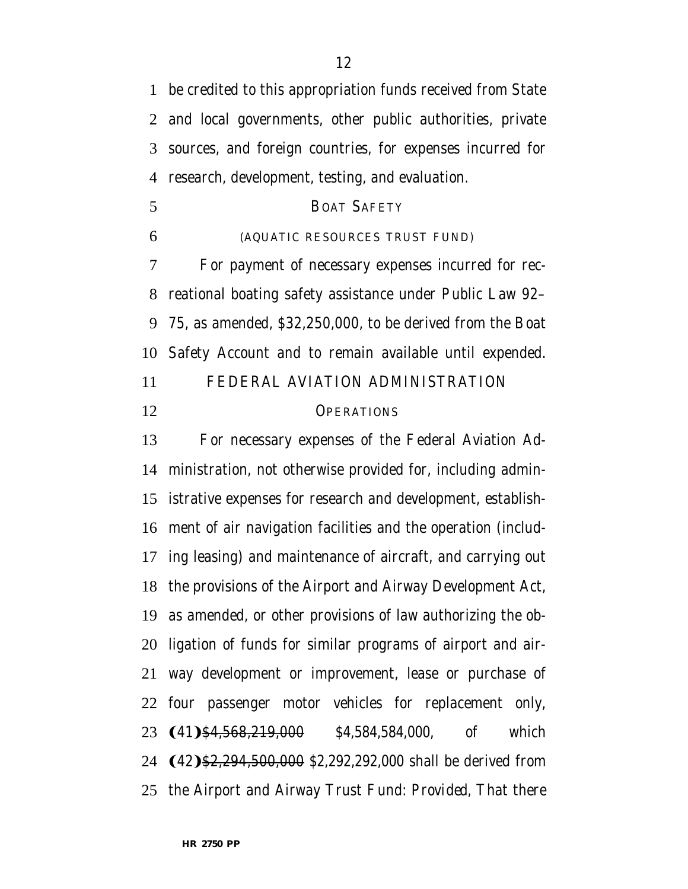be credited to this appropriation funds received from State and local governments, other public authorities, private sources, and foreign countries, for expenses incurred for research, development, testing, and evaluation.

BOAT SAFETY

(AQUATIC RESOURCES TRUST FUND)

For payment of necessary expenses incurred for recreational boating safety assistance under Public Law 92–75, as amended, $32,250,000, to be derived from the Boat Safety Account and to remain available until expended.

## FEDERAL AVIATION ADMINISTRATION

OPERATIONS

For necessary expenses of the Federal Aviation Administration, not otherwise provided for, including administrative expenses for research and development, establishment of air navigation facilities and the operation (including leasing) and maintenance of aircraft, and carrying out the provisions of the Airport and Airway Development Act, as amended, or other provisions of law authorizing the obligation of funds for similar programs of airport and airway development or improvement, lease or purchase of four passenger motor vehicles for replacement only, (41)~~$4,568,219,000~~ $4,584,584,000, of which (42)~~$2,294,500,000~~ $2,292,292,000 shall be derived from the Airport and Airway Trust Fund: *Provided*, That there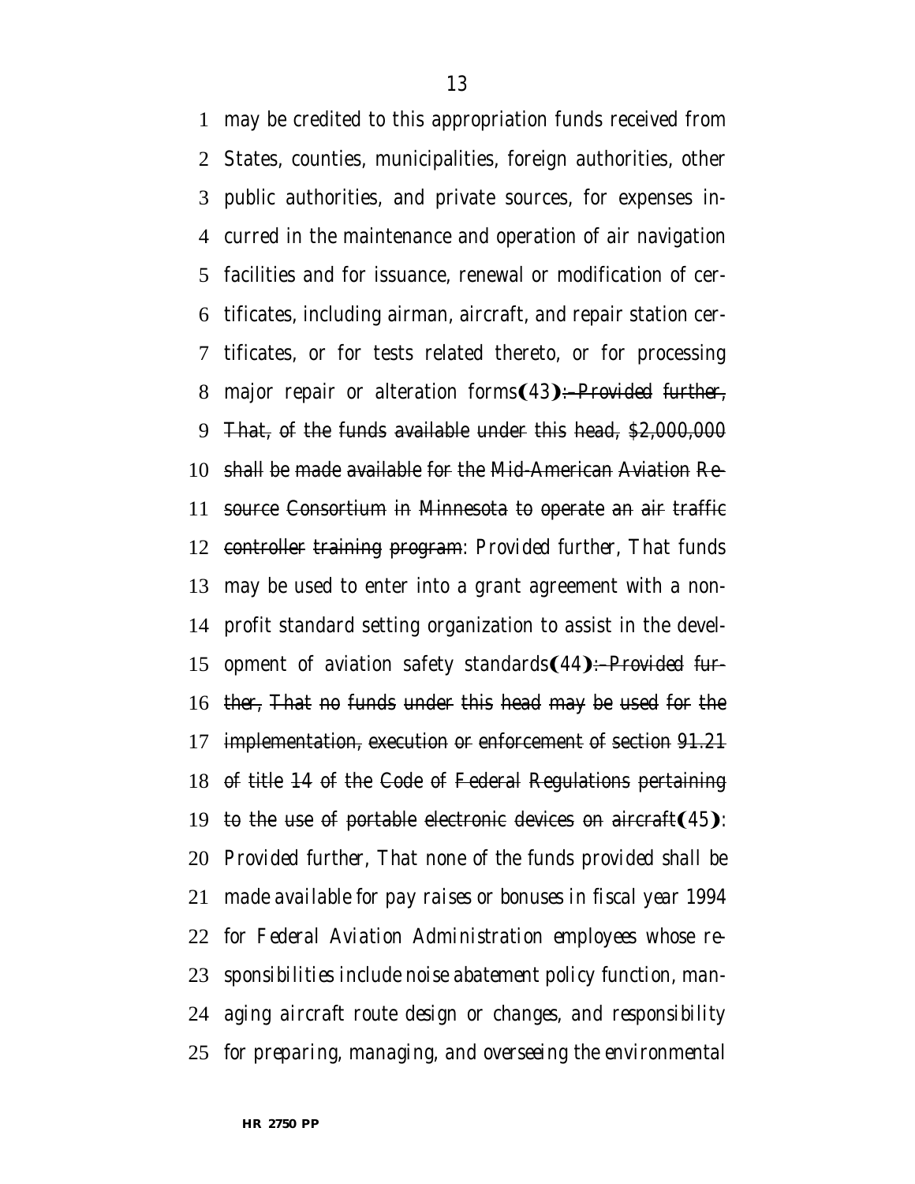may be credited to this appropriation funds received from States, counties, municipalities, foreign authorities, other public authorities, and private sources, for expenses incurred in the maintenance and operation of air navigation facilities and for issuance, renewal or modification of certificates, including airman, aircraft, and repair station certificates, or for tests related thereto, or for processing major repair or alteration forms**(43)**~~: *Provided further*, That, of the funds available under this head, $2,000,000 shall be made available for the Mid-American Aviation Resource Consortium in Minnesota to operate an air traffic controller training program~~: *Provided further*, That funds may be used to enter into a grant agreement with a nonprofit standard setting organization to assist in the development of aviation safety standards**(44)**~~: *Provided further*, That no funds under this head may be used for the implementation, execution or enforcement of section 91.21 of title 14 of the Code of Federal Regulations pertaining to the use of portable electronic devices on aircraft~~**(45)**: *Provided further, That none of the funds provided shall be made available for pay raises or bonuses in fiscal year 1994 for Federal Aviation Administration employees whose responsibilities include noise abatement policy function, managing aircraft route design or changes, and responsibility for preparing, managing, and overseeing the environmental*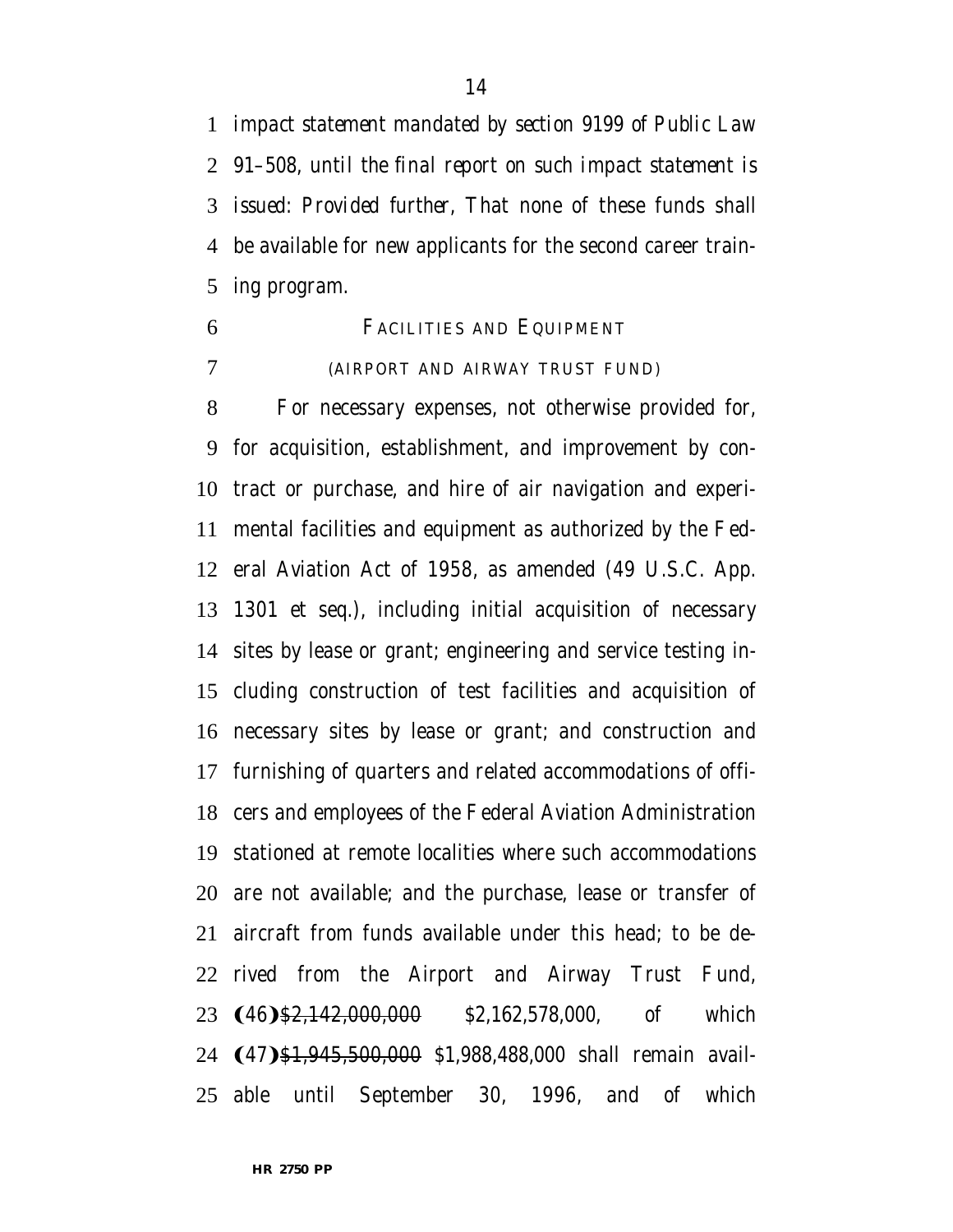impact statement mandated by section 9199 of Public Law 91–508, until the final report on such impact statement is issued: *Provided further,* That none of these funds shall be available for new applicants for the second career training program.

### FACILITIES AND EQUIPMENT

#### (AIRPORT AND AIRWAY TRUST FUND)

For necessary expenses, not otherwise provided for, for acquisition, establishment, and improvement by contract or purchase, and hire of air navigation and experimental facilities and equipment as authorized by the Federal Aviation Act of 1958, as amended (49 U.S.C. App. 1301 et seq.), including initial acquisition of necessary sites by lease or grant; engineering and service testing including construction of test facilities and acquisition of necessary sites by lease or grant; and construction and furnishing of quarters and related accommodations of officers and employees of the Federal Aviation Administration stationed at remote localities where such accommodations are not available; and the purchase, lease or transfer of aircraft from funds available under this head; to be derived from the Airport and Airway Trust Fund, (46)~~$2,142,000,000~~ $2,162,578,000, of which (47)~~$1,945,500,000~~ $1,988,488,000 shall remain available until September 30, 1996, and of which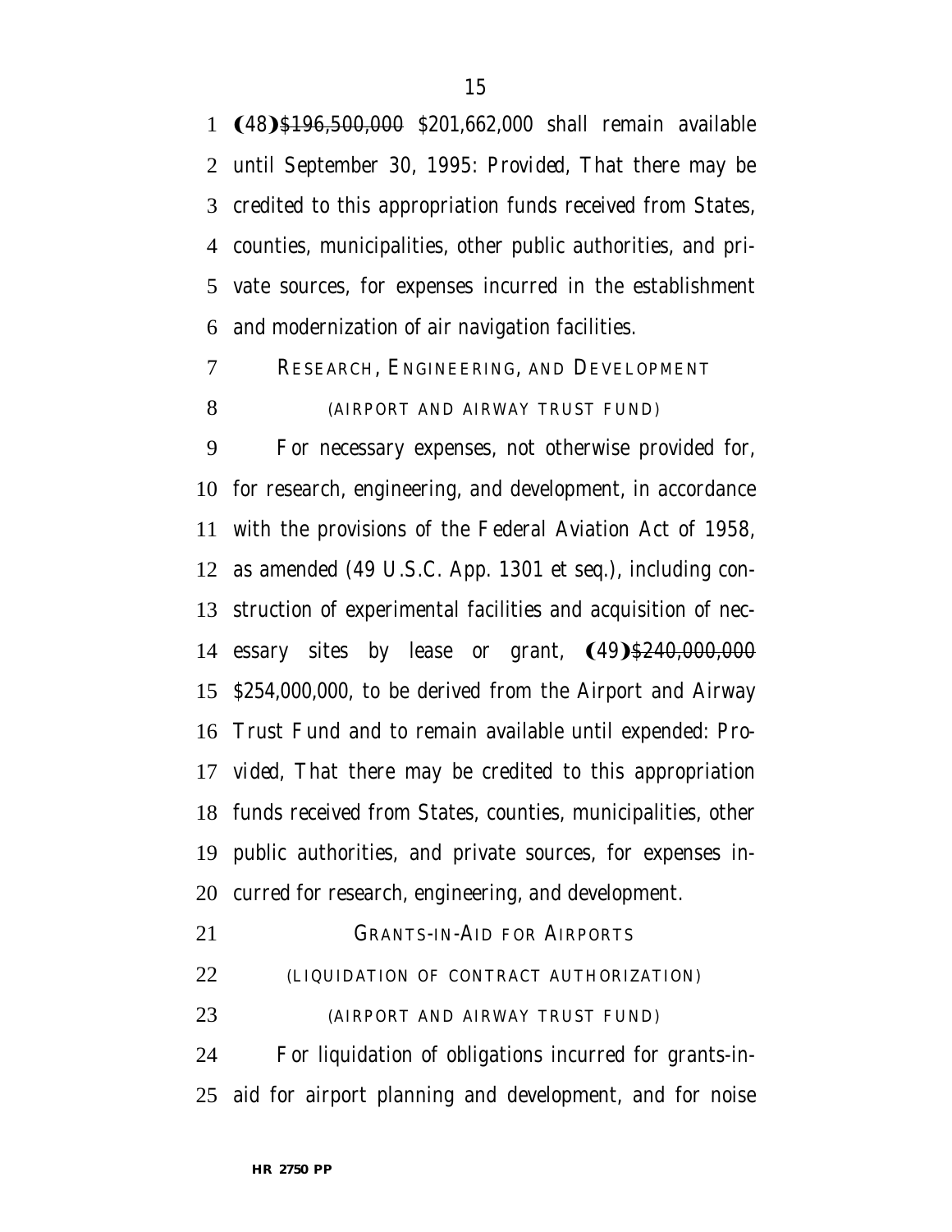(48)~~$196,500,000~~ $201,662,000 shall remain available until September 30, 1995: *Provided*, That there may be credited to this appropriation funds received from States, counties, municipalities, other public authorities, and private sources, for expenses incurred in the establishment and modernization of air navigation facilities.

RESEARCH, ENGINEERING, AND DEVELOPMENT

(AIRPORT AND AIRWAY TRUST FUND)

For necessary expenses, not otherwise provided for, for research, engineering, and development, in accordance with the provisions of the Federal Aviation Act of 1958, as amended (49 U.S.C. App. 1301 et seq.), including construction of experimental facilities and acquisition of necessary sites by lease or grant, (49)~~$240,000,000~~ $254,000,000, to be derived from the Airport and Airway Trust Fund and to remain available until expended: *Provided*, That there may be credited to this appropriation funds received from States, counties, municipalities, other public authorities, and private sources, for expenses incurred for research, engineering, and development.

GRANTS-IN-AID FOR AIRPORTS

(LIQUIDATION OF CONTRACT AUTHORIZATION)

(AIRPORT AND AIRWAY TRUST FUND)

For liquidation of obligations incurred for grants-in-aid for airport planning and development, and for noise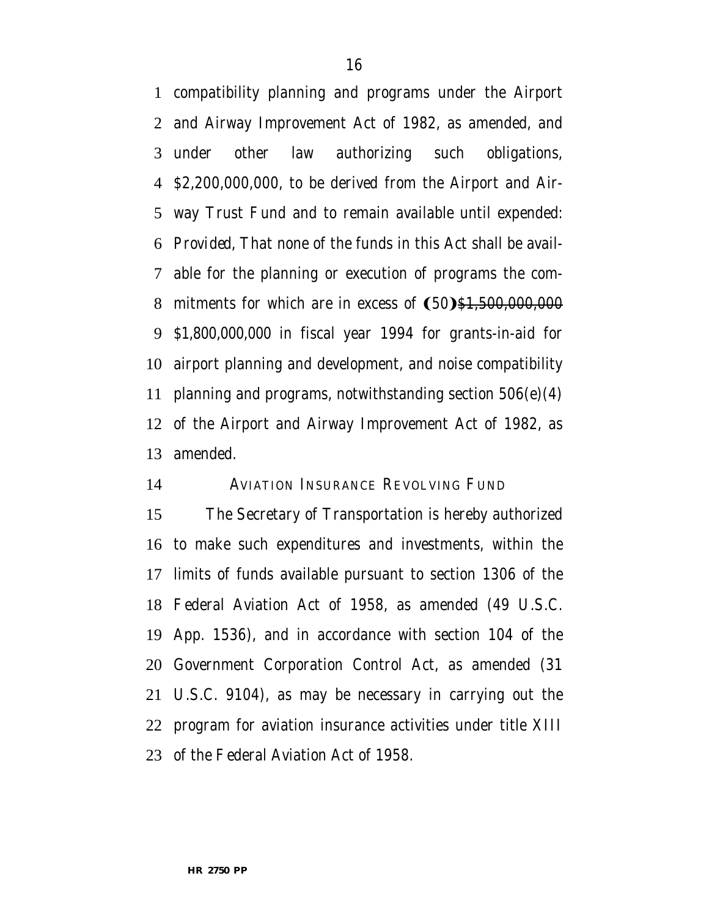compatibility planning and programs under the Airport and Airway Improvement Act of 1982, as amended, and under other law authorizing such obligations, $2,200,000,000, to be derived from the Airport and Airway Trust Fund and to remain available until expended: *Provided*, That none of the funds in this Act shall be available for the planning or execution of programs the commitments for which are in excess of ❨50❩~~$1,500,000,000~~ $1,800,000,000 in fiscal year 1994 for grants-in-aid for airport planning and development, and noise compatibility planning and programs, notwithstanding section 506(e)(4) of the Airport and Airway Improvement Act of 1982, as amended.

AVIATION INSURANCE REVOLVING FUND

The Secretary of Transportation is hereby authorized to make such expenditures and investments, within the limits of funds available pursuant to section 1306 of the Federal Aviation Act of 1958, as amended (49 U.S.C. App. 1536), and in accordance with section 104 of the Government Corporation Control Act, as amended (31 U.S.C. 9104), as may be necessary in carrying out the program for aviation insurance activities under title XIII of the Federal Aviation Act of 1958.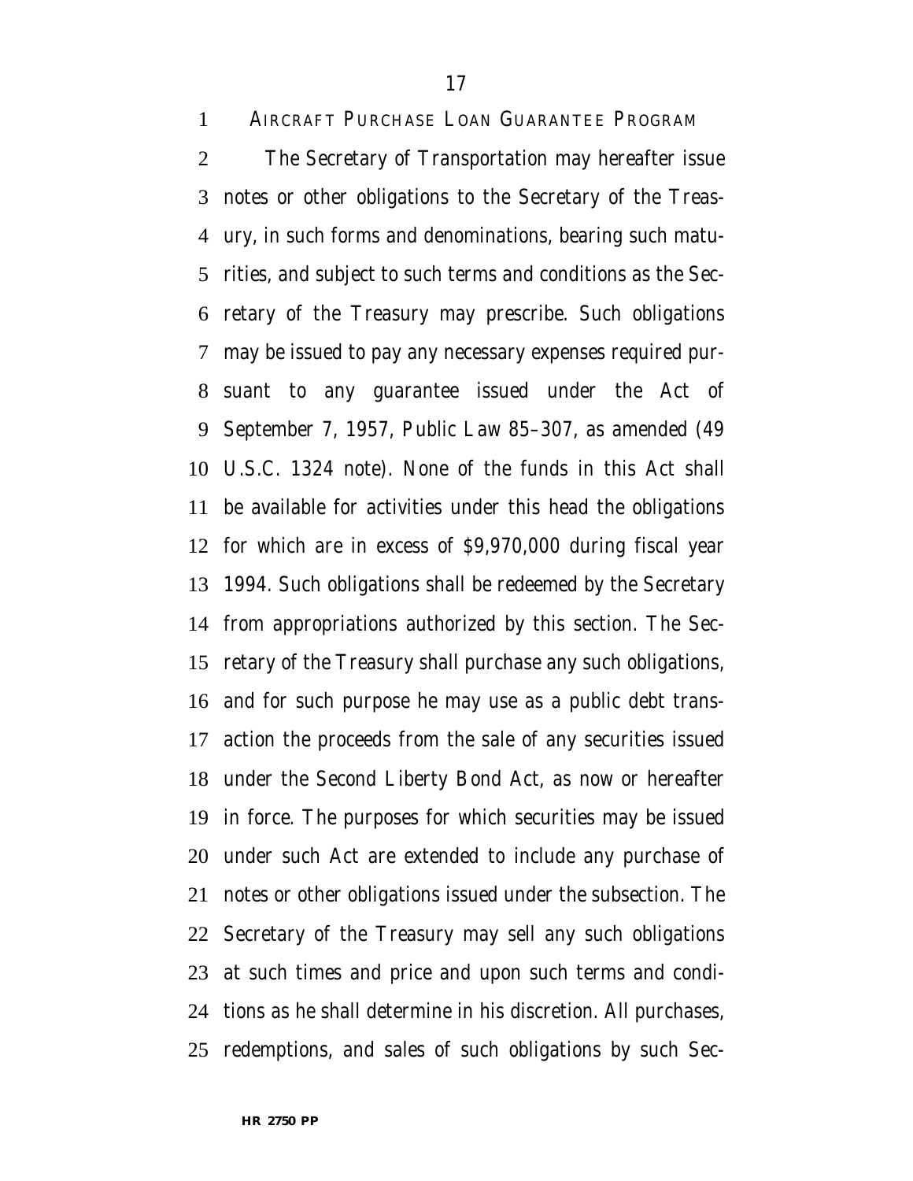AIRCRAFT PURCHASE LOAN GUARANTEE PROGRAM

The Secretary of Transportation may hereafter issue notes or other obligations to the Secretary of the Treasury, in such forms and denominations, bearing such maturities, and subject to such terms and conditions as the Secretary of the Treasury may prescribe. Such obligations may be issued to pay any necessary expenses required pursuant to any guarantee issued under the Act of September 7, 1957, Public Law 85–307, as amended (49 U.S.C. 1324 note). None of the funds in this Act shall be available for activities under this head the obligations for which are in excess of $9,970,000 during fiscal year 1994. Such obligations shall be redeemed by the Secretary from appropriations authorized by this section. The Secretary of the Treasury shall purchase any such obligations, and for such purpose he may use as a public debt transaction the proceeds from the sale of any securities issued under the Second Liberty Bond Act, as now or hereafter in force. The purposes for which securities may be issued under such Act are extended to include any purchase of notes or other obligations issued under the subsection. The Secretary of the Treasury may sell any such obligations at such times and price and upon such terms and conditions as he shall determine in his discretion. All purchases, redemptions, and sales of such obligations by such Sec-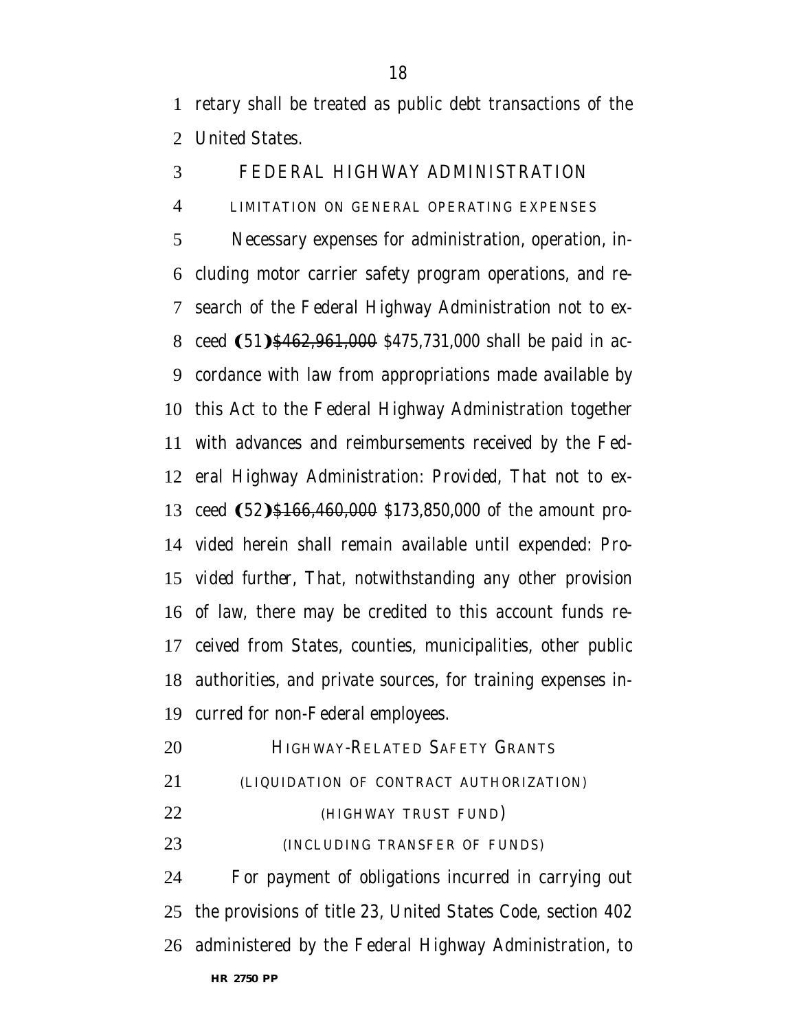retary shall be treated as public debt transactions of the United States.

FEDERAL HIGHWAY ADMINISTRATION

LIMITATION ON GENERAL OPERATING EXPENSES

Necessary expenses for administration, operation, including motor carrier safety program operations, and research of the Federal Highway Administration not to exceed ❨51❩~~$462,961,000~~ $475,731,000 shall be paid in accordance with law from appropriations made available by this Act to the Federal Highway Administration together with advances and reimbursements received by the Federal Highway Administration: *Provided*, That not to exceed ❨52❩~~$166,460,000~~ $173,850,000 of the amount provided herein shall remain available until expended: *Provided further*, That, notwithstanding any other provision of law, there may be credited to this account funds received from States, counties, municipalities, other public authorities, and private sources, for training expenses incurred for non-Federal employees.

HIGHWAY-RELATED SAFETY GRANTS

(LIQUIDATION OF CONTRACT AUTHORIZATION)

(HIGHWAY TRUST FUND)

(INCLUDING TRANSFER OF FUNDS)

For payment of obligations incurred in carrying out the provisions of title 23, United States Code, section 402 administered by the Federal Highway Administration, to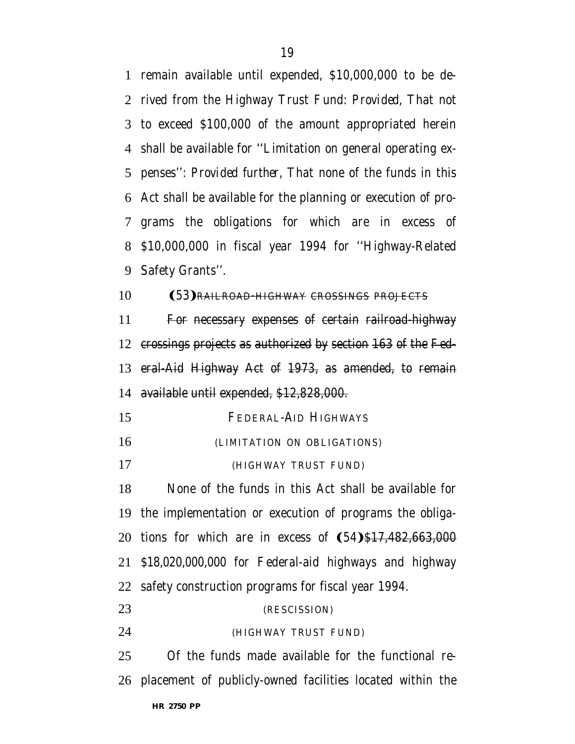remain available until expended, $10,000,000 to be derived from the Highway Trust Fund: *Provided*, That not to exceed $100,000 of the amount appropriated herein shall be available for ''Limitation on general operating expenses'': *Provided further*, That none of the funds in this Act shall be available for the planning or execution of programs the obligations for which are in excess of $10,000,000 in fiscal year 1994 for ''Highway-Related Safety Grants''.

(53)~~RAILROAD-HIGHWAY CROSSINGS PROJECTS~~

~~For necessary expenses of certain railroad-highway crossings projects as authorized by section 163 of the Federal-Aid Highway Act of 1973, as amended, to remain available until expended, $12,828,000.~~

FEDERAL-AID HIGHWAYS

(LIMITATION ON OBLIGATIONS)

(HIGHWAY TRUST FUND)

None of the funds in this Act shall be available for the implementation or execution of programs the obligations for which are in excess of (54)~~$17,482,663,000~~ $18,020,000,000 for Federal-aid highways and highway safety construction programs for fiscal year 1994.

(RESCISSION)

(HIGHWAY TRUST FUND)

Of the funds made available for the functional replacement of publicly-owned facilities located within the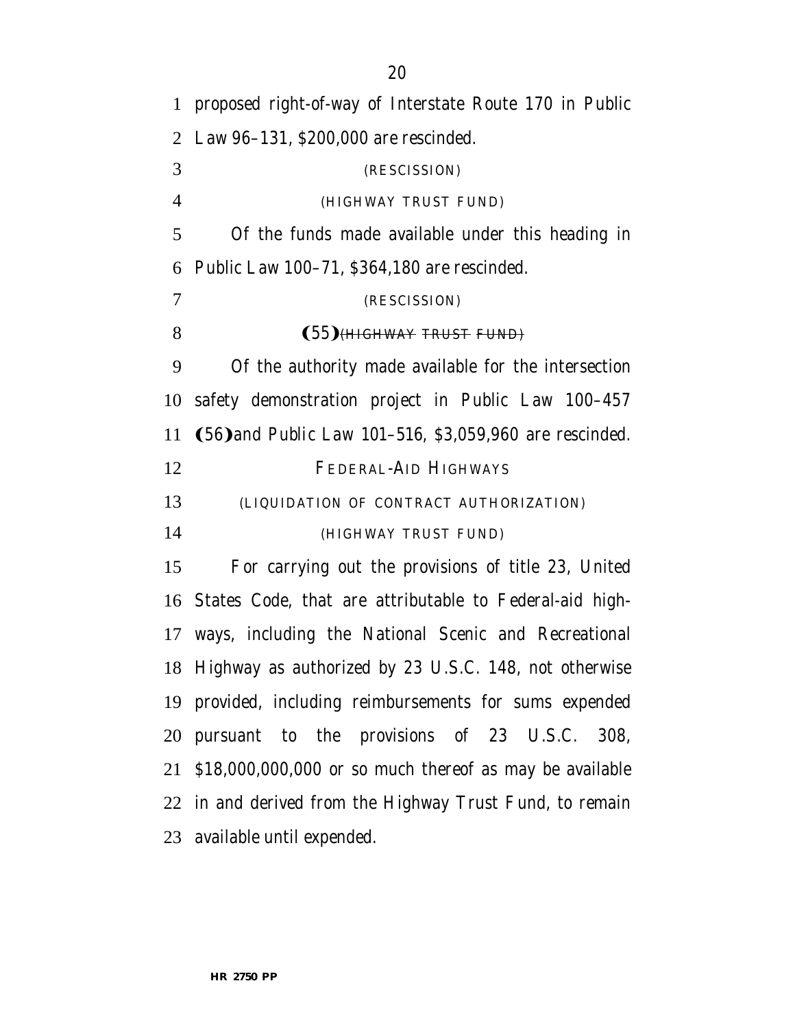proposed right-of-way of Interstate Route 170 in Public Law 96–131, $200,000 are rescinded.

(RESCISSION)

(HIGHWAY TRUST FUND)

Of the funds made available under this heading in Public Law 100–71, $364,180 are rescinded.

(RESCISSION)

(55) ~~(HIGHWAY TRUST FUND)~~

Of the authority made available for the intersection safety demonstration project in Public Law 100–457 (56) and Public Law 101–516, $3,059,960 are rescinded.

FEDERAL-AID HIGHWAYS

(LIQUIDATION OF CONTRACT AUTHORIZATION)

(HIGHWAY TRUST FUND)

For carrying out the provisions of title 23, United States Code, that are attributable to Federal-aid highways, including the National Scenic and Recreational Highway as authorized by 23 U.S.C. 148, not otherwise provided, including reimbursements for sums expended pursuant to the provisions of 23 U.S.C. 308, $18,000,000,000 or so much thereof as may be available in and derived from the Highway Trust Fund, to remain available until expended.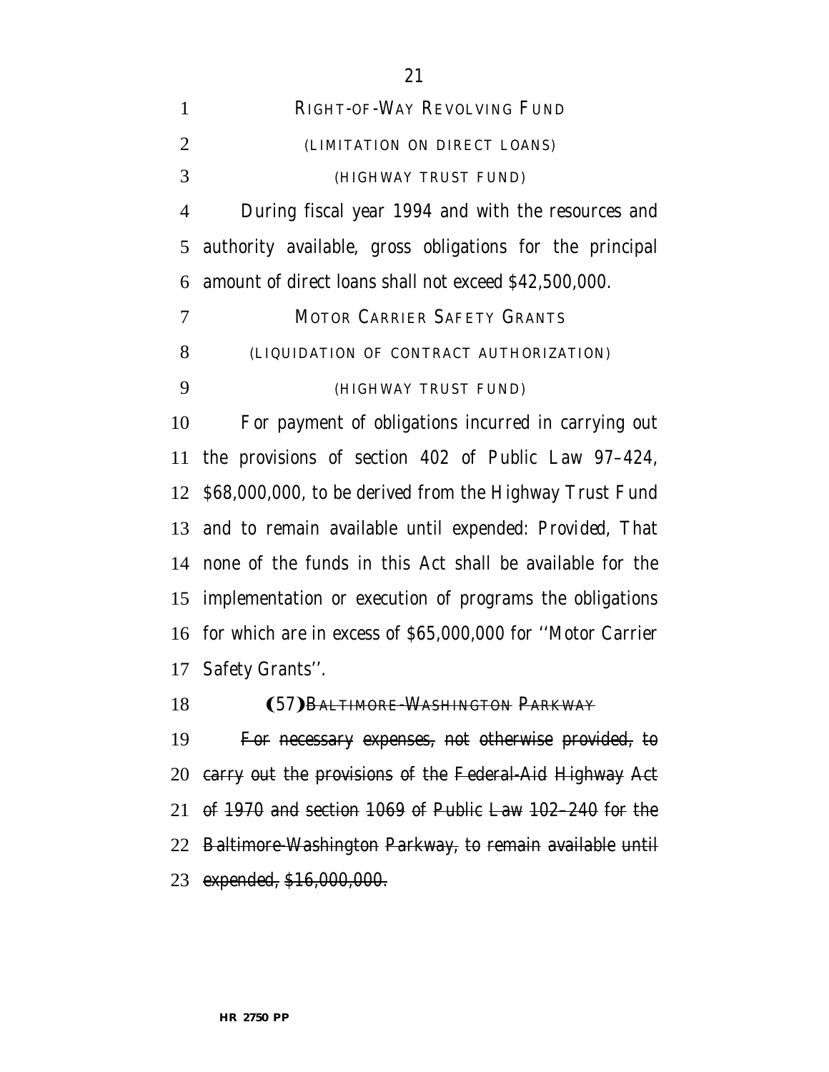RIGHT-OF-WAY REVOLVING FUND

(LIMITATION ON DIRECT LOANS)

(HIGHWAY TRUST FUND)

During fiscal year 1994 and with the resources and authority available, gross obligations for the principal amount of direct loans shall not exceed $42,500,000.

MOTOR CARRIER SAFETY GRANTS

(LIQUIDATION OF CONTRACT AUTHORIZATION)

(HIGHWAY TRUST FUND)

For payment of obligations incurred in carrying out the provisions of section 402 of Public Law 97–424, $68,000,000, to be derived from the Highway Trust Fund and to remain available until expended: *Provided*, That none of the funds in this Act shall be available for the implementation or execution of programs the obligations for which are in excess of $65,000,000 for ''Motor Carrier Safety Grants''.

(57) ~~BALTIMORE-WASHINGTON PARKWAY~~

~~For necessary expenses, not otherwise provided, to carry out the provisions of the Federal-Aid Highway Act of 1970 and section 1069 of Public Law 102–240 for the Baltimore-Washington Parkway, to remain available until expended, $16,000,000.~~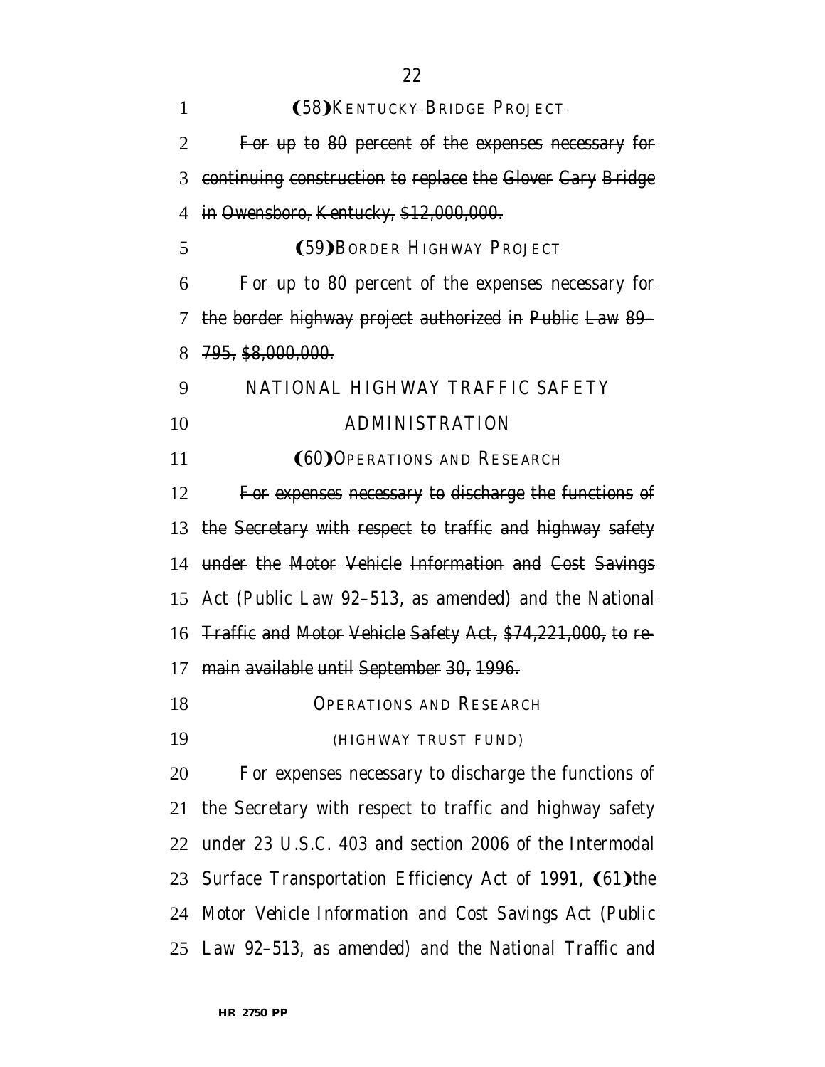(58) ~~KENTUCKY BRIDGE PROJECT~~

~~For up to 80 percent of the expenses necessary for continuing construction to replace the Glover Cary Bridge in Owensboro, Kentucky, $12,000,000.~~

(59) ~~BORDER HIGHWAY PROJECT~~

~~For up to 80 percent of the expenses necessary for the border highway project authorized in Public Law 89–795, $8,000,000.~~

NATIONAL HIGHWAY TRAFFIC SAFETY ADMINISTRATION

(60) ~~OPERATIONS AND RESEARCH~~

~~For expenses necessary to discharge the functions of the Secretary with respect to traffic and highway safety under the Motor Vehicle Information and Cost Savings Act (Public Law 92–513, as amended) and the National Traffic and Motor Vehicle Safety Act, $74,221,000, to remain available until September 30, 1996.~~

OPERATIONS AND RESEARCH

(HIGHWAY TRUST FUND)

*For expenses necessary to discharge the functions of the Secretary with respect to traffic and highway safety under 23 U.S.C. 403 and section 2006 of the Intermodal Surface Transportation Efficiency Act of 1991,* (61)*the Motor Vehicle Information and Cost Savings Act (Public Law 92–513, as amended) and the National Traffic and*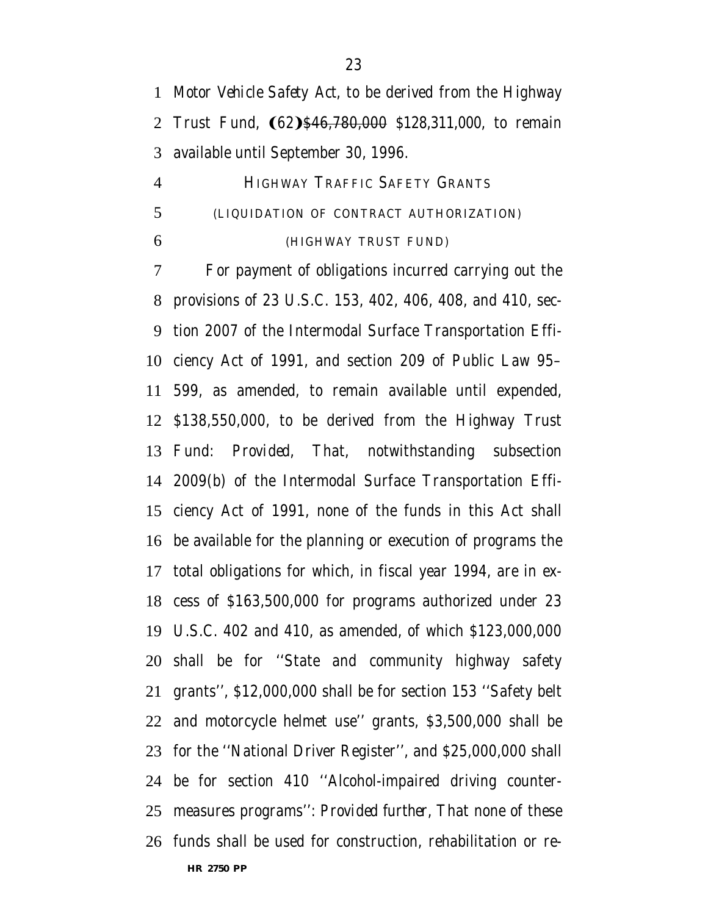*Motor Vehicle Safety Act*, to be derived from the Highway Trust Fund, (62)~~$46,780,000~~ *$128,311,000*, to remain available until September 30, 1996.

HIGHWAY TRAFFIC SAFETY GRANTS

(LIQUIDATION OF CONTRACT AUTHORIZATION)

(HIGHWAY TRUST FUND)

For payment of obligations incurred carrying out the provisions of 23 U.S.C. 153, 402, 406, 408, and 410, section 2007 of the Intermodal Surface Transportation Efficiency Act of 1991, and section 209 of Public Law 95–599, as amended, to remain available until expended, $138,550,000, to be derived from the Highway Trust Fund: *Provided*, That, notwithstanding subsection 2009(b) of the Intermodal Surface Transportation Efficiency Act of 1991, none of the funds in this Act shall be available for the planning or execution of programs the total obligations for which, in fiscal year 1994, are in excess of $163,500,000 for programs authorized under 23 U.S.C. 402 and 410, as amended, of which $123,000,000 shall be for ''State and community highway safety grants'', $12,000,000 shall be for section 153 ''Safety belt and motorcycle helmet use'' grants, $3,500,000 shall be for the ''National Driver Register'', and $25,000,000 shall be for section 410 ''Alcohol-impaired driving countermeasures programs'': *Provided further*, That none of these funds shall be used for construction, rehabilitation or re-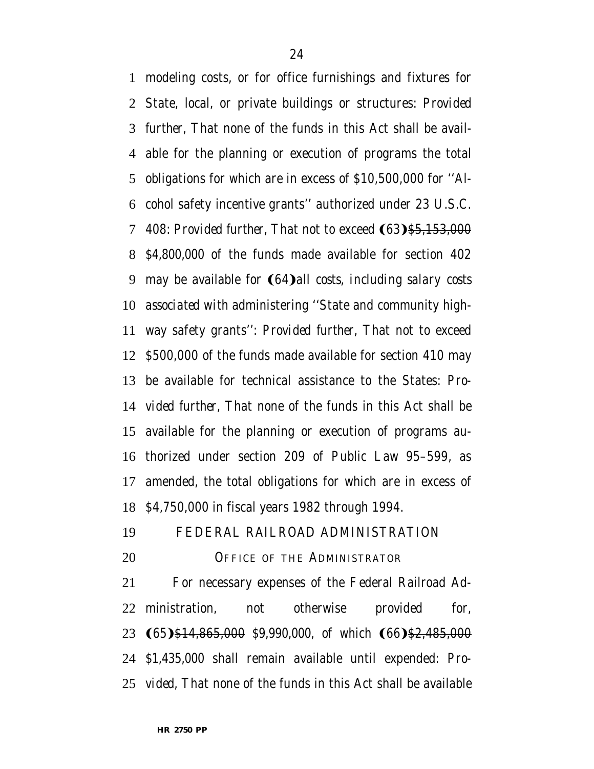modeling costs, or for office furnishings and fixtures for State, local, or private buildings or structures: *Provided further*, That none of the funds in this Act shall be available for the planning or execution of programs the total obligations for which are in excess of $10,500,000 for ''Alcohol safety incentive grants'' authorized under 23 U.S.C. 408: *Provided further*, That not to exceed (63)~~$5,153,000~~ $4,800,000 of the funds made available for section 402 may be available for (64)*all costs, including salary costs associated with* administering ''State and community highway safety grants'': *Provided further*, That not to exceed $500,000 of the funds made available for section 410 may be available for technical assistance to the States: *Provided further*, That none of the funds in this Act shall be available for the planning or execution of programs authorized under section 209 of Public Law 95–599, as amended, the total obligations for which are in excess of $4,750,000 in fiscal years 1982 through 1994.

## FEDERAL RAILROAD ADMINISTRATION

### OFFICE OF THE ADMINISTRATOR

For necessary expenses of the Federal Railroad Administration, not otherwise provided for, (65)~~$14,865,000~~ $9,990,000, of which (66)~~$2,485,000~~ $1,435,000 shall remain available until expended: *Provided*, That none of the funds in this Act shall be available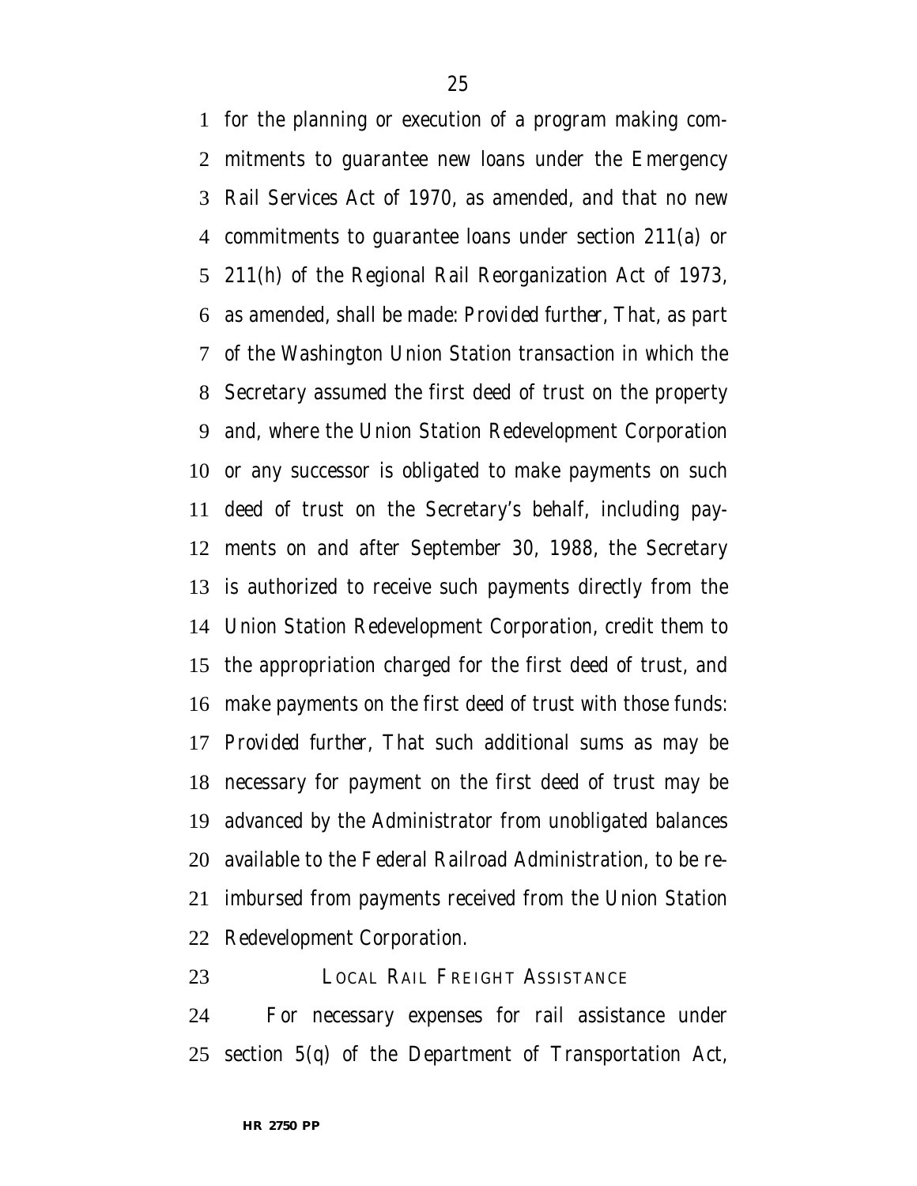for the planning or execution of a program making commitments to guarantee new loans under the Emergency Rail Services Act of 1970, as amended, and that no new commitments to guarantee loans under section 211(a) or 211(h) of the Regional Rail Reorganization Act of 1973, as amended, shall be made: *Provided further*, That, as part of the Washington Union Station transaction in which the Secretary assumed the first deed of trust on the property and, where the Union Station Redevelopment Corporation or any successor is obligated to make payments on such deed of trust on the Secretary's behalf, including payments on and after September 30, 1988, the Secretary is authorized to receive such payments directly from the Union Station Redevelopment Corporation, credit them to the appropriation charged for the first deed of trust, and make payments on the first deed of trust with those funds: *Provided further*, That such additional sums as may be necessary for payment on the first deed of trust may be advanced by the Administrator from unobligated balances available to the Federal Railroad Administration, to be reimbursed from payments received from the Union Station Redevelopment Corporation.

LOCAL RAIL FREIGHT ASSISTANCE

For necessary expenses for rail assistance under section 5(q) of the Department of Transportation Act,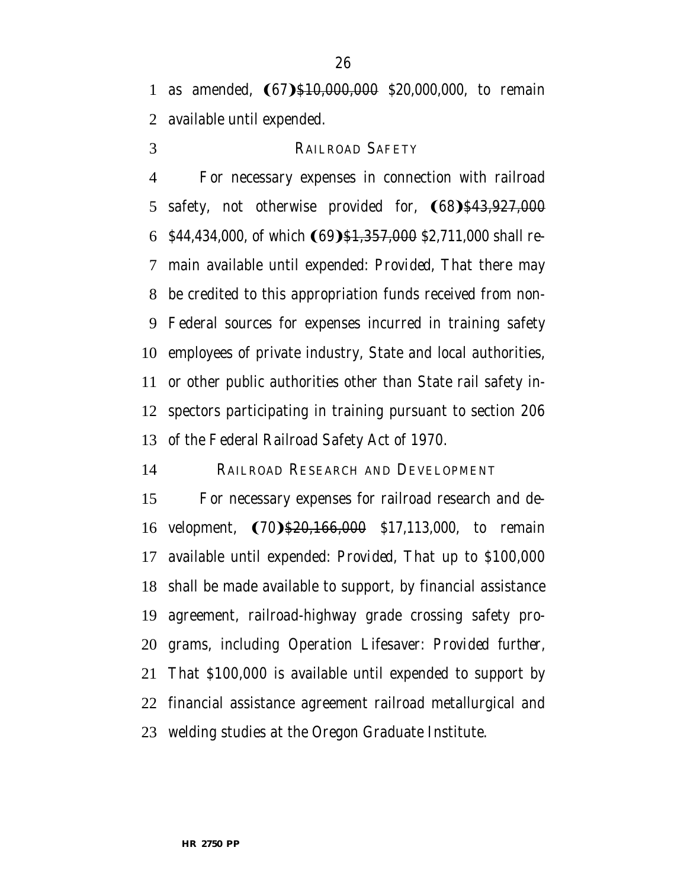as amended, (67)~~$10,000,000~~ $20,000,000, to remain available until expended.

RAILROAD SAFETY

For necessary expenses in connection with railroad safety, not otherwise provided for, (68)~~$43,927,000~~ $44,434,000, of which (69)~~$1,357,000~~ $2,711,000 shall remain available until expended: *Provided*, That there may be credited to this appropriation funds received from non-Federal sources for expenses incurred in training safety employees of private industry, State and local authorities, or other public authorities other than State rail safety inspectors participating in training pursuant to section 206 of the Federal Railroad Safety Act of 1970.

RAILROAD RESEARCH AND DEVELOPMENT

For necessary expenses for railroad research and development, (70)~~$20,166,000~~ $17,113,000, to remain available until expended: *Provided*, That up to $100,000 shall be made available to support, by financial assistance agreement, railroad-highway grade crossing safety programs, including Operation Lifesaver: *Provided further*, That $100,000 is available until expended to support by financial assistance agreement railroad metallurgical and welding studies at the Oregon Graduate Institute.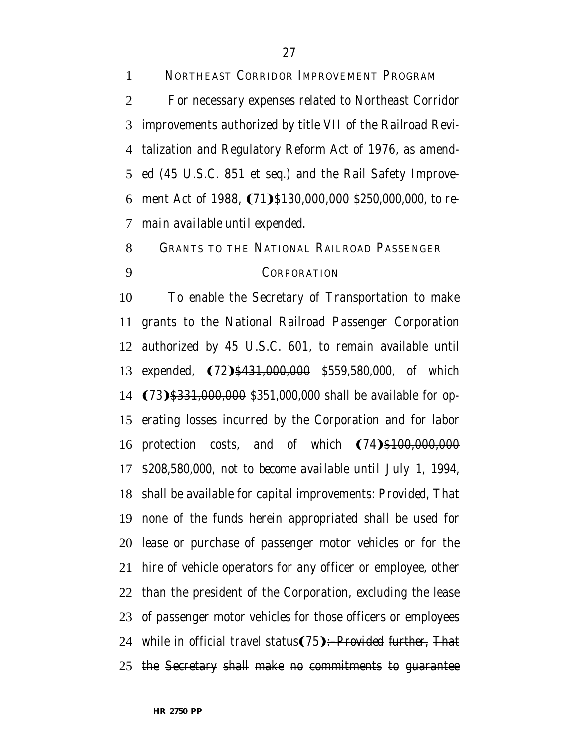NORTHEAST CORRIDOR IMPROVEMENT PROGRAM

For necessary expenses related to Northeast Corridor improvements authorized by title VII of the Railroad Revitalization and Regulatory Reform Act of 1976, as amended (45 U.S.C. 851 et seq.) and the Rail Safety Improvement Act of 1988, (71)~~$130,000,000~~ *$250,000,000, to remain available until expended*.

GRANTS TO THE NATIONAL RAILROAD PASSENGER CORPORATION

To enable the Secretary of Transportation to make grants to the National Railroad Passenger Corporation authorized by 45 U.S.C. 601, to remain available until expended, (72)~~$431,000,000~~ *$559,580,000*, of which (73)~~$331,000,000~~ *$351,000,000* shall be available for operating losses incurred by the Corporation and for labor protection costs, and of which (74)~~$100,000,000~~ *$208,580,000, not to become available until July 1, 1994,* shall be available for capital improvements: *Provided*, That none of the funds herein appropriated shall be used for lease or purchase of passenger motor vehicles or for the hire of vehicle operators for any officer or employee, other than the president of the Corporation, excluding the lease of passenger motor vehicles for those officers or employees while in official travel status(75)~~: *Provided further*, That the Secretary shall make no commitments to guarantee~~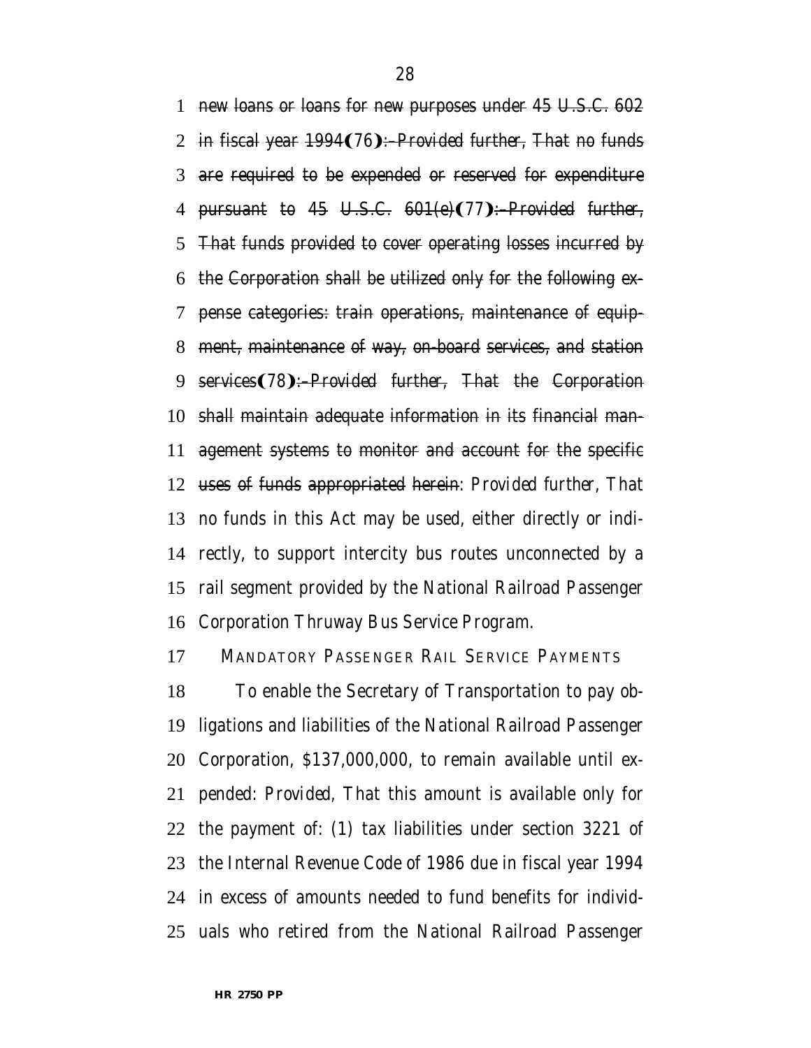1 ~~new loans or loans for new purposes under 45 U.S.C. 602~~
2 ~~in fiscal year 1994~~(76)~~: *Provided further*, That no funds~~
3 ~~are required to be expended or reserved for expenditure~~
4 ~~pursuant to 45 U.S.C. 601(e)~~(77)~~: *Provided further*,~~
5 ~~That funds provided to cover operating losses incurred by~~
6 ~~the Corporation shall be utilized only for the following ex-~~
7 ~~pense categories: train operations, maintenance of equip-~~
8 ~~ment, maintenance of way, on-board services, and station~~
9 ~~services~~(78)~~: *Provided further*, That the Corporation~~
10 ~~shall maintain adequate information in its financial man-~~
11 ~~agement systems to monitor and account for the specific~~
12 ~~uses of funds appropriated herein~~: *Provided further*, That
13 no funds in this Act may be used, either directly or indi-
14 rectly, to support intercity bus routes unconnected by a
15 rail segment provided by the National Railroad Passenger
16 Corporation Thruway Bus Service Program.

17 MANDATORY PASSENGER RAIL SERVICE PAYMENTS

18 To enable the Secretary of Transportation to pay ob-
19 ligations and liabilities of the National Railroad Passenger
20 Corporation, $137,000,000, to remain available until ex-
21 pended: *Provided*, That this amount is available only for
22 the payment of: (1) tax liabilities under section 3221 of
23 the Internal Revenue Code of 1986 due in fiscal year 1994
24 in excess of amounts needed to fund benefits for individ-
25 uals who retired from the National Railroad Passenger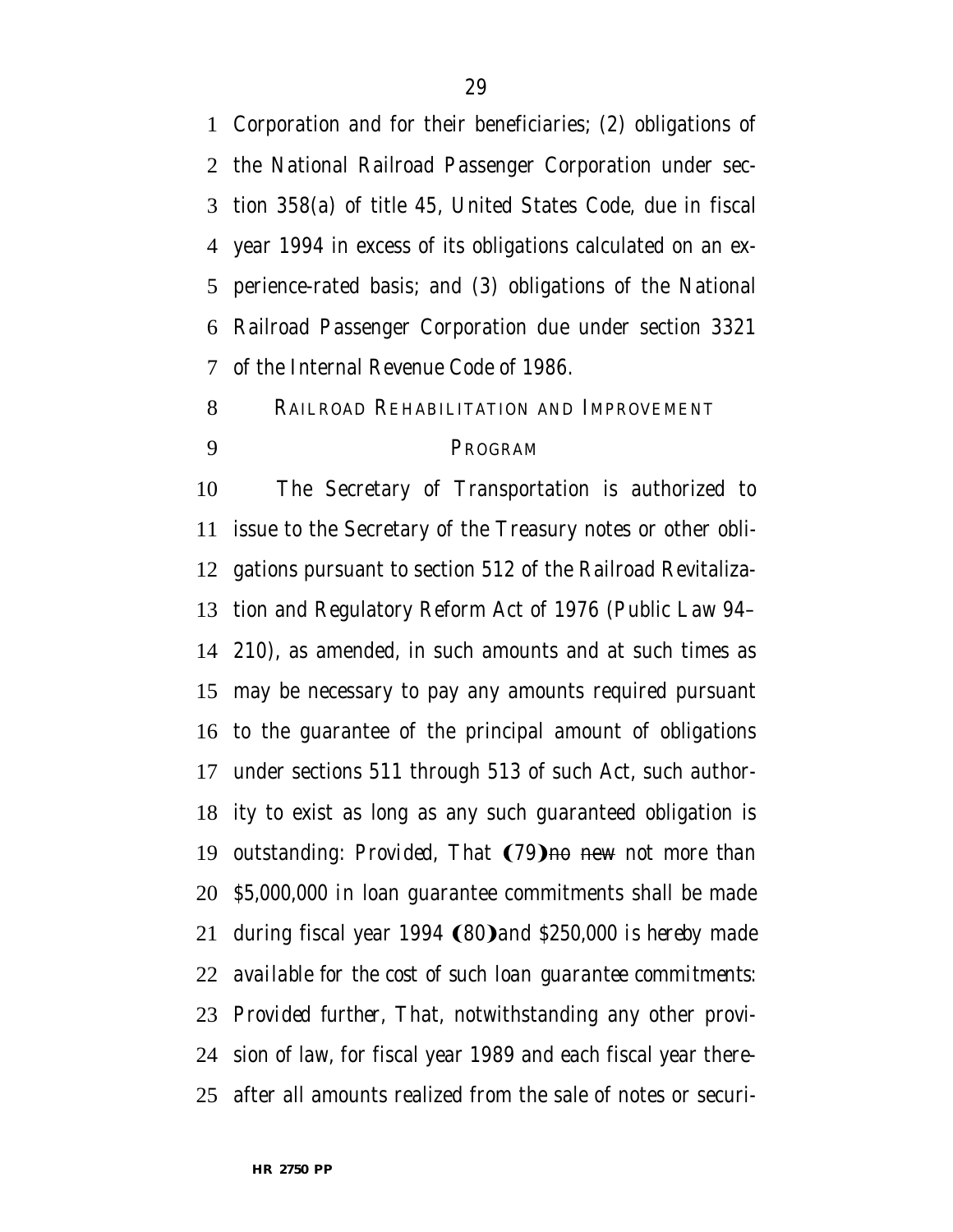Corporation and for their beneficiaries; (2) obligations of the National Railroad Passenger Corporation under section 358(a) of title 45, United States Code, due in fiscal year 1994 in excess of its obligations calculated on an experience-rated basis; and (3) obligations of the National Railroad Passenger Corporation due under section 3321 of the Internal Revenue Code of 1986.

RAILROAD REHABILITATION AND IMPROVEMENT PROGRAM

The Secretary of Transportation is authorized to issue to the Secretary of the Treasury notes or other obligations pursuant to section 512 of the Railroad Revitalization and Regulatory Reform Act of 1976 (Public Law 94–210), as amended, in such amounts and at such times as may be necessary to pay any amounts required pursuant to the guarantee of the principal amount of obligations under sections 511 through 513 of such Act, such authority to exist as long as any such guaranteed obligation is outstanding: *Provided*, That (79)~~no new~~ *not more than $5,000,000 in* loan guarantee commitments shall be made during fiscal year 1994 (80)*and $250,000 is hereby made available for the cost of such loan guarantee commitments*: *Provided further*, That, notwithstanding any other provision of law, for fiscal year 1989 and each fiscal year thereafter all amounts realized from the sale of notes or securi-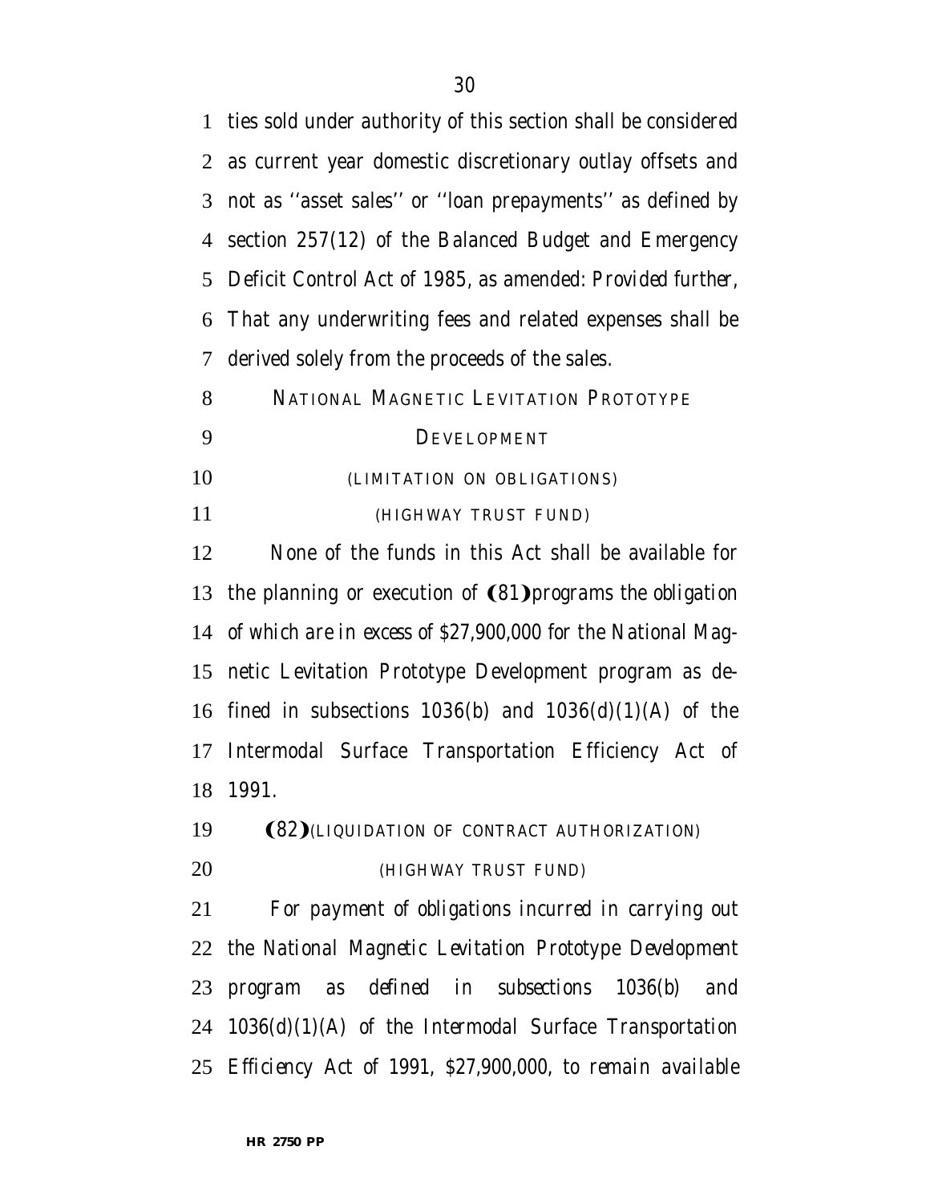ties sold under authority of this section shall be considered as current year domestic discretionary outlay offsets and not as ''asset sales'' or ''loan prepayments'' as defined by section 257(12) of the Balanced Budget and Emergency Deficit Control Act of 1985, as amended: *Provided further*, That any underwriting fees and related expenses shall be derived solely from the proceeds of the sales.

NATIONAL MAGNETIC LEVITATION PROTOTYPE DEVELOPMENT

(LIMITATION ON OBLIGATIONS)

(HIGHWAY TRUST FUND)

None of the funds in this Act shall be available for the planning or execution of **(81)***programs the obligation of which are in excess of $27,900,000 for the National Magnetic Levitation Prototype Development program as defined in subsections 1036(b) and 1036(d)(1)(A) of the Intermodal Surface Transportation Efficiency Act of 1991.*

**(82)***(LIQUIDATION OF CONTRACT AUTHORIZATION)*

*(HIGHWAY TRUST FUND)*

*For payment of obligations incurred in carrying out the National Magnetic Levitation Prototype Development program as defined in subsections 1036(b) and 1036(d)(1)(A) of the Intermodal Surface Transportation Efficiency Act of 1991, $27,900,000, to remain available*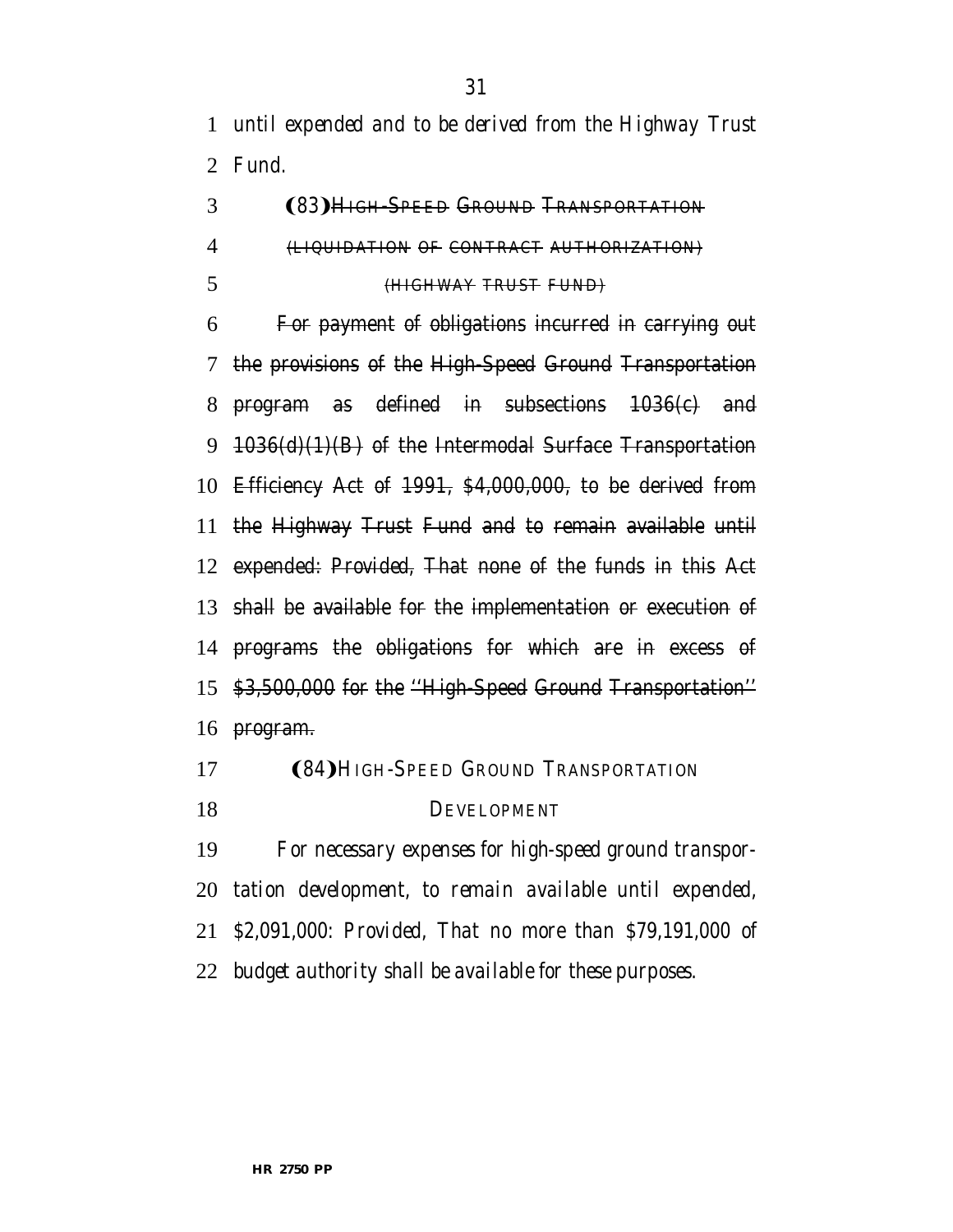*until expended and to be derived from the Highway Trust Fund.*

(83) ~~HIGH-SPEED GROUND TRANSPORTATION~~

~~(LIQUIDATION OF CONTRACT AUTHORIZATION)~~

~~(HIGHWAY TRUST FUND)~~

~~For payment of obligations incurred in carrying out the provisions of the High-Speed Ground Transportation program as defined in subsections 1036(c) and 1036(d)(1)(B) of the Intermodal Surface Transportation Efficiency Act of 1991, $4,000,000, to be derived from the Highway Trust Fund and to remain available until expended: *Provided*, That none of the funds in this Act shall be available for the implementation or execution of programs the obligations for which are in excess of $3,500,000 for the "High-Speed Ground Transportation" program.~~

(84) *HIGH-SPEED GROUND TRANSPORTATION DEVELOPMENT*

*For necessary expenses for high-speed ground transportation development, to remain available until expended, $2,091,000: Provided, That no more than $79,191,000 of budget authority shall be available for these purposes.*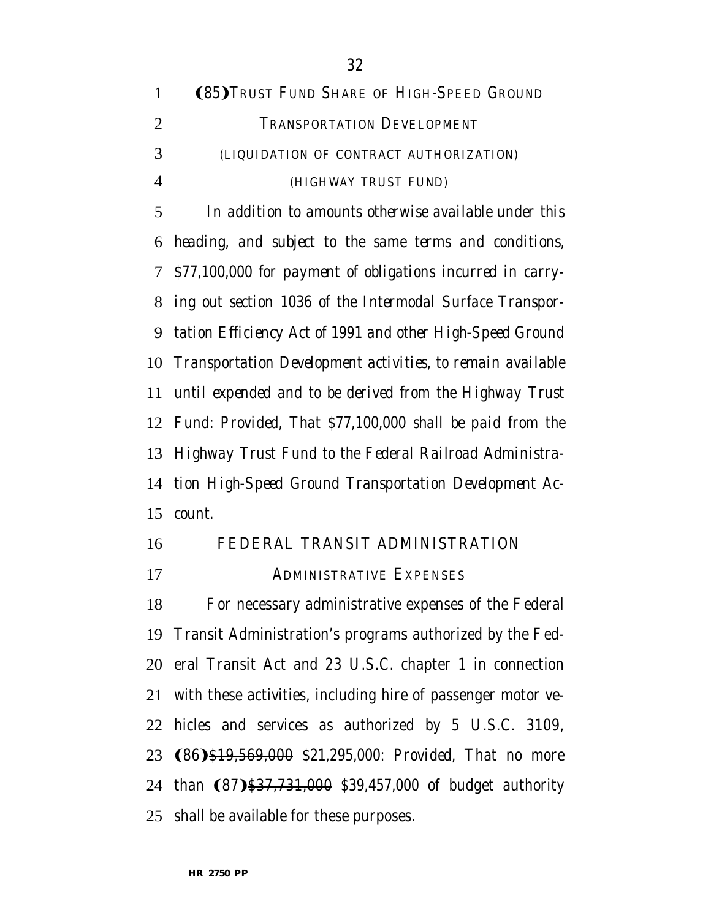(85) TRUST FUND SHARE OF HIGH-SPEED GROUND TRANSPORTATION DEVELOPMENT

(LIQUIDATION OF CONTRACT AUTHORIZATION)

(HIGHWAY TRUST FUND)

*In addition to amounts otherwise available under this heading, and subject to the same terms and conditions, $77,100,000 for payment of obligations incurred in carrying out section 1036 of the Intermodal Surface Transportation Efficiency Act of 1991 and other High-Speed Ground Transportation Development activities, to remain available until expended and to be derived from the Highway Trust Fund: Provided, That $77,100,000 shall be paid from the Highway Trust Fund to the Federal Railroad Administration High-Speed Ground Transportation Development Account.*

FEDERAL TRANSIT ADMINISTRATION

ADMINISTRATIVE EXPENSES

For necessary administrative expenses of the Federal Transit Administration's programs authorized by the Federal Transit Act and 23 U.S.C. chapter 1 in connection with these activities, including hire of passenger motor vehicles and services as authorized by 5 U.S.C. 3109, (86) ~~$19,569,000~~ *$21,295,000*: *Provided*, That no more than (87) ~~$37,731,000~~ *$39,457,000* of budget authority shall be available for these purposes.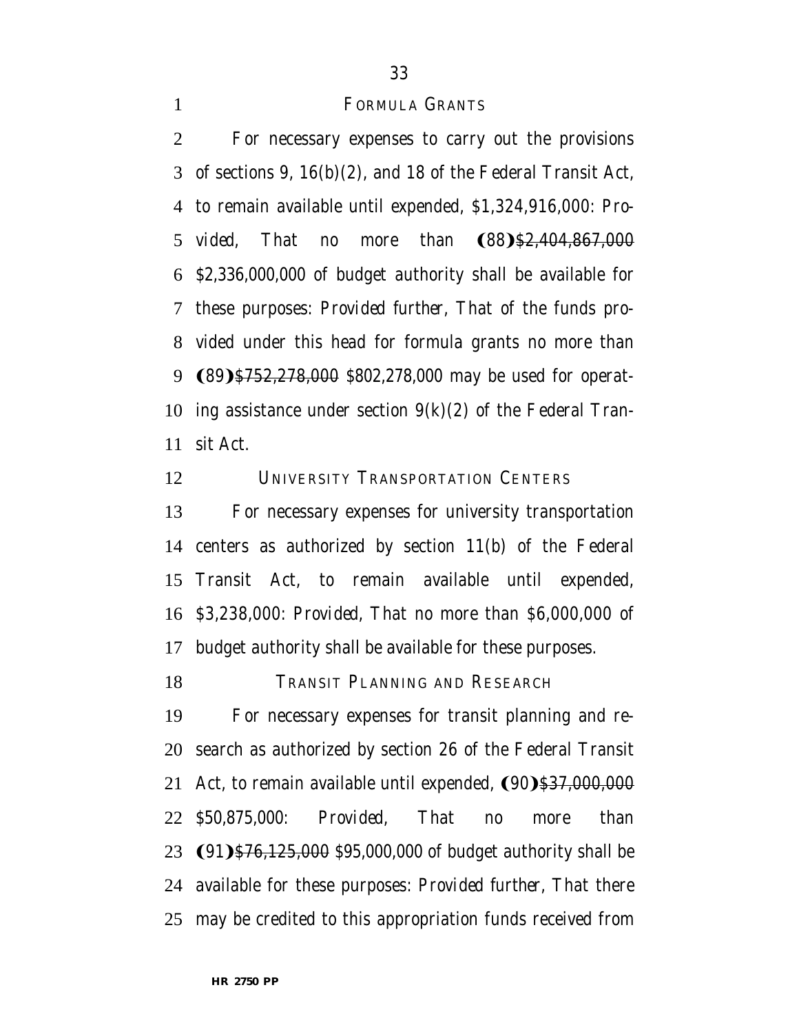FORMULA GRANTS

For necessary expenses to carry out the provisions of sections 9, 16(b)(2), and 18 of the Federal Transit Act, to remain available until expended, $1,324,916,000: *Provided*, That no more than (88)~~$2,404,867,000~~ $2,336,000,000 of budget authority shall be available for these purposes: *Provided further*, That of the funds provided under this head for formula grants no more than (89)~~$752,278,000~~ $802,278,000 may be used for operating assistance under section 9(k)(2) of the Federal Transit Act.

UNIVERSITY TRANSPORTATION CENTERS

For necessary expenses for university transportation centers as authorized by section 11(b) of the Federal Transit Act, to remain available until expended, $3,238,000: *Provided*, That no more than $6,000,000 of budget authority shall be available for these purposes.

TRANSIT PLANNING AND RESEARCH

For necessary expenses for transit planning and research as authorized by section 26 of the Federal Transit Act, to remain available until expended, (90)~~$37,000,000~~ $50,875,000: *Provided*, That no more than (91)~~$76,125,000~~ $95,000,000 of budget authority shall be available for these purposes: *Provided further*, That there may be credited to this appropriation funds received from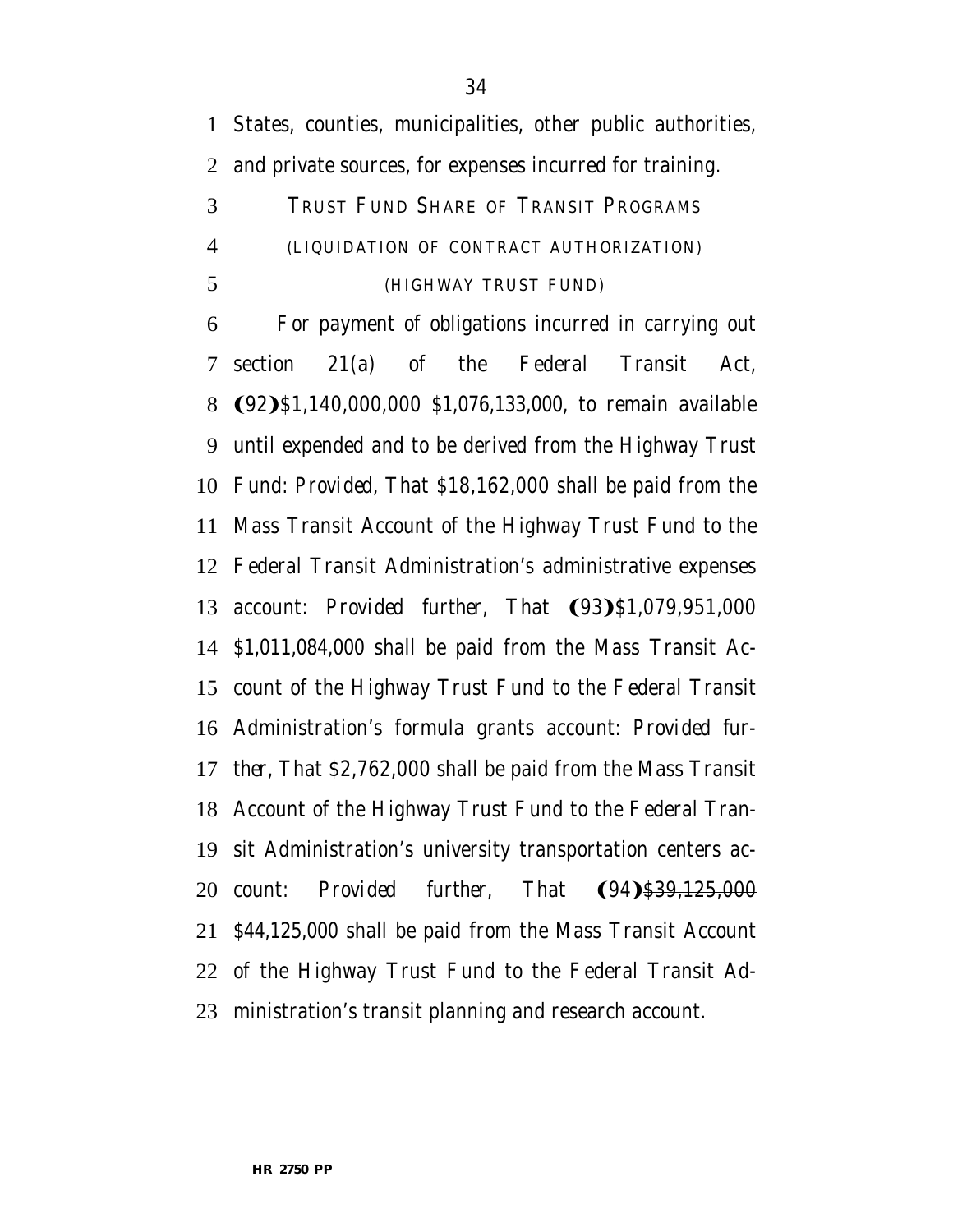States, counties, municipalities, other public authorities, and private sources, for expenses incurred for training.

TRUST FUND SHARE OF TRANSIT PROGRAMS

(LIQUIDATION OF CONTRACT AUTHORIZATION)

(HIGHWAY TRUST FUND)

For payment of obligations incurred in carrying out section 21(a) of the Federal Transit Act, ❨92❩~~$1,140,000,000~~ *$1,076,133,000*, to remain available until expended and to be derived from the Highway Trust Fund: *Provided*, That $18,162,000 shall be paid from the Mass Transit Account of the Highway Trust Fund to the Federal Transit Administration's administrative expenses account: *Provided further*, That ❨93❩~~$1,079,951,000~~ *$1,011,084,000* shall be paid from the Mass Transit Account of the Highway Trust Fund to the Federal Transit Administration's formula grants account: *Provided further*, That $2,762,000 shall be paid from the Mass Transit Account of the Highway Trust Fund to the Federal Transit Administration's university transportation centers account: *Provided further*, That ❨94❩~~$39,125,000~~ *$44,125,000* shall be paid from the Mass Transit Account of the Highway Trust Fund to the Federal Transit Administration's transit planning and research account.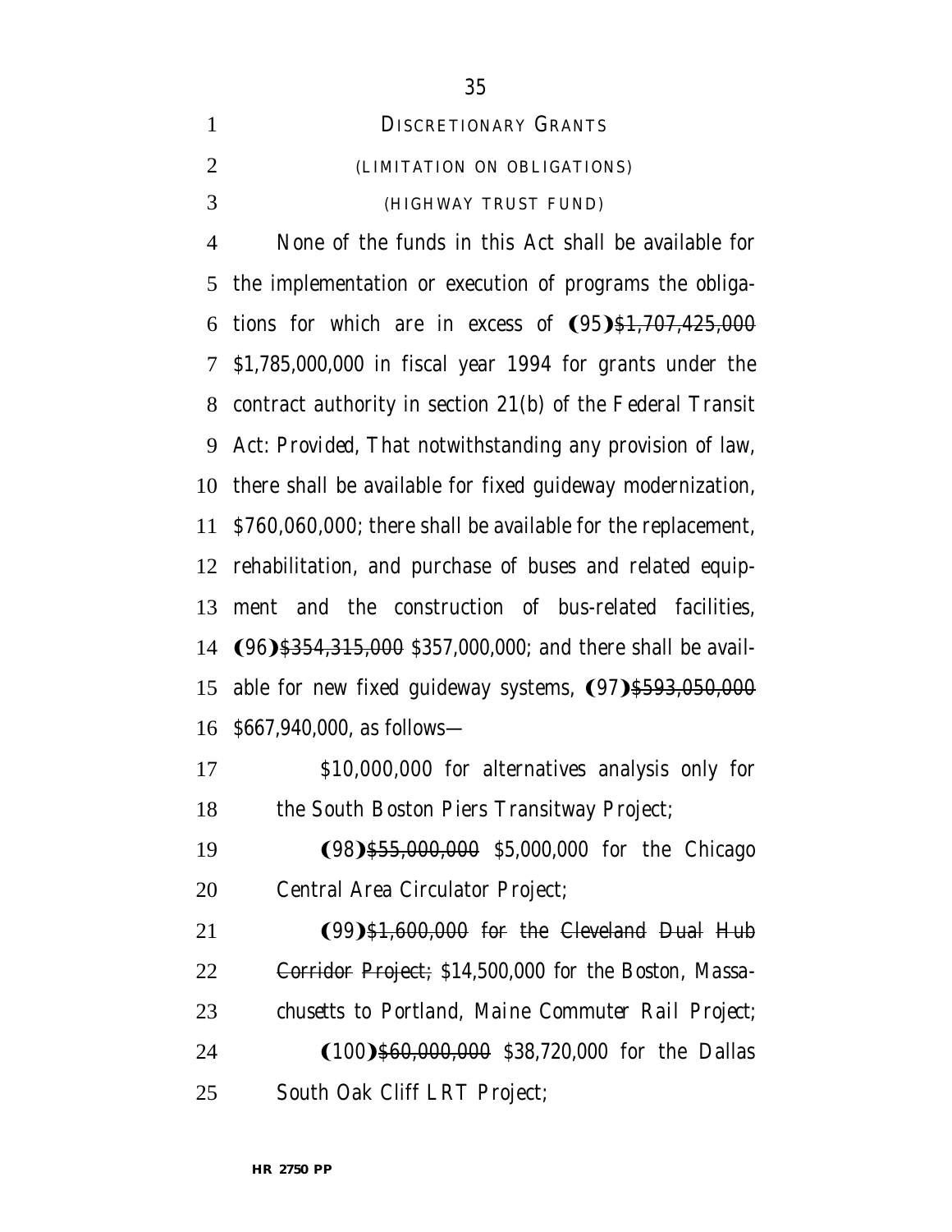DISCRETIONARY GRANTS

(LIMITATION ON OBLIGATIONS)

(HIGHWAY TRUST FUND)

None of the funds in this Act shall be available for the implementation or execution of programs the obligations for which are in excess of (95)~~$1,707,425,000~~ $1,785,000,000 in fiscal year 1994 for grants under the contract authority in section 21(b) of the Federal Transit Act: *Provided*, That notwithstanding any provision of law, there shall be available for fixed guideway modernization, $760,060,000; there shall be available for the replacement, rehabilitation, and purchase of buses and related equipment and the construction of bus-related facilities, (96)~~$354,315,000~~ $357,000,000; and there shall be available for new fixed guideway systems, (97)~~$593,050,000~~ $667,940,000, as follows—

$10,000,000 for alternatives analysis only for the South Boston Piers Transitway Project;

(98)~~$55,000,000~~ $5,000,000 for the Chicago Central Area Circulator Project;

(99)~~$1,600,000 for the Cleveland Dual Hub Corridor Project;~~ *$14,500,000 for the Boston, Massachusetts to Portland, Maine Commuter Rail Project;*

(100)~~$60,000,000~~ $38,720,000 for the Dallas South Oak Cliff LRT Project;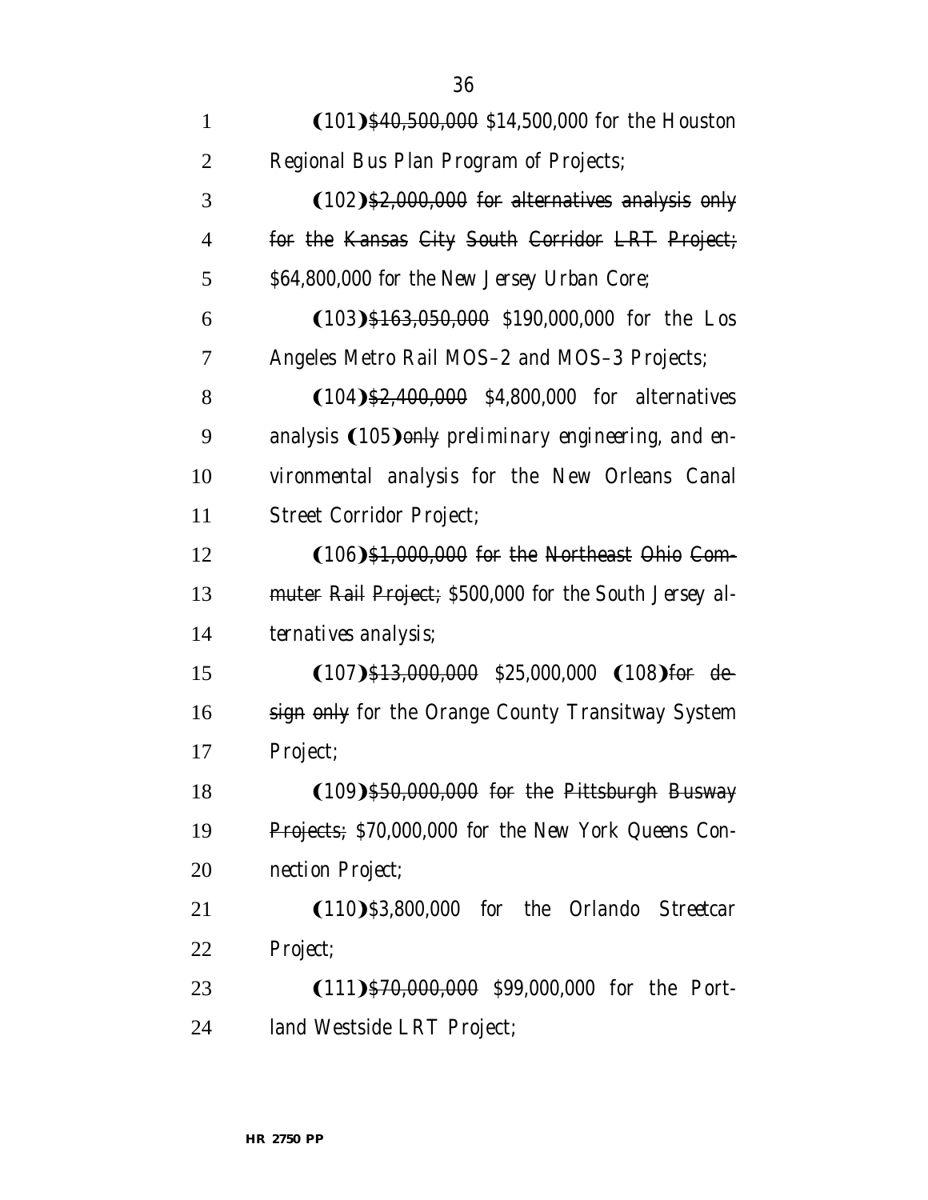(101)~~$40,500,000~~ *$14,500,000* for the Houston Regional Bus Plan Program of Projects;

(102)~~$2,000,000 for alternatives analysis only for the Kansas City South Corridor LRT Project;~~ *$64,800,000 for the New Jersey Urban Core;*

(103)~~$163,050,000~~ *$190,000,000* for the Los Angeles Metro Rail MOS–2 and MOS–3 Projects;

(104)~~$2,400,000~~ *$4,800,000* for alternatives analysis (105)~~only~~ *preliminary engineering, and environmental analysis* for the New Orleans Canal Street Corridor Project;

(106)~~$1,000,000 for the Northeast Ohio Commuter Rail Project;~~ *$500,000 for the South Jersey alternatives analysis;*

(107)~~$13,000,000~~ *$25,000,000* (108)~~for design only~~ for the Orange County Transitway System Project;

(109)~~$50,000,000 for the Pittsburgh Busway Projects;~~ *$70,000,000 for the New York Queens Connection Project;*

(110)*$3,800,000 for the Orlando Streetcar Project;*

(111)~~$70,000,000~~ *$99,000,000* for the Portland Westside LRT Project;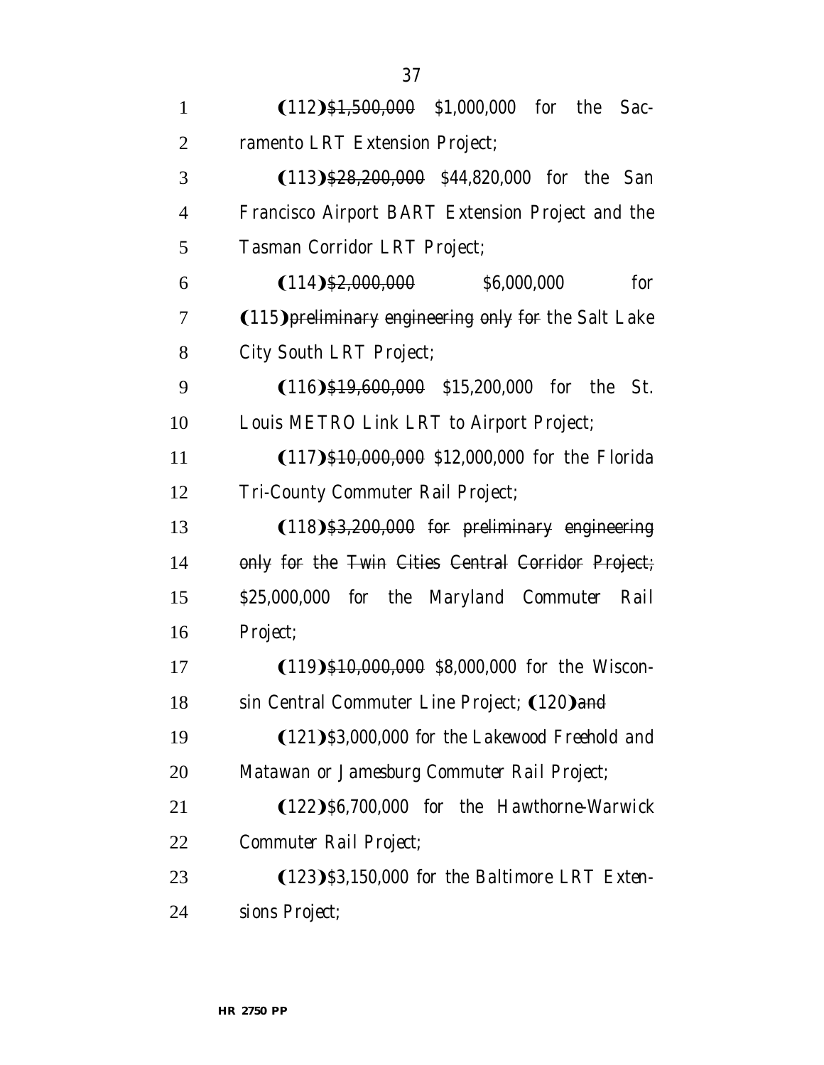(112) ~~$1,500,000~~ *$1,000,000* for the Sacramento LRT Extension Project;

(113) ~~$28,200,000~~ *$44,820,000* for the San Francisco Airport BART Extension Project and the Tasman Corridor LRT Project;

(114) ~~$2,000,000~~ *$6,000,000* for (115) ~~preliminary engineering only for~~ the Salt Lake City South LRT Project;

(116) ~~$19,600,000~~ *$15,200,000* for the St. Louis METRO Link LRT to Airport Project;

(117) ~~$10,000,000~~ *$12,000,000* for the Florida Tri-County Commuter Rail Project;

(118) ~~$3,200,000 for preliminary engineering only for the Twin Cities Central Corridor Project;~~ *$25,000,000 for the Maryland Commuter Rail Project;*

(119) ~~$10,000,000~~ *$8,000,000* for the Wisconsin Central Commuter Line Project; (120) ~~and~~

(121) *$3,000,000 for the Lakewood Freehold and Matawan or Jamesburg Commuter Rail Project;*

(122) *$6,700,000 for the Hawthorne-Warwick Commuter Rail Project;*

(123) *$3,150,000 for the Baltimore LRT Extensions Project;*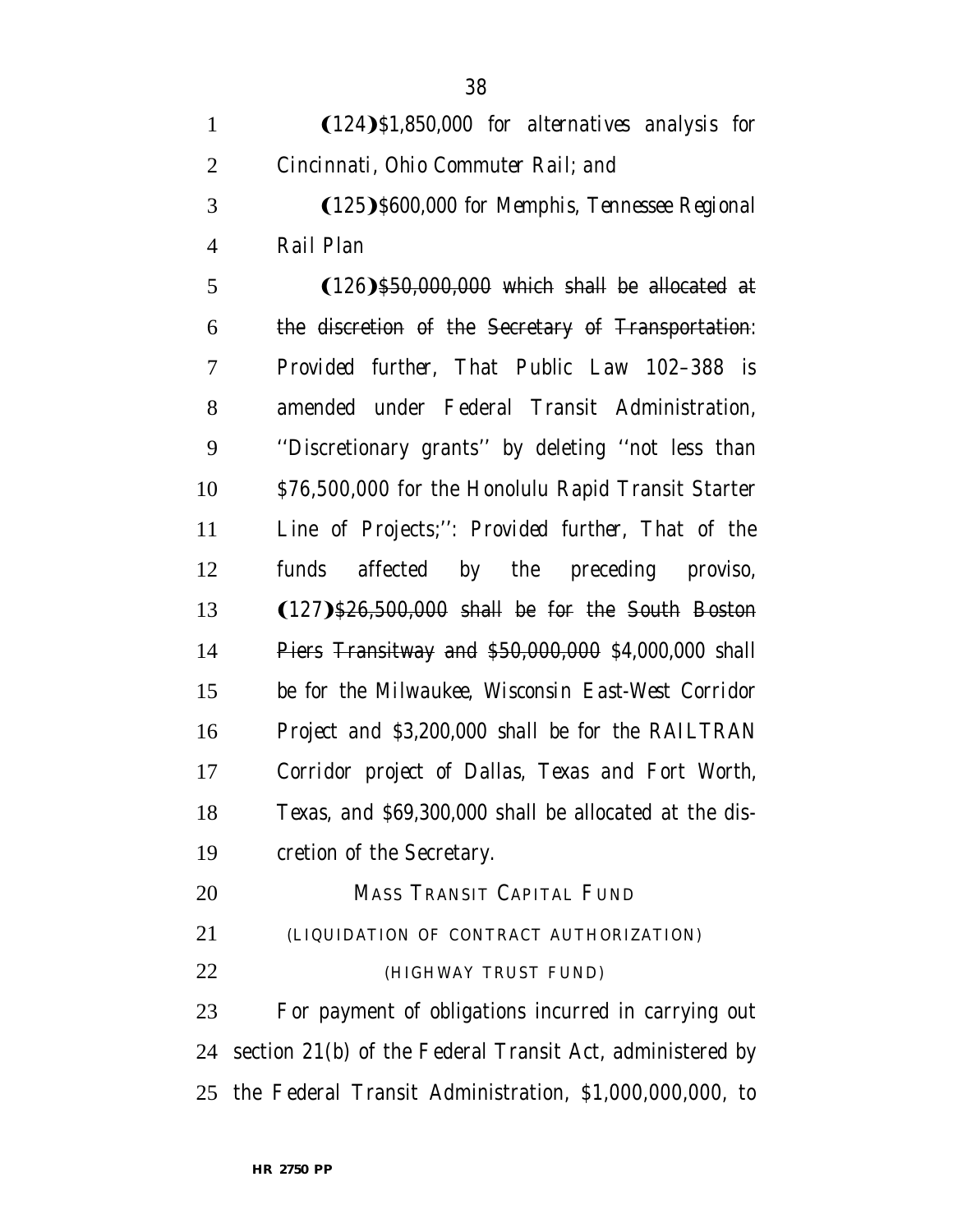(124) $1,850,000 for alternatives analysis for Cincinnati, Ohio Commuter Rail; and

(125) $600,000 for Memphis, Tennessee Regional Rail Plan

(126) ~~$50,000,000 which shall be allocated at the discretion of the Secretary of Transportation~~: *Provided further*, That Public Law 102–388 is amended under Federal Transit Administration, ''Discretionary grants'' by deleting ''not less than $76,500,000 for the Honolulu Rapid Transit Starter Line of Projects;'': *Provided further*, That of the funds affected by the preceding proviso, (127) ~~$26,500,000 shall be for the South Boston Piers Transitway and $50,000,000~~ $4,000,000 shall be for the Milwaukee, Wisconsin East-West Corridor Project and $3,200,000 shall be for the RAILTRAN Corridor project of Dallas, Texas and Fort Worth, Texas, and $69,300,000 shall be allocated at the discretion of the Secretary.

MASS TRANSIT CAPITAL FUND

(LIQUIDATION OF CONTRACT AUTHORIZATION)

(HIGHWAY TRUST FUND)

For payment of obligations incurred in carrying out section 21(b) of the Federal Transit Act, administered by the Federal Transit Administration, $1,000,000,000, to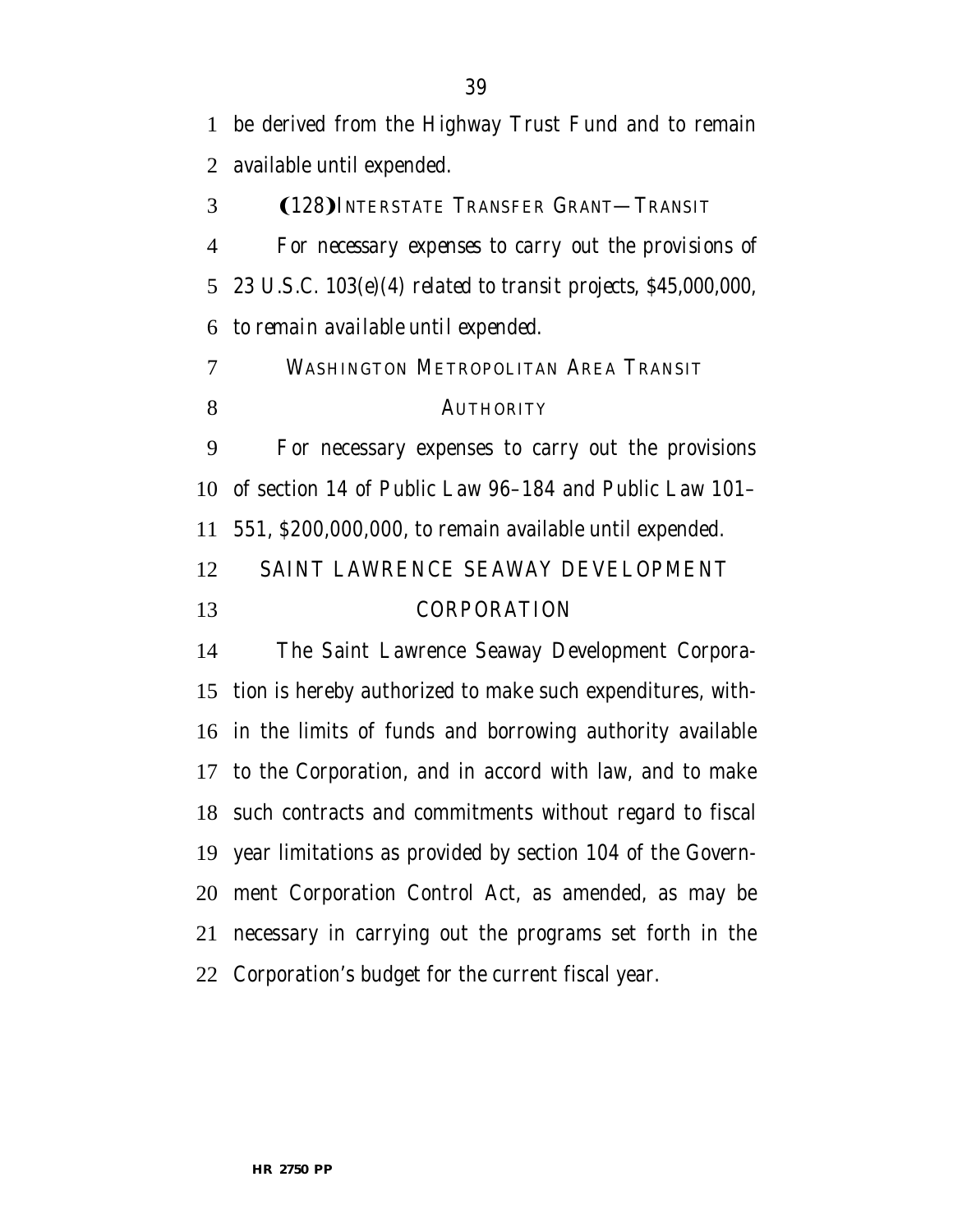be derived from the Highway Trust Fund and to remain available until expended.

(128)INTERSTATE TRANSFER GRANT—TRANSIT

*For necessary expenses to carry out the provisions of 23 U.S.C. 103(e)(4) related to transit projects, $45,000,000, to remain available until expended.*

WASHINGTON METROPOLITAN AREA TRANSIT AUTHORITY

For necessary expenses to carry out the provisions of section 14 of Public Law 96–184 and Public Law 101–551, $200,000,000, to remain available until expended.

SAINT LAWRENCE SEAWAY DEVELOPMENT CORPORATION

The Saint Lawrence Seaway Development Corporation is hereby authorized to make such expenditures, within the limits of funds and borrowing authority available to the Corporation, and in accord with law, and to make such contracts and commitments without regard to fiscal year limitations as provided by section 104 of the Government Corporation Control Act, as amended, as may be necessary in carrying out the programs set forth in the Corporation's budget for the current fiscal year.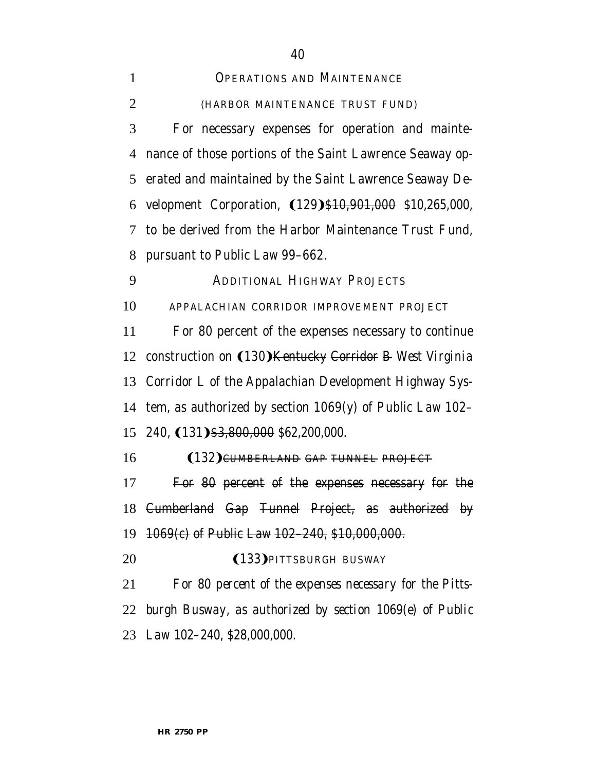OPERATIONS AND MAINTENANCE

(HARBOR MAINTENANCE TRUST FUND)

For necessary expenses for operation and maintenance of those portions of the Saint Lawrence Seaway operated and maintained by the Saint Lawrence Seaway Development Corporation, (129)~~$10,901,000~~ *$10,265,000*, to be derived from the Harbor Maintenance Trust Fund, pursuant to Public Law 99–662.

ADDITIONAL HIGHWAY PROJECTS

APPALACHIAN CORRIDOR IMPROVEMENT PROJECT

For 80 percent of the expenses necessary to continue construction on (130)~~Kentucky Corridor B~~ *West Virginia Corridor L* of the Appalachian Development Highway System, as authorized by section 1069(y) of Public Law 102–240, (131)~~$3,800,000~~ *$62,200,000*.

(132)~~CUMBERLAND GAP TUNNEL PROJECT~~

~~For 80 percent of the expenses necessary for the Cumberland Gap Tunnel Project, as authorized by 1069(c) of Public Law 102–240, $10,000,000.~~

(133)*PITTSBURGH BUSWAY*

*For 80 percent of the expenses necessary for the Pittsburgh Busway, as authorized by section 1069(e) of Public Law 102–240, $28,000,000.*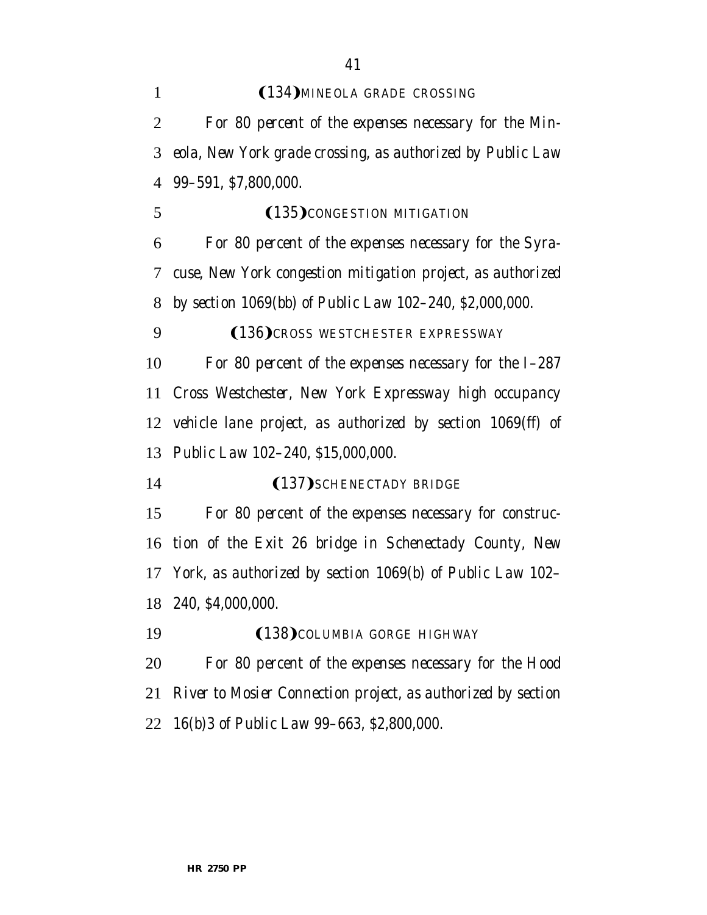(134) MINEOLA GRADE CROSSING

*For 80 percent of the expenses necessary for the Mineola, New York grade crossing, as authorized by Public Law 99–591, $7,800,000.*

(135) CONGESTION MITIGATION

*For 80 percent of the expenses necessary for the Syracuse, New York congestion mitigation project, as authorized by section 1069(bb) of Public Law 102–240, $2,000,000.*

(136) CROSS WESTCHESTER EXPRESSWAY

*For 80 percent of the expenses necessary for the I–287 Cross Westchester, New York Expressway high occupancy vehicle lane project, as authorized by section 1069(ff) of Public Law 102–240, $15,000,000.*

(137) SCHENECTADY BRIDGE

*For 80 percent of the expenses necessary for construction of the Exit 26 bridge in Schenectady County, New York, as authorized by section 1069(b) of Public Law 102–240, $4,000,000.*

(138) COLUMBIA GORGE HIGHWAY

*For 80 percent of the expenses necessary for the Hood River to Mosier Connection project, as authorized by section 16(b)3 of Public Law 99–663, $2,800,000.*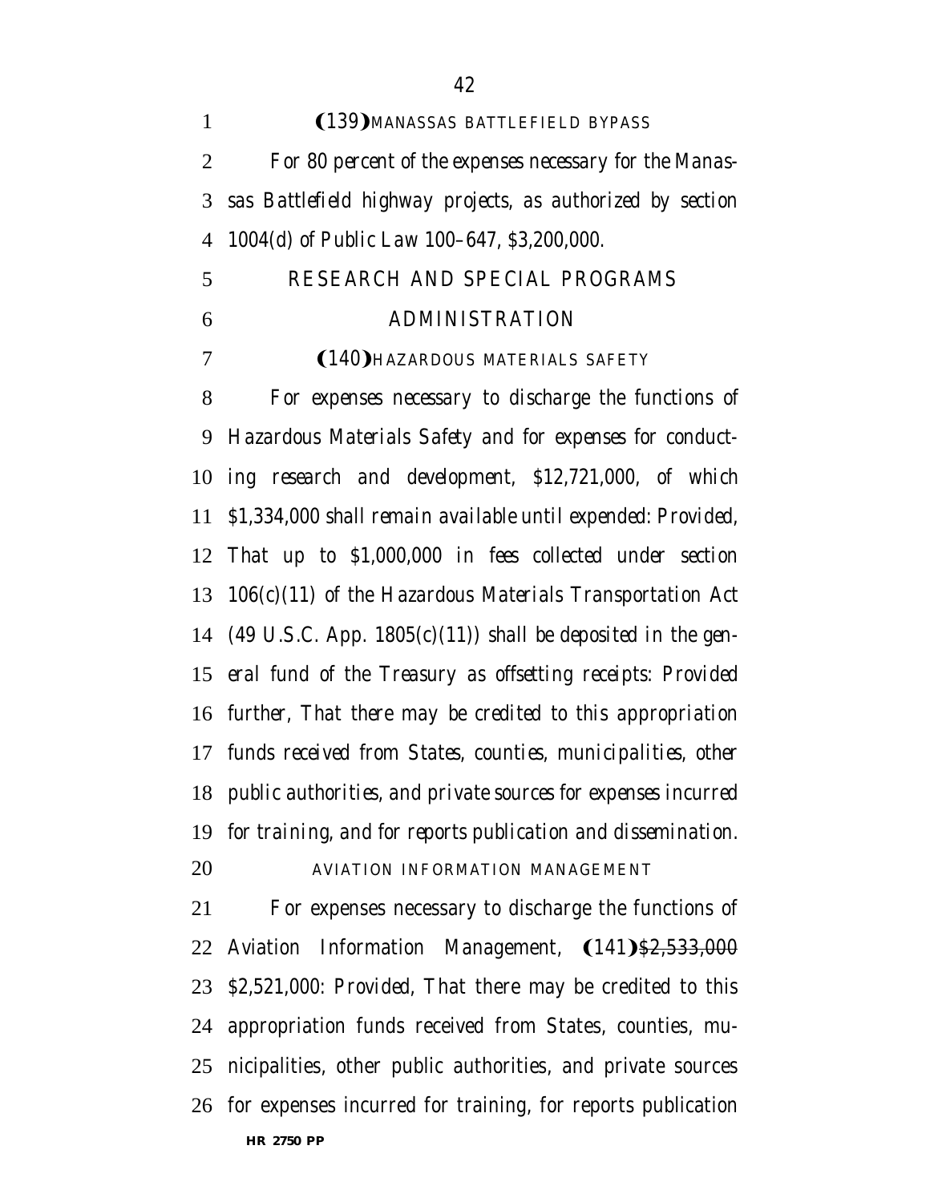(139) MANASSAS BATTLEFIELD BYPASS

*For 80 percent of the expenses necessary for the Manassas Battlefield highway projects, as authorized by section 1004(d) of Public Law 100–647, $3,200,000.*

RESEARCH AND SPECIAL PROGRAMS ADMINISTRATION

(140) HAZARDOUS MATERIALS SAFETY

*For expenses necessary to discharge the functions of Hazardous Materials Safety and for expenses for conducting research and development, $12,721,000, of which $1,334,000 shall remain available until expended: Provided, That up to $1,000,000 in fees collected under section 106(c)(11) of the Hazardous Materials Transportation Act (49 U.S.C. App. 1805(c)(11)) shall be deposited in the general fund of the Treasury as offsetting receipts: Provided further, That there may be credited to this appropriation funds received from States, counties, municipalities, other public authorities, and private sources for expenses incurred for training, and for reports publication and dissemination.*

AVIATION INFORMATION MANAGEMENT

For expenses necessary to discharge the functions of Aviation Information Management, (141) ~~$2,533,000~~ *$2,521,000*: *Provided*, That there may be credited to this appropriation funds received from States, counties, municipalities, other public authorities, and private sources for expenses incurred for training, for reports publication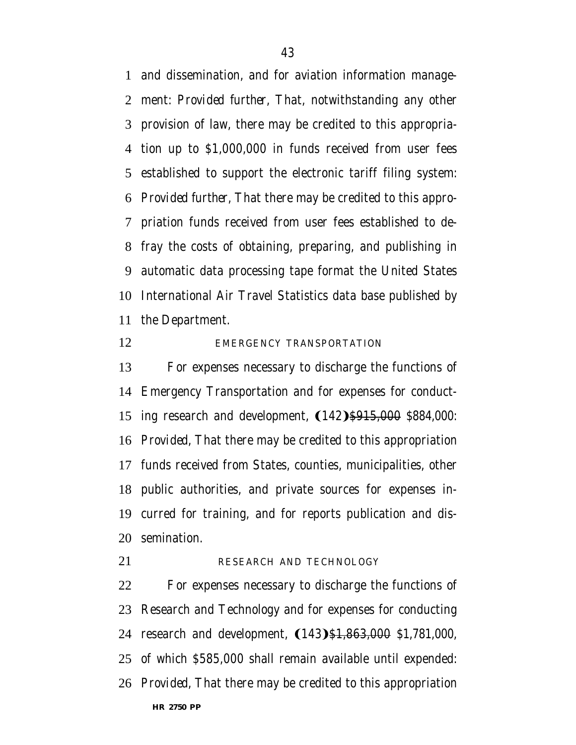and dissemination, and for aviation information management: *Provided further*, That, notwithstanding any other provision of law, there may be credited to this appropriation up to $1,000,000 in funds received from user fees established to support the electronic tariff filing system: *Provided further*, That there may be credited to this appropriation funds received from user fees established to defray the costs of obtaining, preparing, and publishing in automatic data processing tape format the United States International Air Travel Statistics data base published by the Department.

EMERGENCY TRANSPORTATION

For expenses necessary to discharge the functions of Emergency Transportation and for expenses for conducting research and development, (142) ~~$915,000~~ $884,000: *Provided*, That there may be credited to this appropriation funds received from States, counties, municipalities, other public authorities, and private sources for expenses incurred for training, and for reports publication and dissemination.

RESEARCH AND TECHNOLOGY

For expenses necessary to discharge the functions of Research and Technology and for expenses for conducting research and development, (143) ~~$1,863,000~~ $1,781,000, of which $585,000 shall remain available until expended: *Provided*, That there may be credited to this appropriation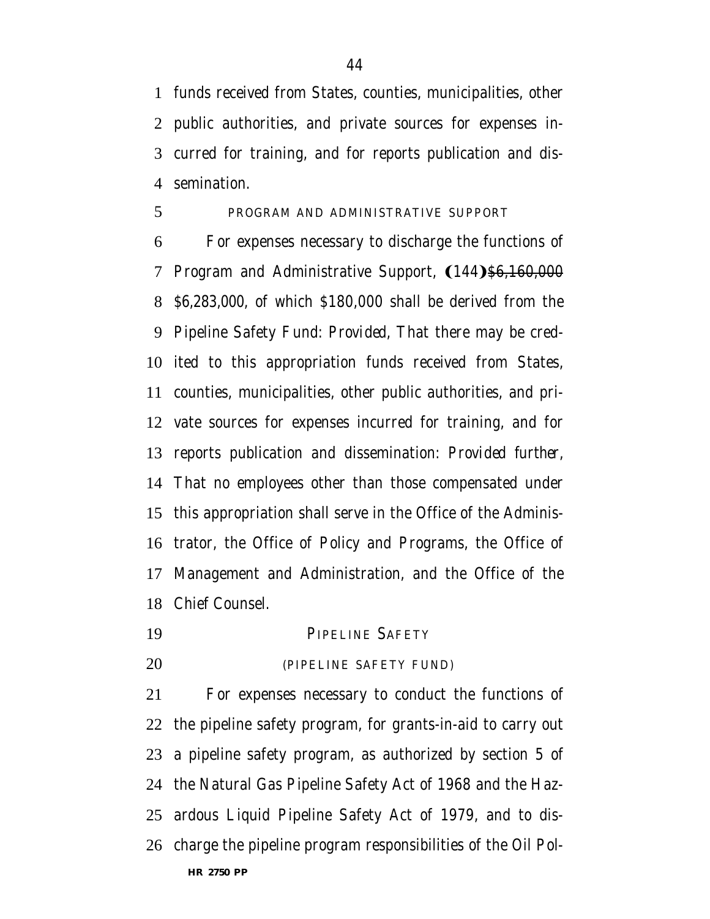funds received from States, counties, municipalities, other public authorities, and private sources for expenses incurred for training, and for reports publication and dissemination.

PROGRAM AND ADMINISTRATIVE SUPPORT

For expenses necessary to discharge the functions of Program and Administrative Support, (144)~~$6,160,000~~ *$6,283,000*, of which $180,000 shall be derived from the Pipeline Safety Fund: *Provided*, That there may be credited to this appropriation funds received from States, counties, municipalities, other public authorities, and private sources for expenses incurred for training, and for reports publication and dissemination: *Provided further*, That no employees other than those compensated under this appropriation shall serve in the Office of the Administrator, the Office of Policy and Programs, the Office of Management and Administration, and the Office of the Chief Counsel.

PIPELINE SAFETY

(PIPELINE SAFETY FUND)

For expenses necessary to conduct the functions of the pipeline safety program, for grants-in-aid to carry out a pipeline safety program, as authorized by section 5 of the Natural Gas Pipeline Safety Act of 1968 and the Hazardous Liquid Pipeline Safety Act of 1979, and to discharge the pipeline program responsibilities of the Oil Pol-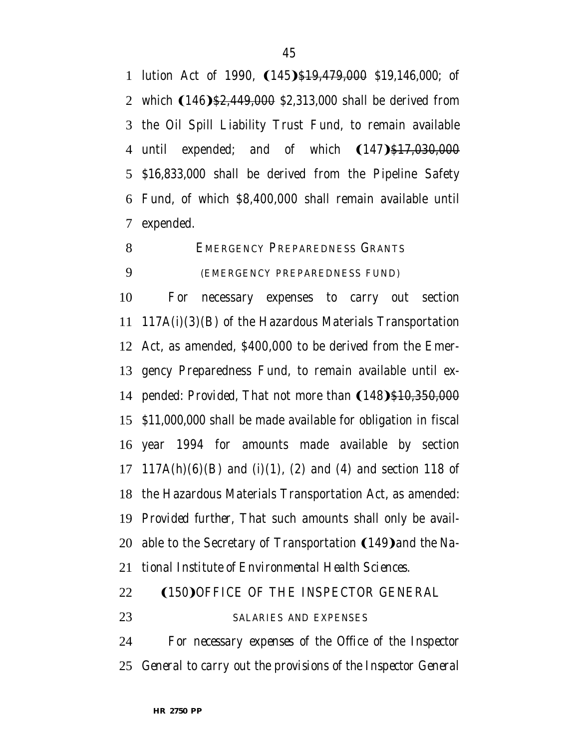lution Act of 1990, (145)~~$19,479,000~~ *$19,146,000*; of which (146)~~$2,449,000~~ *$2,313,000* shall be derived from the Oil Spill Liability Trust Fund, to remain available until expended; and of which (147)~~$17,030,000~~ *$16,833,000* shall be derived from the Pipeline Safety Fund, of which $8,400,000 shall remain available until expended.

EMERGENCY PREPAREDNESS GRANTS

(EMERGENCY PREPAREDNESS FUND)

For necessary expenses to carry out section 117A(i)(3)(B) of the Hazardous Materials Transportation Act, as amended, $400,000 to be derived from the Emergency Preparedness Fund, to remain available until expended: *Provided*, That not more than (148)~~$10,350,000~~ *$11,000,000* shall be made available for obligation in fiscal year 1994 for amounts made available by section 117A(h)(6)(B) and (i)(1), (2) and (4) and section 118 of the Hazardous Materials Transportation Act, as amended: *Provided further*, That such amounts shall only be available to the Secretary of Transportation (149)*and the National Institute of Environmental Health Sciences*.

(150)*OFFICE OF THE INSPECTOR GENERAL*

*SALARIES AND EXPENSES*

*For necessary expenses of the Office of the Inspector General to carry out the provisions of the Inspector General*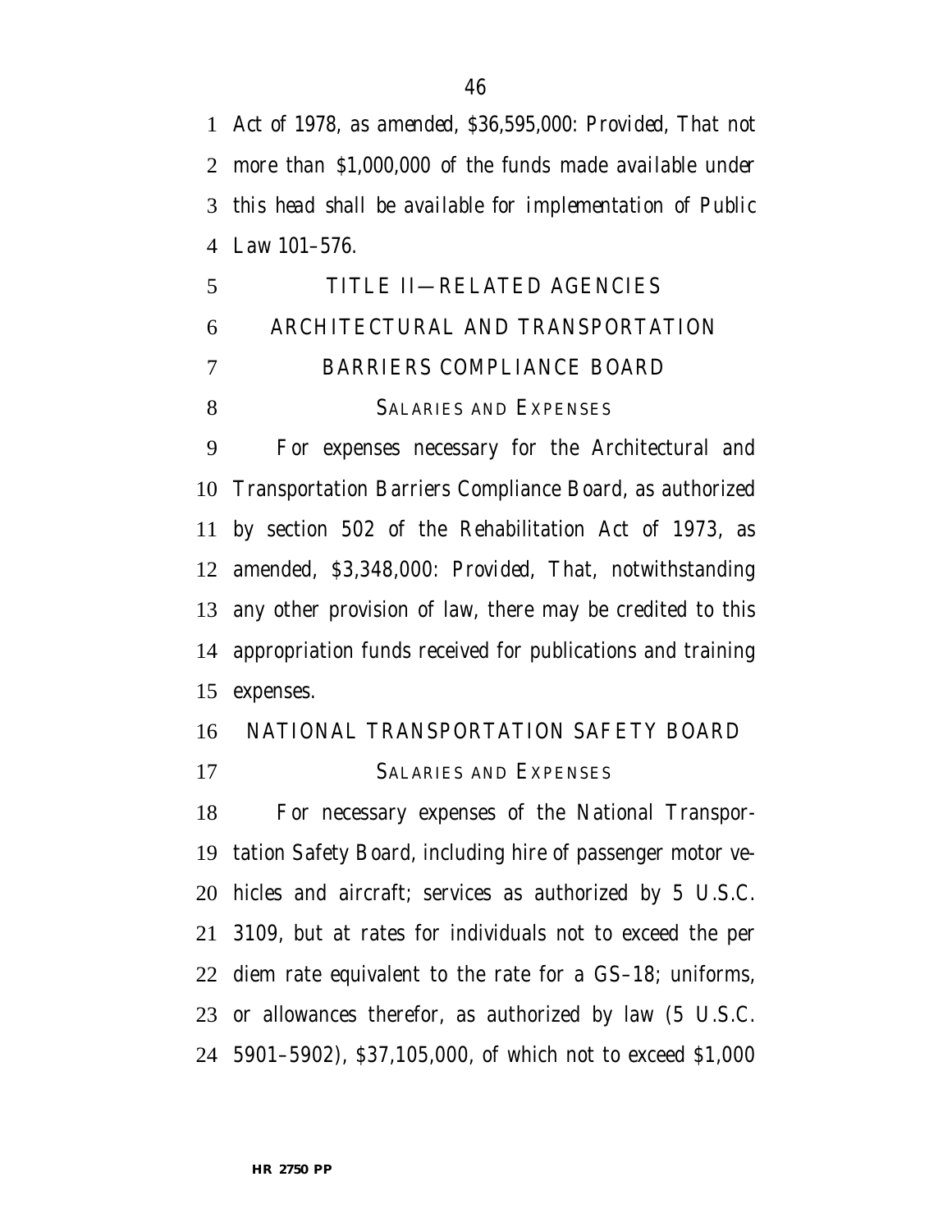Act of 1978, as amended, $36,595,000: *Provided*, That not more than $1,000,000 of the funds made available under this head shall be available for implementation of Public Law 101–576.

## TITLE II—RELATED AGENCIES

## ARCHITECTURAL AND TRANSPORTATION BARRIERS COMPLIANCE BOARD

### SALARIES AND EXPENSES

For expenses necessary for the Architectural and Transportation Barriers Compliance Board, as authorized by section 502 of the Rehabilitation Act of 1973, as amended, $3,348,000: *Provided*, That, notwithstanding any other provision of law, there may be credited to this appropriation funds received for publications and training expenses.

## NATIONAL TRANSPORTATION SAFETY BOARD

### SALARIES AND EXPENSES

For necessary expenses of the National Transportation Safety Board, including hire of passenger motor vehicles and aircraft; services as authorized by 5 U.S.C. 3109, but at rates for individuals not to exceed the per diem rate equivalent to the rate for a GS–18; uniforms, or allowances therefor, as authorized by law (5 U.S.C. 5901–5902), $37,105,000, of which not to exceed $1,000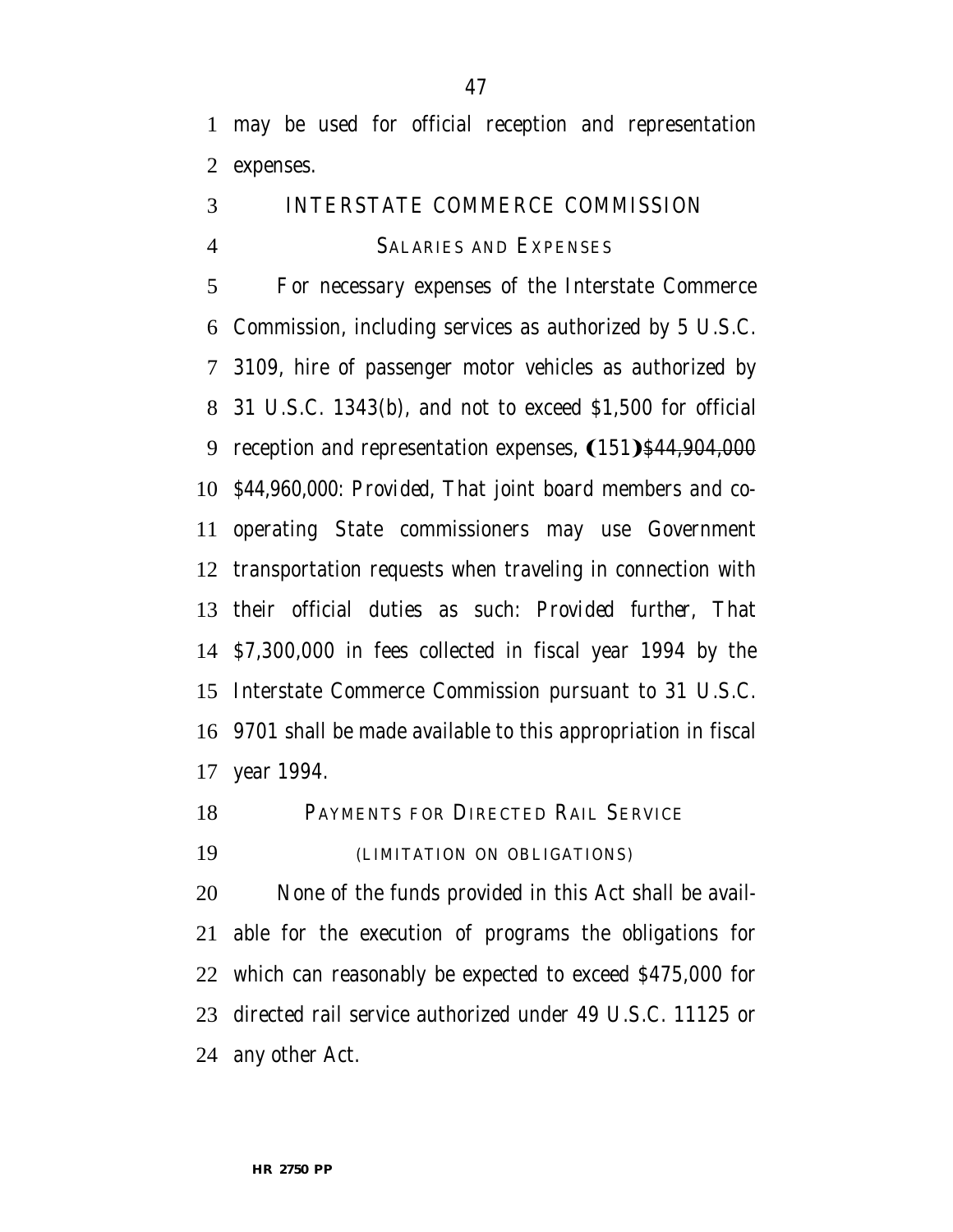may be used for official reception and representation expenses.

## INTERSTATE COMMERCE COMMISSION

### SALARIES AND EXPENSES

For necessary expenses of the Interstate Commerce Commission, including services as authorized by 5 U.S.C. 3109, hire of passenger motor vehicles as authorized by 31 U.S.C. 1343(b), and not to exceed $1,500 for official reception and representation expenses, (151)~~$44,904,000~~ *$44,960,000*: *Provided*, That joint board members and cooperating State commissioners may use Government transportation requests when traveling in connection with their official duties as such: *Provided further*, That $7,300,000 in fees collected in fiscal year 1994 by the Interstate Commerce Commission pursuant to 31 U.S.C. 9701 shall be made available to this appropriation in fiscal year 1994.

### PAYMENTS FOR DIRECTED RAIL SERVICE

(LIMITATION ON OBLIGATIONS)

None of the funds provided in this Act shall be available for the execution of programs the obligations for which can reasonably be expected to exceed $475,000 for directed rail service authorized under 49 U.S.C. 11125 or any other Act.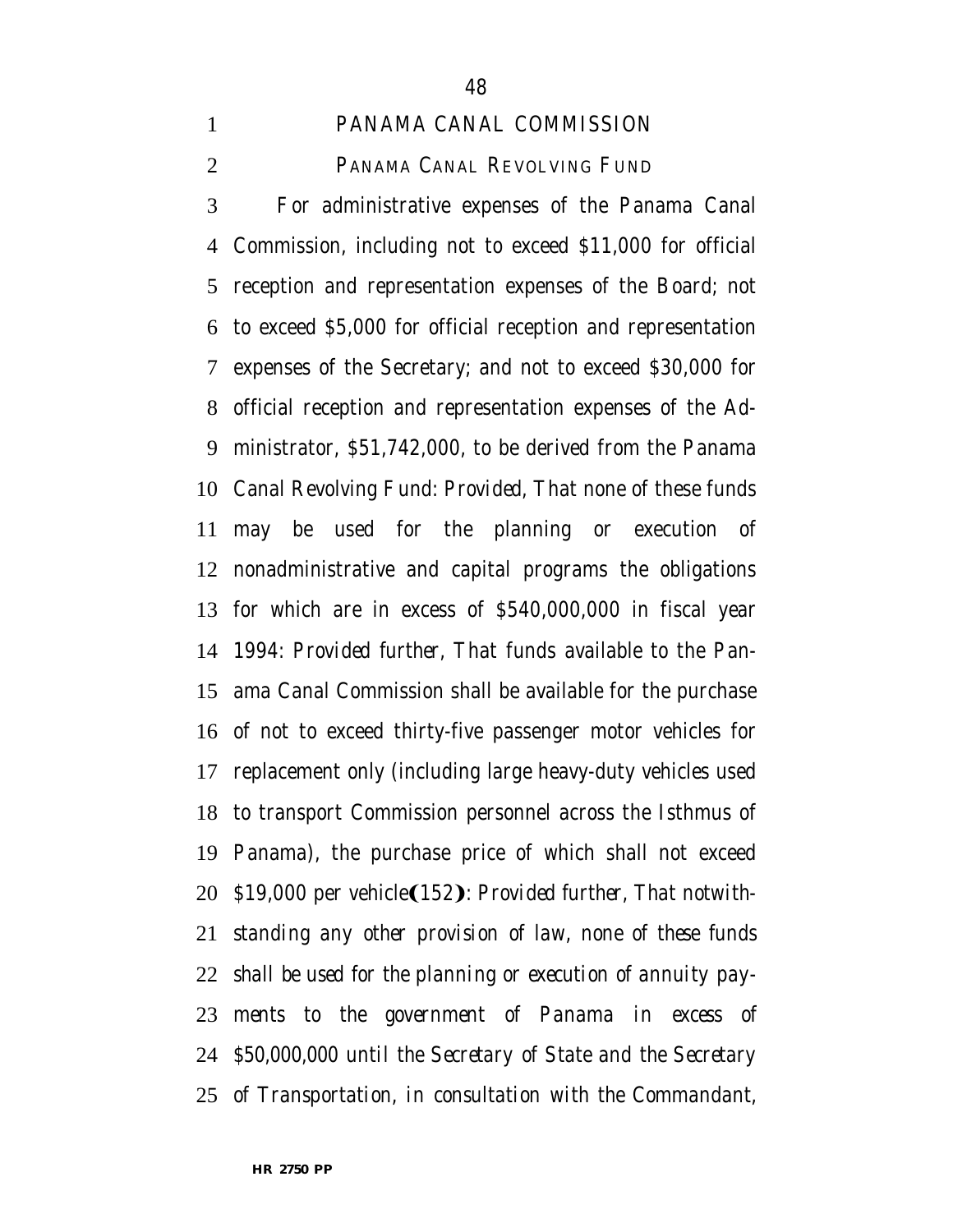PANAMA CANAL COMMISSION

PANAMA CANAL REVOLVING FUND

For administrative expenses of the Panama Canal Commission, including not to exceed $11,000 for official reception and representation expenses of the Board; not to exceed $5,000 for official reception and representation expenses of the Secretary; and not to exceed $30,000 for official reception and representation expenses of the Administrator, $51,742,000, to be derived from the Panama Canal Revolving Fund: *Provided*, That none of these funds may be used for the planning or execution of nonadministrative and capital programs the obligations for which are in excess of $540,000,000 in fiscal year 1994: *Provided further*, That funds available to the Panama Canal Commission shall be available for the purchase of not to exceed thirty-five passenger motor vehicles for replacement only (including large heavy-duty vehicles used to transport Commission personnel across the Isthmus of Panama), the purchase price of which shall not exceed $19,000 per vehicle(152): *Provided further, That notwithstanding any other provision of law, none of these funds shall be used for the planning or execution of annuity payments to the government of Panama in excess of $50,000,000 until the Secretary of State and the Secretary of Transportation, in consultation with the Commandant,*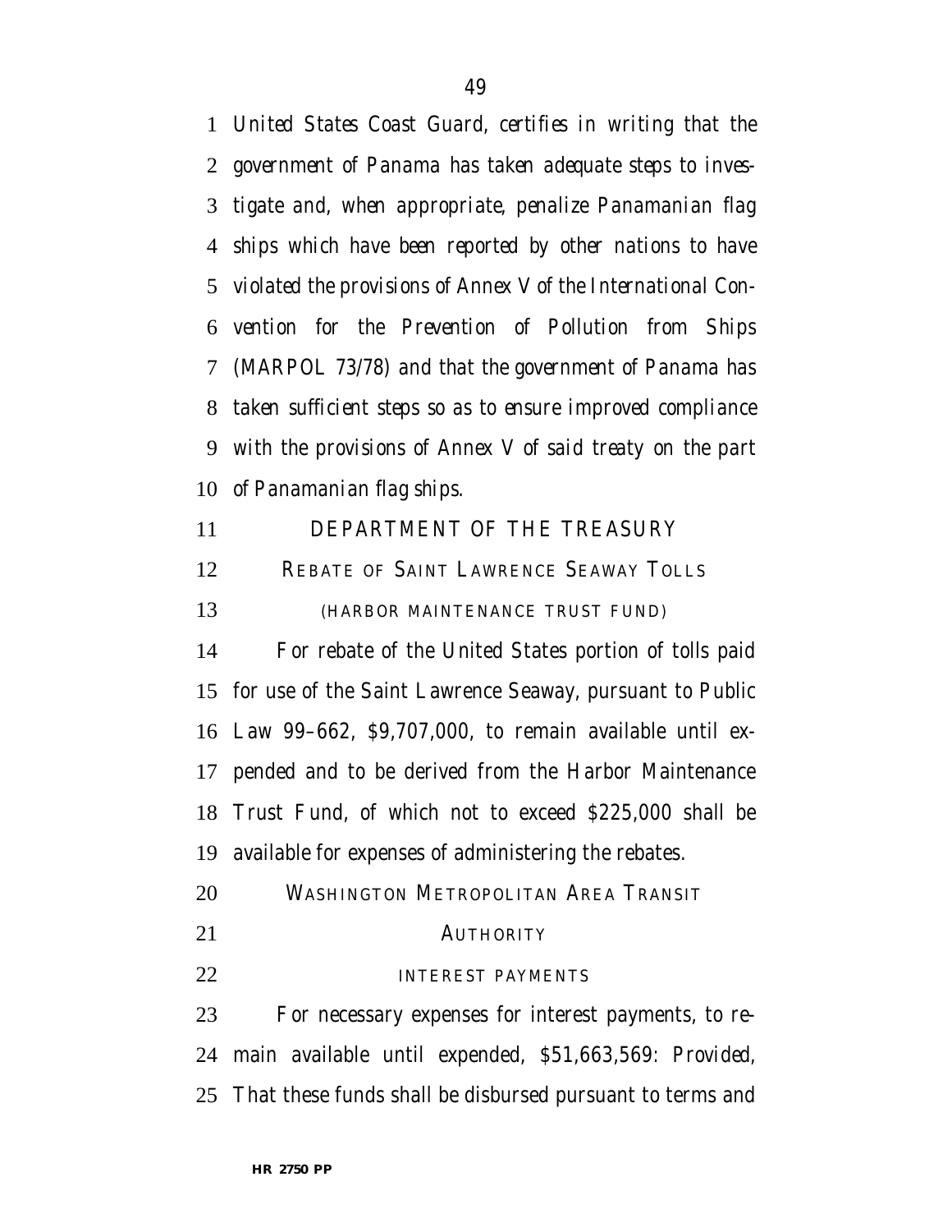*United States Coast Guard, certifies in writing that the government of Panama has taken adequate steps to investigate and, when appropriate, penalize Panamanian flag ships which have been reported by other nations to have violated the provisions of Annex V of the International Convention for the Prevention of Pollution from Ships (MARPOL 73/78) and that the government of Panama has taken sufficient steps so as to ensure improved compliance with the provisions of Annex V of said treaty on the part of Panamanian flag ships.*

## DEPARTMENT OF THE TREASURY

### REBATE OF SAINT LAWRENCE SEAWAY TOLLS

(HARBOR MAINTENANCE TRUST FUND)

For rebate of the United States portion of tolls paid for use of the Saint Lawrence Seaway, pursuant to Public Law 99–662, $9,707,000, to remain available until expended and to be derived from the Harbor Maintenance Trust Fund, of which not to exceed $225,000 shall be available for expenses of administering the rebates.

### WASHINGTON METROPOLITAN AREA TRANSIT AUTHORITY

INTEREST PAYMENTS

For necessary expenses for interest payments, to remain available until expended, $51,663,569: *Provided,* That these funds shall be disbursed pursuant to terms and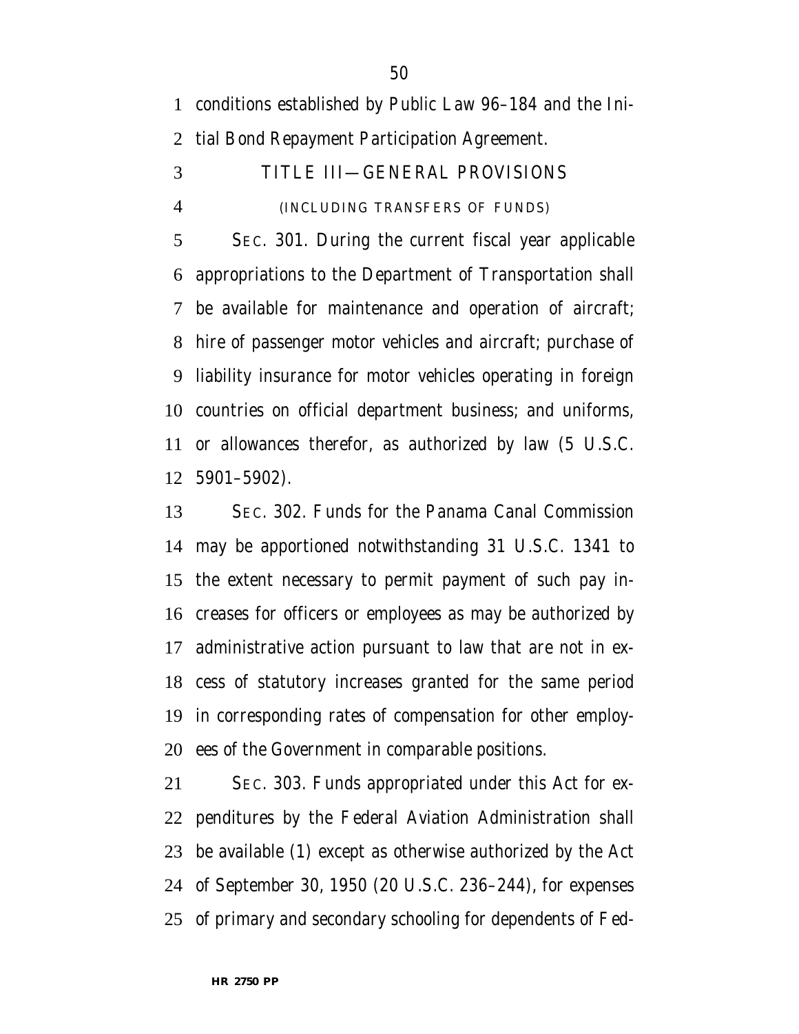conditions established by Public Law 96–184 and the Initial Bond Repayment Participation Agreement.

## TITLE III—GENERAL PROVISIONS

(INCLUDING TRANSFERS OF FUNDS)

SEC. 301. During the current fiscal year applicable appropriations to the Department of Transportation shall be available for maintenance and operation of aircraft; hire of passenger motor vehicles and aircraft; purchase of liability insurance for motor vehicles operating in foreign countries on official department business; and uniforms, or allowances therefor, as authorized by law (5 U.S.C. 5901–5902).

SEC. 302. Funds for the Panama Canal Commission may be apportioned notwithstanding 31 U.S.C. 1341 to the extent necessary to permit payment of such pay increases for officers or employees as may be authorized by administrative action pursuant to law that are not in excess of statutory increases granted for the same period in corresponding rates of compensation for other employees of the Government in comparable positions.

SEC. 303. Funds appropriated under this Act for expenditures by the Federal Aviation Administration shall be available (1) except as otherwise authorized by the Act of September 30, 1950 (20 U.S.C. 236–244), for expenses of primary and secondary schooling for dependents of Fed-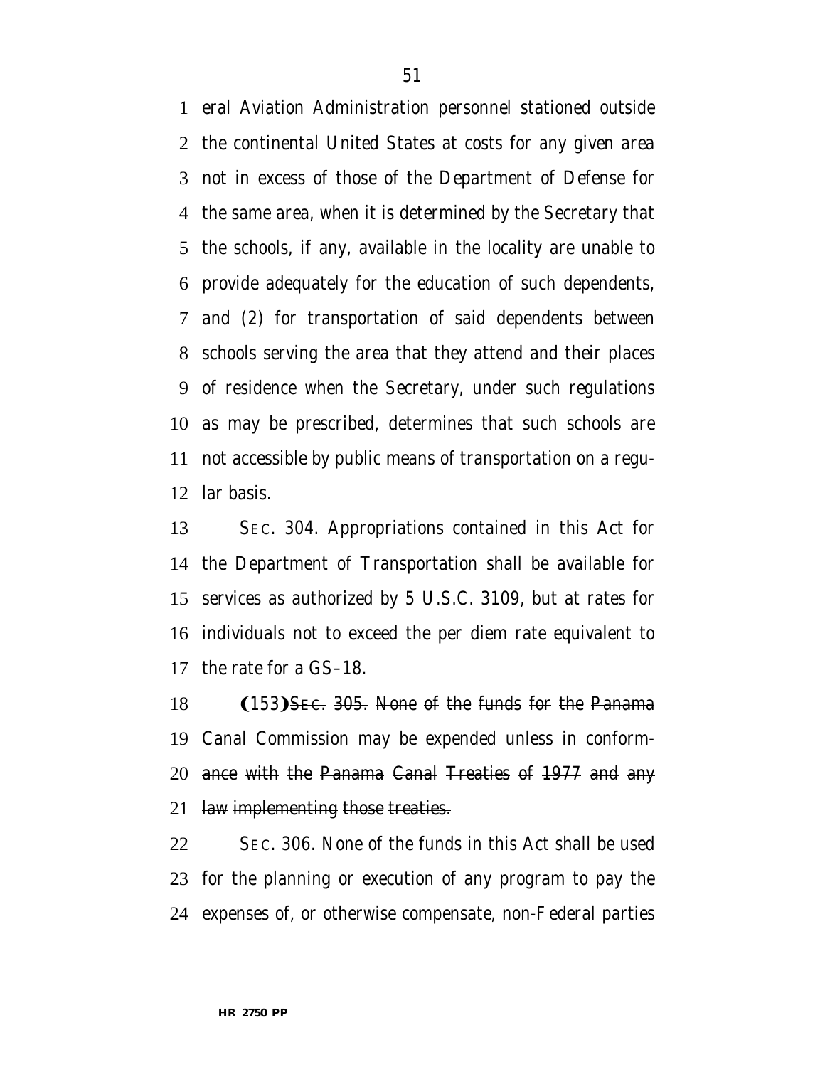eral Aviation Administration personnel stationed outside the continental United States at costs for any given area not in excess of those of the Department of Defense for the same area, when it is determined by the Secretary that the schools, if any, available in the locality are unable to provide adequately for the education of such dependents, and (2) for transportation of said dependents between schools serving the area that they attend and their places of residence when the Secretary, under such regulations as may be prescribed, determines that such schools are not accessible by public means of transportation on a regular basis.

SEC. 304. Appropriations contained in this Act for the Department of Transportation shall be available for services as authorized by 5 U.S.C. 3109, but at rates for individuals not to exceed the per diem rate equivalent to the rate for a GS–18.

(153)~~SEC. 305. None of the funds for the Panama Canal Commission may be expended unless in conformance with the Panama Canal Treaties of 1977 and any law implementing those treaties.~~

SEC. 306. None of the funds in this Act shall be used for the planning or execution of any program to pay the expenses of, or otherwise compensate, non-Federal parties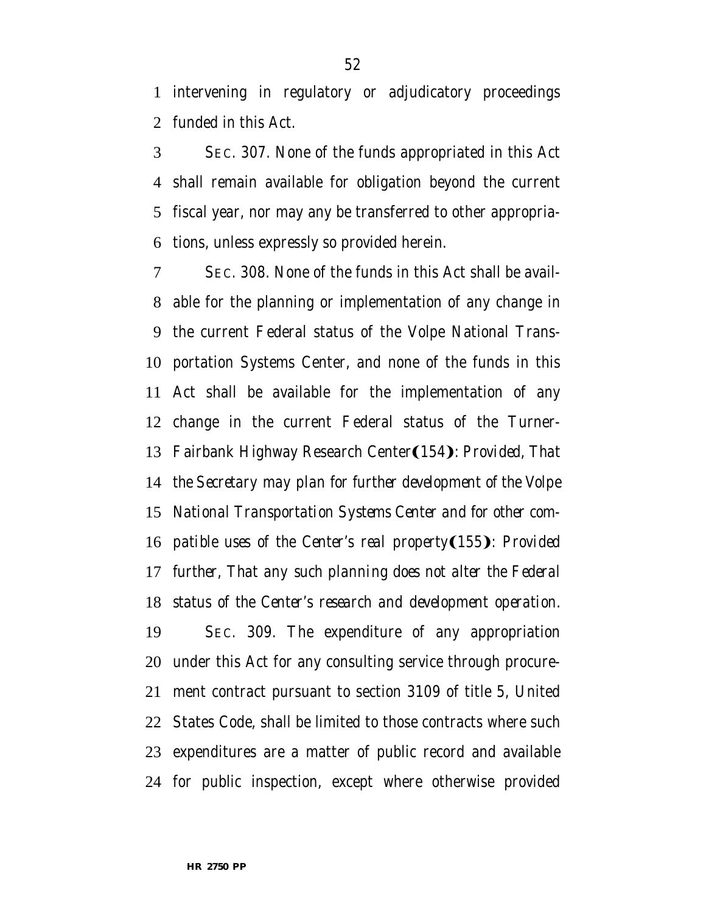intervening in regulatory or adjudicatory proceedings funded in this Act.

SEC. 307. None of the funds appropriated in this Act shall remain available for obligation beyond the current fiscal year, nor may any be transferred to other appropriations, unless expressly so provided herein.

SEC. 308. None of the funds in this Act shall be available for the planning or implementation of any change in the current Federal status of the Volpe National Transportation Systems Center, and none of the funds in this Act shall be available for the implementation of any change in the current Federal status of the Turner-Fairbank Highway Research Center(154): *Provided*, That the Secretary may plan for further development of the Volpe National Transportation Systems Center and for other compatible uses of the Center's real property(155): *Provided further*, That any such planning does not alter the Federal status of the Center's research and development operation.

SEC. 309. The expenditure of any appropriation under this Act for any consulting service through procurement contract pursuant to section 3109 of title 5, United States Code, shall be limited to those contracts where such expenditures are a matter of public record and available for public inspection, except where otherwise provided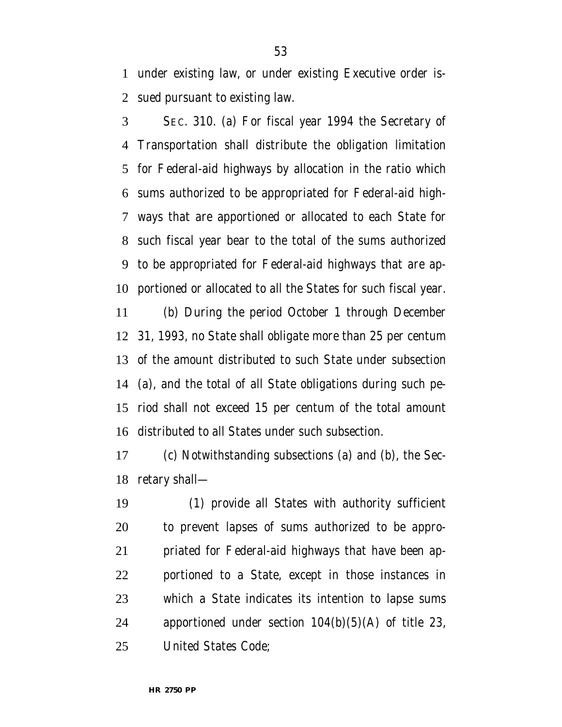under existing law, or under existing Executive order issued pursuant to existing law.

SEC. 310. (a) For fiscal year 1994 the Secretary of Transportation shall distribute the obligation limitation for Federal-aid highways by allocation in the ratio which sums authorized to be appropriated for Federal-aid highways that are apportioned or allocated to each State for such fiscal year bear to the total of the sums authorized to be appropriated for Federal-aid highways that are apportioned or allocated to all the States for such fiscal year.

(b) During the period October 1 through December 31, 1993, no State shall obligate more than 25 per centum of the amount distributed to such State under subsection (a), and the total of all State obligations during such period shall not exceed 15 per centum of the total amount distributed to all States under such subsection.

(c) Notwithstanding subsections (a) and (b), the Secretary shall—

(1) provide all States with authority sufficient to prevent lapses of sums authorized to be appropriated for Federal-aid highways that have been apportioned to a State, except in those instances in which a State indicates its intention to lapse sums apportioned under section 104(b)(5)(A) of title 23, United States Code;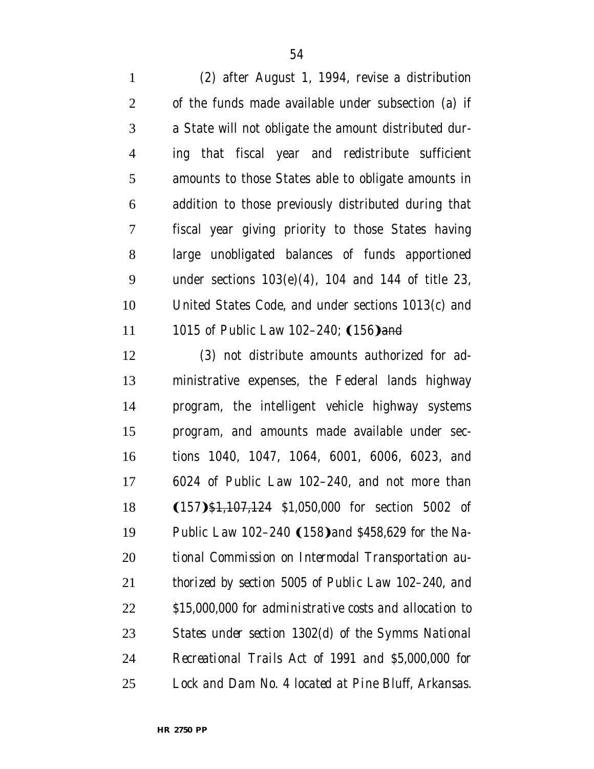(2) after August 1, 1994, revise a distribution of the funds made available under subsection (a) if a State will not obligate the amount distributed during that fiscal year and redistribute sufficient amounts to those States able to obligate amounts in addition to those previously distributed during that fiscal year giving priority to those States having large unobligated balances of funds apportioned under sections 103(e)(4), 104 and 144 of title 23, United States Code, and under sections 1013(c) and 1015 of Public Law 102–240; (156)~~and~~

(3) not distribute amounts authorized for administrative expenses, the Federal lands highway program, the intelligent vehicle highway systems program, and amounts made available under sections 1040, 1047, 1064, 6001, 6006, 6023, and 6024 of Public Law 102–240, and not more than (157)~~$1,107,124~~ *$1,050,000* for section 5002 of Public Law 102–240 (158)*and $458,629 for the National Commission on Intermodal Transportation authorized by section 5005 of Public Law 102–240, and $15,000,000 for administrative costs and allocation to States under section 1302(d) of the Symms National Recreational Trails Act of 1991 and $5,000,000 for Lock and Dam No. 4 located at Pine Bluff, Arkansas.*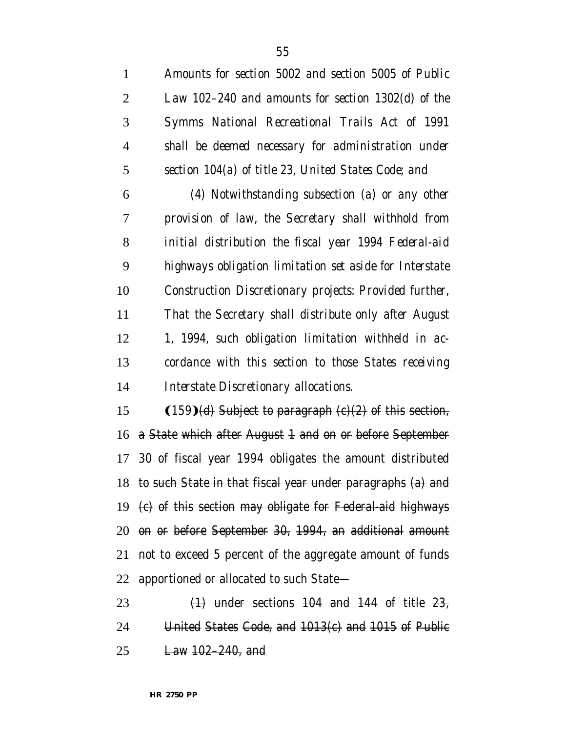*Amounts for section 5002 and section 5005 of Public Law 102–240 and amounts for section 1302(d) of the Symms National Recreational Trails Act of 1991 shall be deemed necessary for administration under section 104(a) of title 23, United States Code; and*

*(4) Notwithstanding subsection (a) or any other provision of law, the Secretary shall withhold from initial distribution the fiscal year 1994 Federal-aid highways obligation limitation set aside for Interstate Construction Discretionary projects: Provided further, That the Secretary shall distribute only after August 1, 1994, such obligation limitation withheld in accordance with this section to those States receiving Interstate Discretionary allocations.*

❨159❩~~(d) Subject to paragraph (c)(2) of this section, a State which after August 1 and on or before September 30 of fiscal year 1994 obligates the amount distributed to such State in that fiscal year under paragraphs (a) and (c) of this section may obligate for Federal-aid highways on or before September 30, 1994, an additional amount not to exceed 5 percent of the aggregate amount of funds apportioned or allocated to such State—~~

~~(1) under sections 104 and 144 of title 23, United States Code, and 1013(c) and 1015 of Public Law 102–240, and~~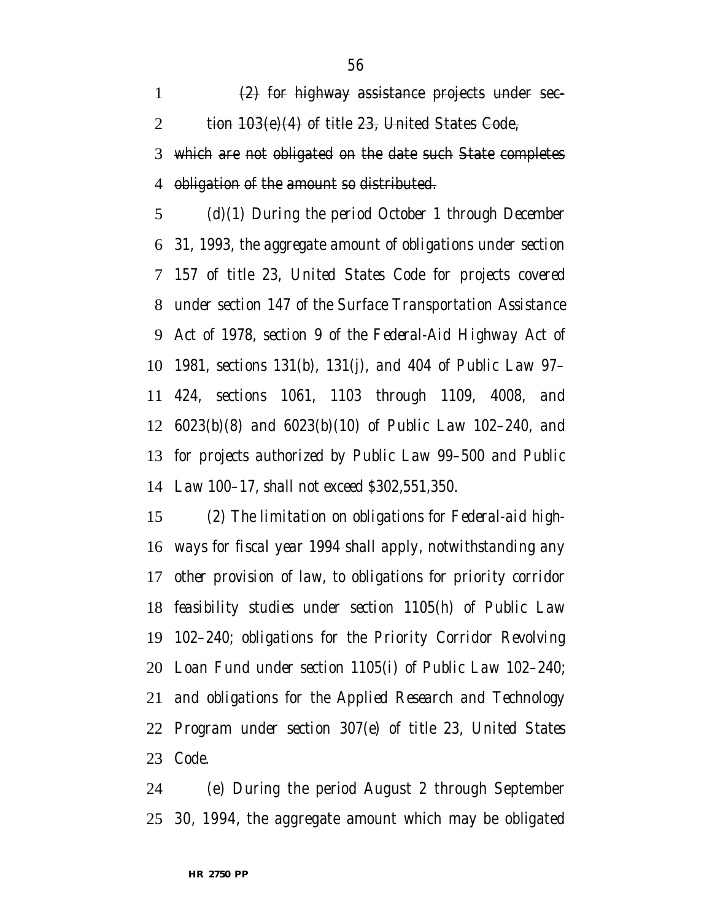~~(2) for highway assistance projects under section 103(e)(4) of title 23, United States Code,~~

~~which are not obligated on the date such State completes obligation of the amount so distributed.~~

*(d)(1) During the period October 1 through December 31, 1993, the aggregate amount of obligations under section 157 of title 23, United States Code for projects covered under section 147 of the Surface Transportation Assistance Act of 1978, section 9 of the Federal-Aid Highway Act of 1981, sections 131(b), 131(j), and 404 of Public Law 97–424, sections 1061, 1103 through 1109, 4008, and 6023(b)(8) and 6023(b)(10) of Public Law 102–240, and for projects authorized by Public Law 99–500 and Public Law 100–17, shall not exceed $302,551,350.*

*(2) The limitation on obligations for Federal-aid highways for fiscal year 1994 shall apply, notwithstanding any other provision of law, to obligations for priority corridor feasibility studies under section 1105(h) of Public Law 102–240; obligations for the Priority Corridor Revolving Loan Fund under section 1105(i) of Public Law 102–240; and obligations for the Applied Research and Technology Program under section 307(e) of title 23, United States Code.*

(e) During the period August 2 through September 30, 1994, the aggregate amount which may be obligated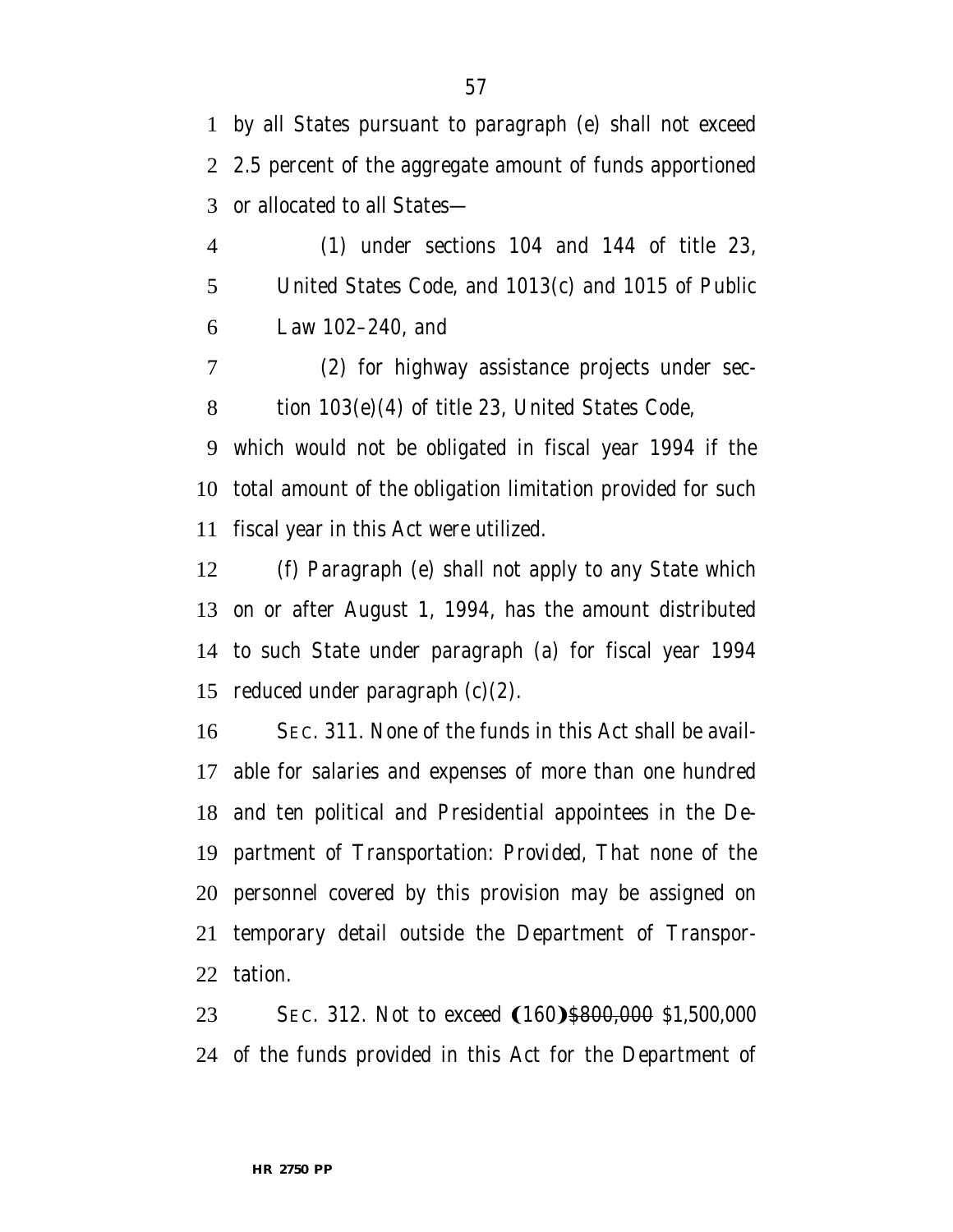by all States pursuant to paragraph (e) shall not exceed 2.5 percent of the aggregate amount of funds apportioned or allocated to all States—

(1) under sections 104 and 144 of title 23, United States Code, and 1013(c) and 1015 of Public Law 102–240, and

(2) for highway assistance projects under section 103(e)(4) of title 23, United States Code,

which would not be obligated in fiscal year 1994 if the total amount of the obligation limitation provided for such fiscal year in this Act were utilized.

(f) Paragraph (e) shall not apply to any State which on or after August 1, 1994, has the amount distributed to such State under paragraph (a) for fiscal year 1994 reduced under paragraph (c)(2).

SEC. 311. None of the funds in this Act shall be available for salaries and expenses of more than one hundred and ten political and Presidential appointees in the Department of Transportation: *Provided*, That none of the personnel covered by this provision may be assigned on temporary detail outside the Department of Transportation.

SEC. 312. Not to exceed (160)~~$800,000~~ $1,500,000 of the funds provided in this Act for the Department of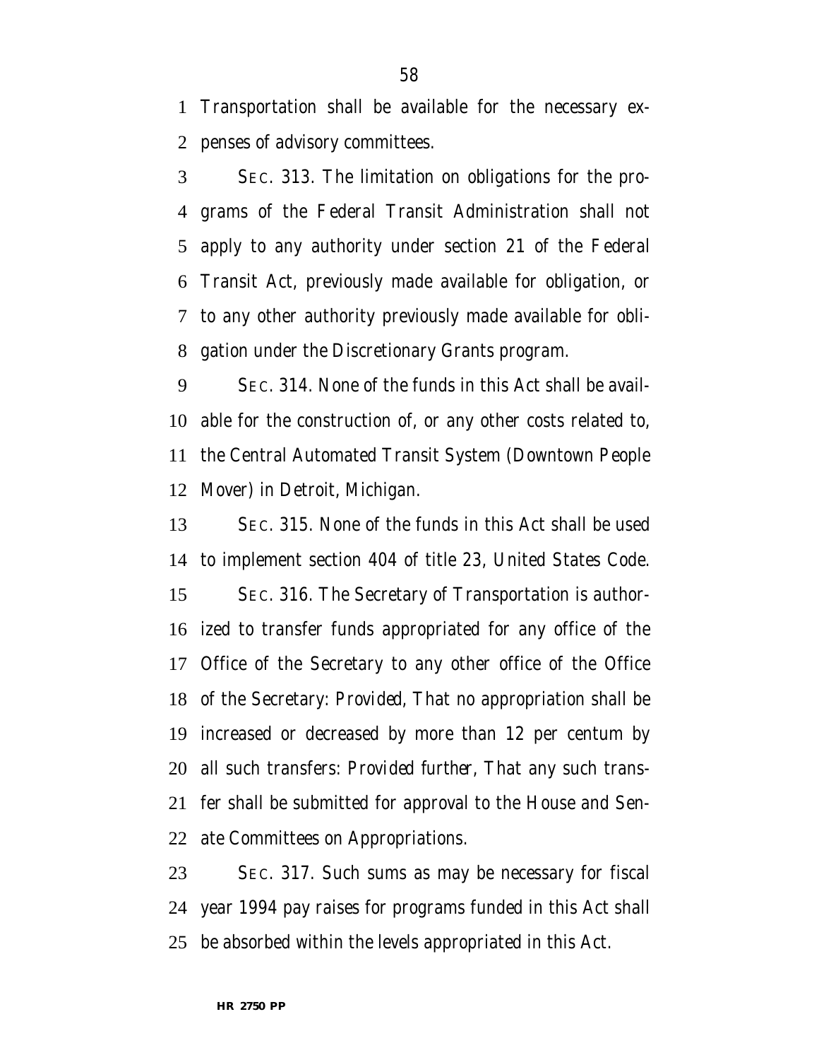Transportation shall be available for the necessary expenses of advisory committees.

SEC. 313. The limitation on obligations for the programs of the Federal Transit Administration shall not apply to any authority under section 21 of the Federal Transit Act, previously made available for obligation, or to any other authority previously made available for obligation under the Discretionary Grants program.

SEC. 314. None of the funds in this Act shall be available for the construction of, or any other costs related to, the Central Automated Transit System (Downtown People Mover) in Detroit, Michigan.

SEC. 315. None of the funds in this Act shall be used to implement section 404 of title 23, United States Code.

SEC. 316. The Secretary of Transportation is authorized to transfer funds appropriated for any office of the Office of the Secretary to any other office of the Office of the Secretary: *Provided*, That no appropriation shall be increased or decreased by more than 12 per centum by all such transfers: *Provided further*, That any such transfer shall be submitted for approval to the House and Senate Committees on Appropriations.

SEC. 317. Such sums as may be necessary for fiscal year 1994 pay raises for programs funded in this Act shall be absorbed within the levels appropriated in this Act.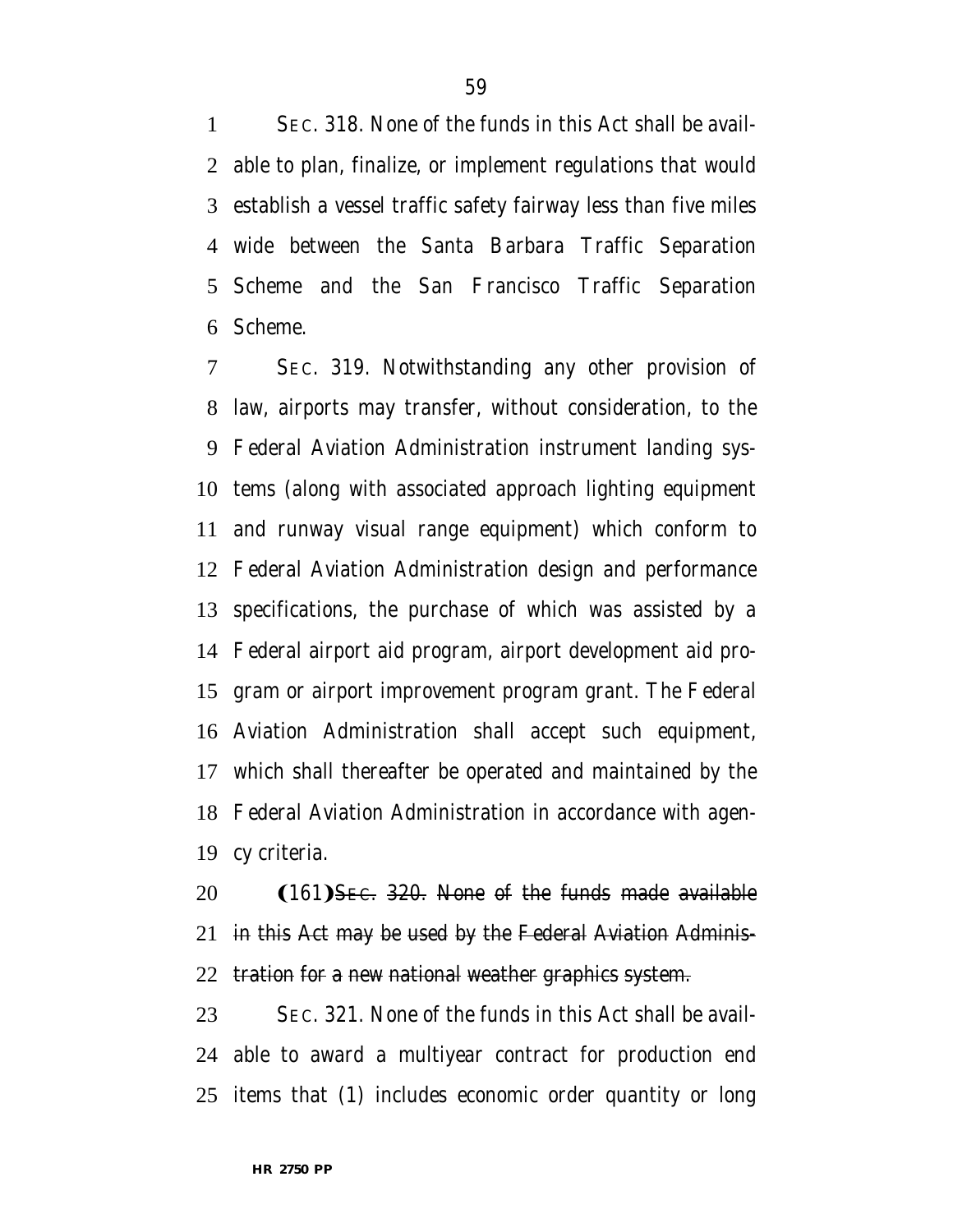SEC. 318. None of the funds in this Act shall be available to plan, finalize, or implement regulations that would establish a vessel traffic safety fairway less than five miles wide between the Santa Barbara Traffic Separation Scheme and the San Francisco Traffic Separation Scheme.

SEC. 319. Notwithstanding any other provision of law, airports may transfer, without consideration, to the Federal Aviation Administration instrument landing systems (along with associated approach lighting equipment and runway visual range equipment) which conform to Federal Aviation Administration design and performance specifications, the purchase of which was assisted by a Federal airport aid program, airport development aid program or airport improvement program grant. The Federal Aviation Administration shall accept such equipment, which shall thereafter be operated and maintained by the Federal Aviation Administration in accordance with agency criteria.

(161)~~SEC. 320. None of the funds made available in this Act may be used by the Federal Aviation Administration for a new national weather graphics system.~~

SEC. 321. None of the funds in this Act shall be available to award a multiyear contract for production end items that (1) includes economic order quantity or long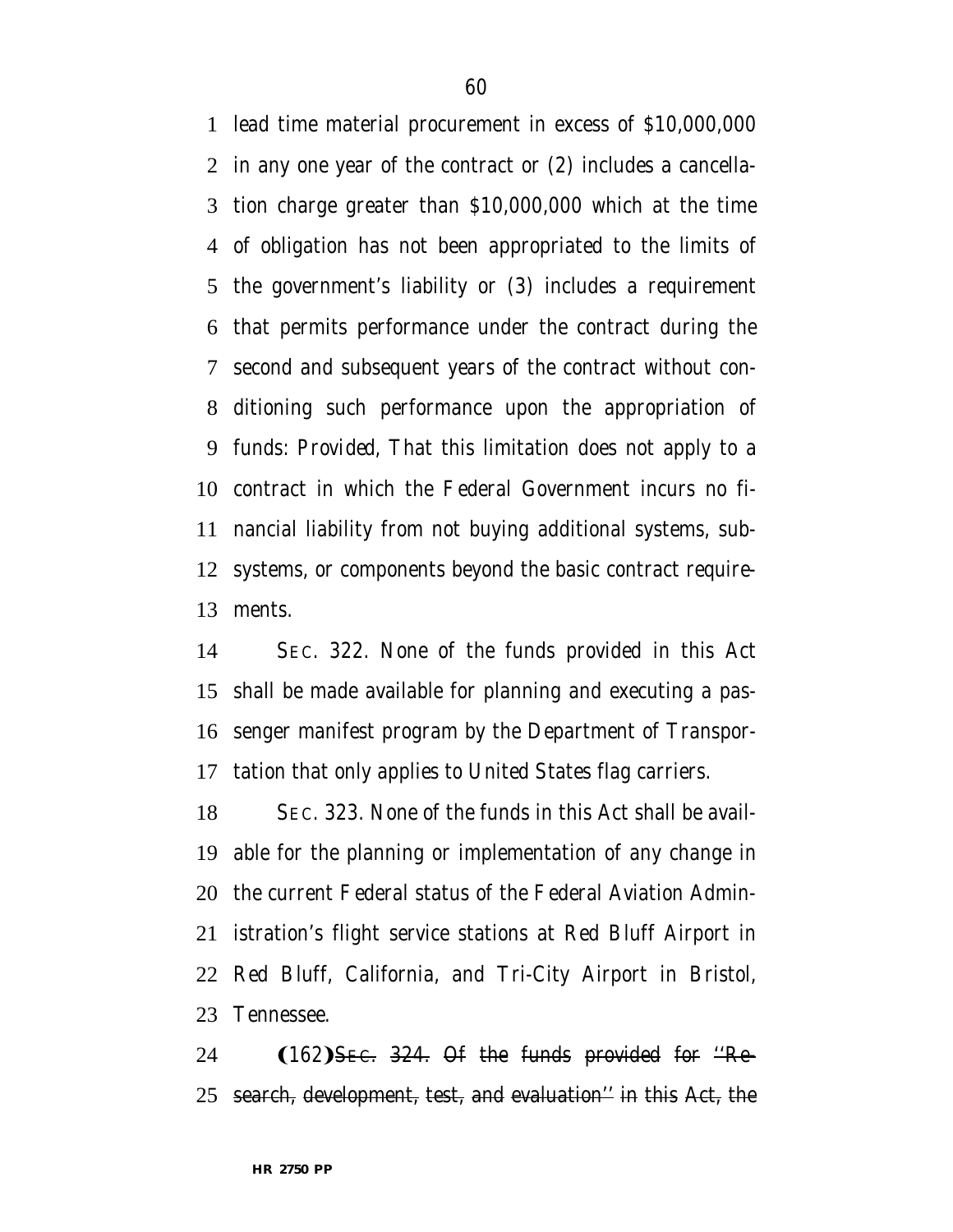lead time material procurement in excess of $10,000,000 in any one year of the contract or (2) includes a cancellation charge greater than $10,000,000 which at the time of obligation has not been appropriated to the limits of the government's liability or (3) includes a requirement that permits performance under the contract during the second and subsequent years of the contract without conditioning such performance upon the appropriation of funds: *Provided*, That this limitation does not apply to a contract in which the Federal Government incurs no financial liability from not buying additional systems, subsystems, or components beyond the basic contract requirements.

SEC. 322. None of the funds provided in this Act shall be made available for planning and executing a passenger manifest program by the Department of Transportation that only applies to United States flag carriers.

SEC. 323. None of the funds in this Act shall be available for the planning or implementation of any change in the current Federal status of the Federal Aviation Administration's flight service stations at Red Bluff Airport in Red Bluff, California, and Tri-City Airport in Bristol, Tennessee.

(162)~~SEC. 324. Of the funds provided for "Research, development, test, and evaluation" in this Act, the~~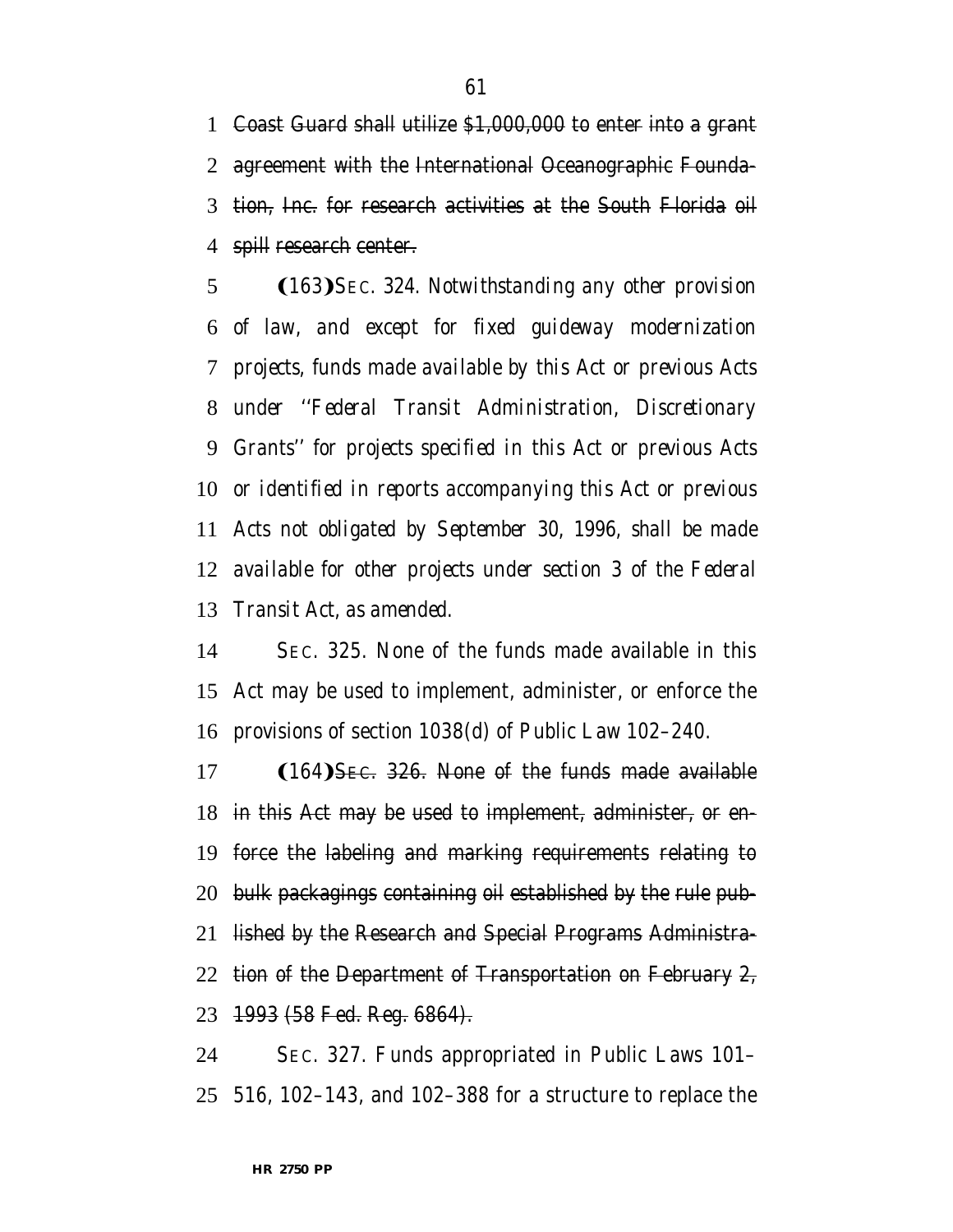~~Coast Guard shall utilize $1,000,000 to enter into a grant agreement with the International Oceanographic Foundation, Inc. for research activities at the South Florida oil spill research center.~~

(163)*SEC. 324. Notwithstanding any other provision of law, and except for fixed guideway modernization projects, funds made available by this Act or previous Acts under ''Federal Transit Administration, Discretionary Grants'' for projects specified in this Act or previous Acts or identified in reports accompanying this Act or previous Acts not obligated by September 30, 1996, shall be made available for other projects under section 3 of the Federal Transit Act, as amended.*

SEC. 325. None of the funds made available in this Act may be used to implement, administer, or enforce the provisions of section 1038(d) of Public Law 102–240.

(164)~~SEC. 326. None of the funds made available in this Act may be used to implement, administer, or enforce the labeling and marking requirements relating to bulk packagings containing oil established by the rule published by the Research and Special Programs Administration of the Department of Transportation on February 2, 1993 (58 Fed. Reg. 6864).~~

SEC. 327. Funds appropriated in Public Laws 101–516, 102–143, and 102–388 for a structure to replace the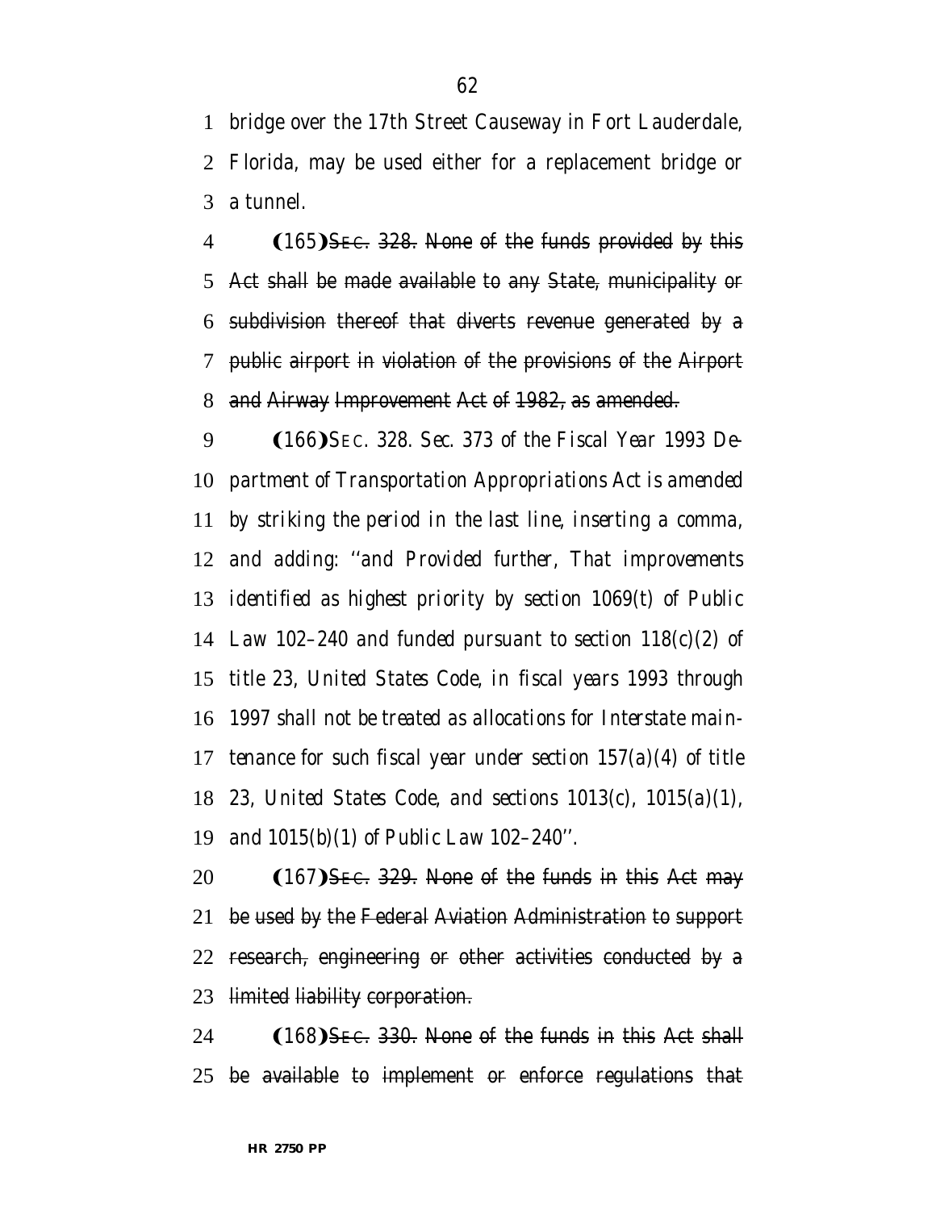*bridge over the 17th Street Causeway in Fort Lauderdale, Florida, may be used either for a replacement bridge or a tunnel.*

(165)~~SEC. 328. None of the funds provided by this Act shall be made available to any State, municipality or subdivision thereof that diverts revenue generated by a public airport in violation of the provisions of the Airport and Airway Improvement Act of 1982, as amended.~~

(166)*SEC. 328. Sec. 373 of the Fiscal Year 1993 Department of Transportation Appropriations Act is amended by striking the period in the last line, inserting a comma, and adding: ''and Provided further, That improvements identified as highest priority by section 1069(t) of Public Law 102–240 and funded pursuant to section 118(c)(2) of title 23, United States Code, in fiscal years 1993 through 1997 shall not be treated as allocations for Interstate maintenance for such fiscal year under section 157(a)(4) of title 23, United States Code, and sections 1013(c), 1015(a)(1), and 1015(b)(1) of Public Law 102–240''.*

(167)~~SEC. 329. None of the funds in this Act may be used by the Federal Aviation Administration to support research, engineering or other activities conducted by a limited liability corporation.~~

(168)~~SEC. 330. None of the funds in this Act shall be available to implement or enforce regulations that~~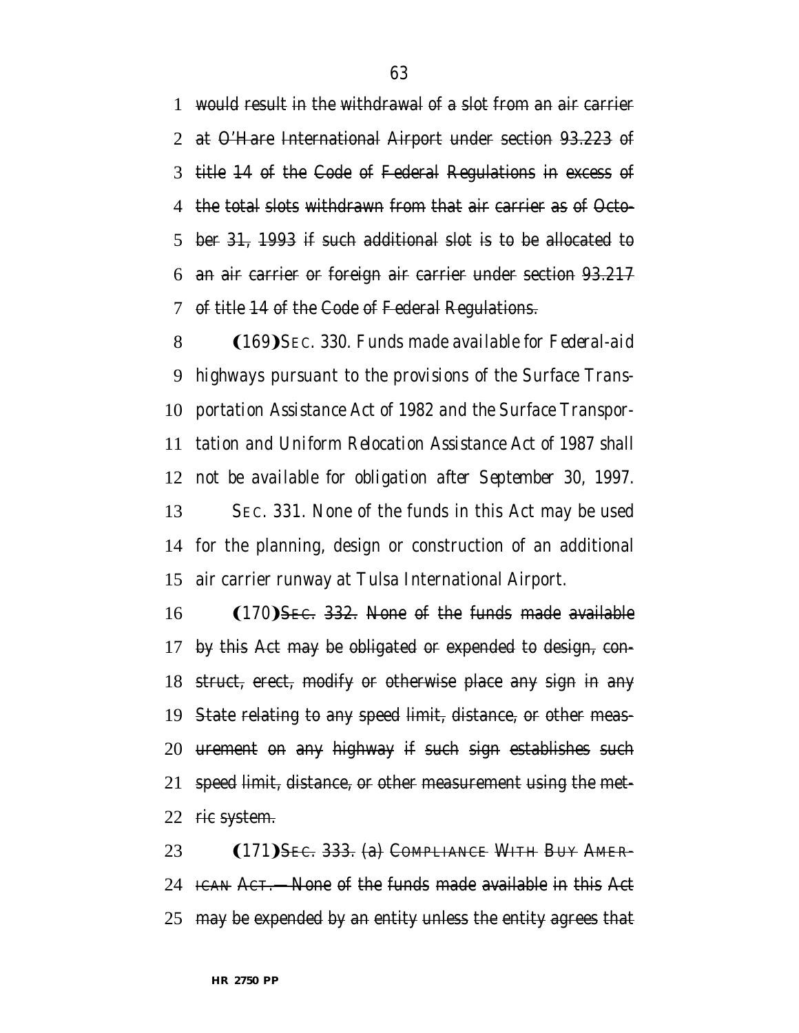~~would result in the withdrawal of a slot from an air carrier at O'Hare International Airport under section 93.223 of title 14 of the Code of Federal Regulations in excess of the total slots withdrawn from that air carrier as of October 31, 1993 if such additional slot is to be allocated to an air carrier or foreign air carrier under section 93.217 of title 14 of the Code of Federal Regulations.~~

(169)*SEC. 330. Funds made available for Federal-aid highways pursuant to the provisions of the Surface Transportation Assistance Act of 1982 and the Surface Transportation and Uniform Relocation Assistance Act of 1987 shall not be available for obligation after September 30, 1997.*

*SEC. 331. None of the funds in this Act may be used for the planning, design or construction of an additional air carrier runway at Tulsa International Airport.*

(170)~~SEC. 332. None of the funds made available by this Act may be obligated or expended to design, construct, erect, modify or otherwise place any sign in any State relating to any speed limit, distance, or other measurement on any highway if such sign establishes such speed limit, distance, or other measurement using the metric system.~~

(171)~~SEC. 333. (a) COMPLIANCE WITH BUY AMERICAN ACT.—None of the funds made available in this Act may be expended by an entity unless the entity agrees that~~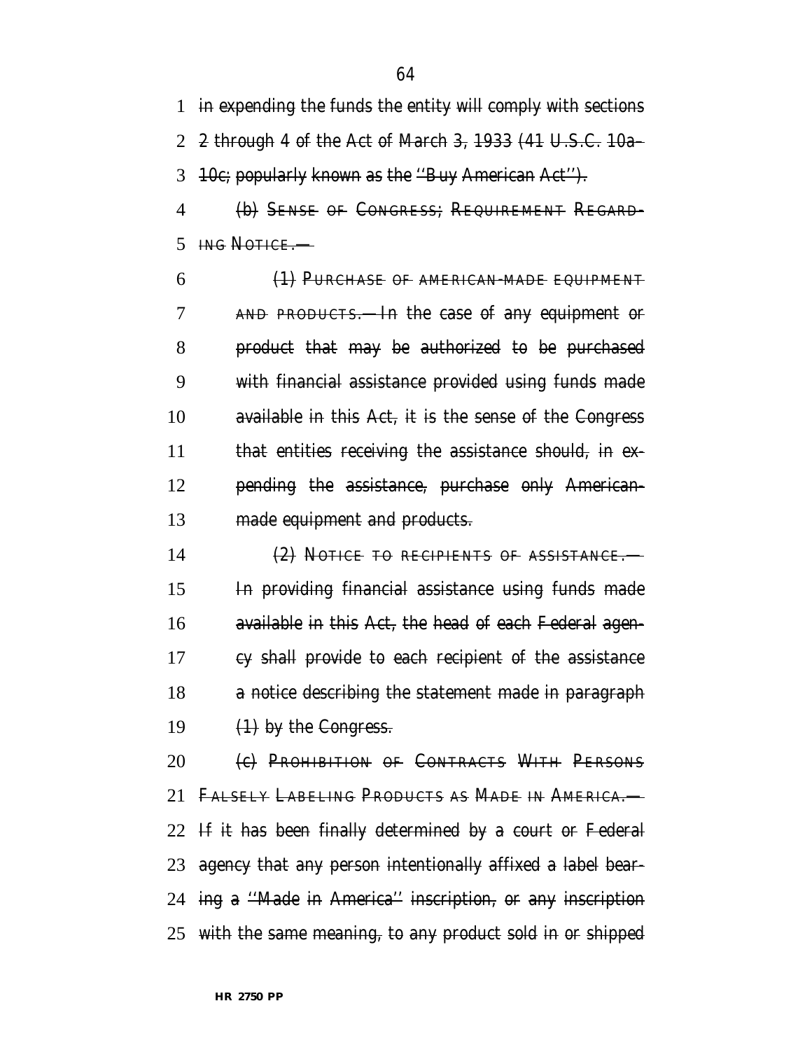in expending the funds the entity will comply with sections 2 through 4 of the Act of March 3, 1933 (41 U.S.C. 10a–10c; popularly known as the ''Buy American Act'').

(b) SENSE OF CONGRESS; REQUIREMENT REGARDING NOTICE.—

(1) PURCHASE OF AMERICAN-MADE EQUIPMENT AND PRODUCTS.—In the case of any equipment or product that may be authorized to be purchased with financial assistance provided using funds made available in this Act, it is the sense of the Congress that entities receiving the assistance should, in expending the assistance, purchase only American-made equipment and products.

(2) NOTICE TO RECIPIENTS OF ASSISTANCE.—In providing financial assistance using funds made available in this Act, the head of each Federal agency shall provide to each recipient of the assistance a notice describing the statement made in paragraph (1) by the Congress.

(c) PROHIBITION OF CONTRACTS WITH PERSONS FALSELY LABELING PRODUCTS AS MADE IN AMERICA.—If it has been finally determined by a court or Federal agency that any person intentionally affixed a label bearing a ''Made in America'' inscription, or any inscription with the same meaning, to any product sold in or shipped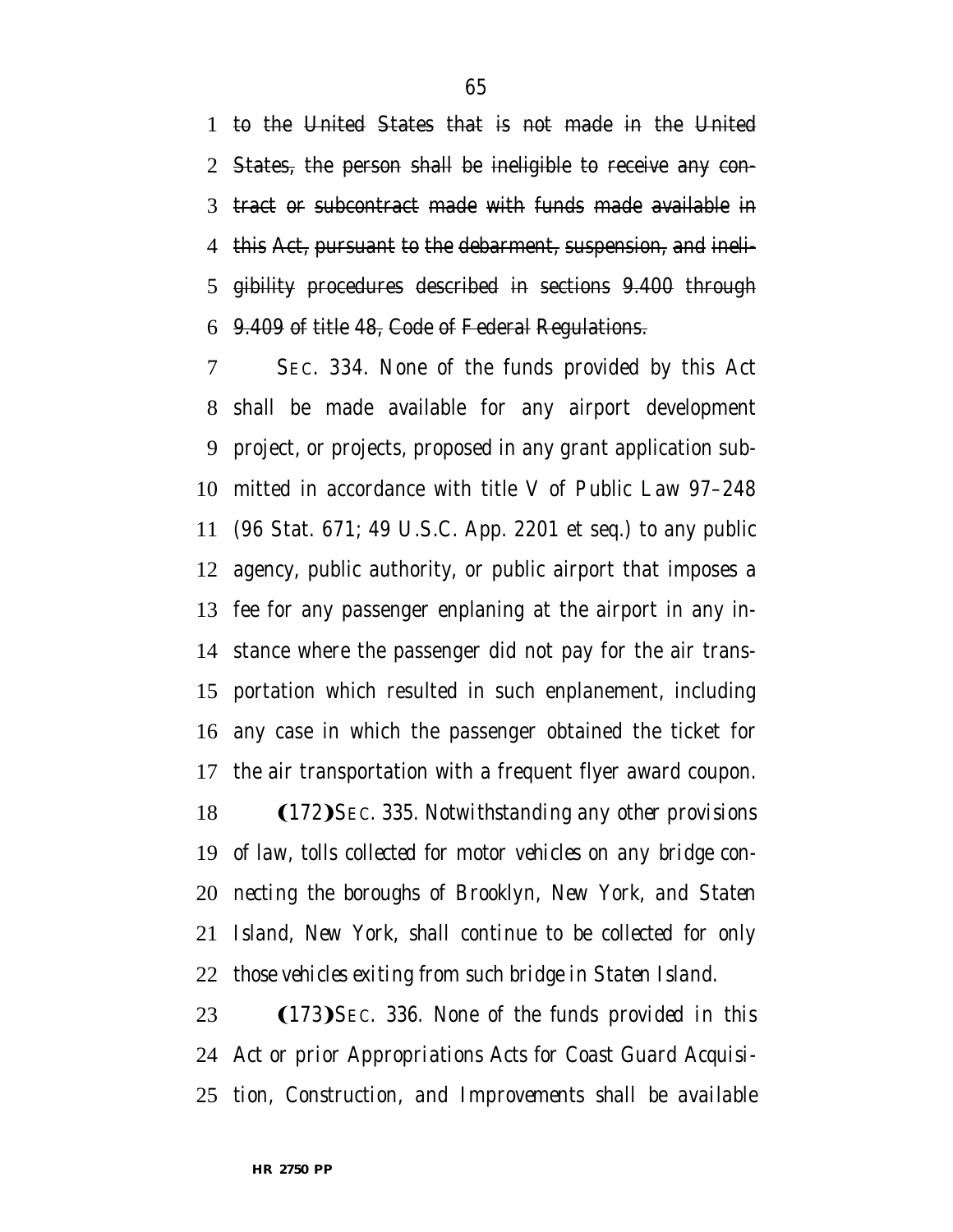~~to the United States that is not made in the United States, the person shall be ineligible to receive any contract or subcontract made with funds made available in this Act, pursuant to the debarment, suspension, and ineligibility procedures described in sections 9.400 through 9.409 of title 48, Code of Federal Regulations.~~

SEC. 334. None of the funds provided by this Act shall be made available for any airport development project, or projects, proposed in any grant application submitted in accordance with title V of Public Law 97–248 (96 Stat. 671; 49 U.S.C. App. 2201 et seq.) to any public agency, public authority, or public airport that imposes a fee for any passenger enplaning at the airport in any instance where the passenger did not pay for the air transportation which resulted in such enplanement, including any case in which the passenger obtained the ticket for the air transportation with a frequent flyer award coupon.

(172)*SEC. 335. Notwithstanding any other provisions of law, tolls collected for motor vehicles on any bridge connecting the boroughs of Brooklyn, New York, and Staten Island, New York, shall continue to be collected for only those vehicles exiting from such bridge in Staten Island.*

(173)*SEC. 336. None of the funds provided in this Act or prior Appropriations Acts for Coast Guard Acquisition, Construction, and Improvements shall be available*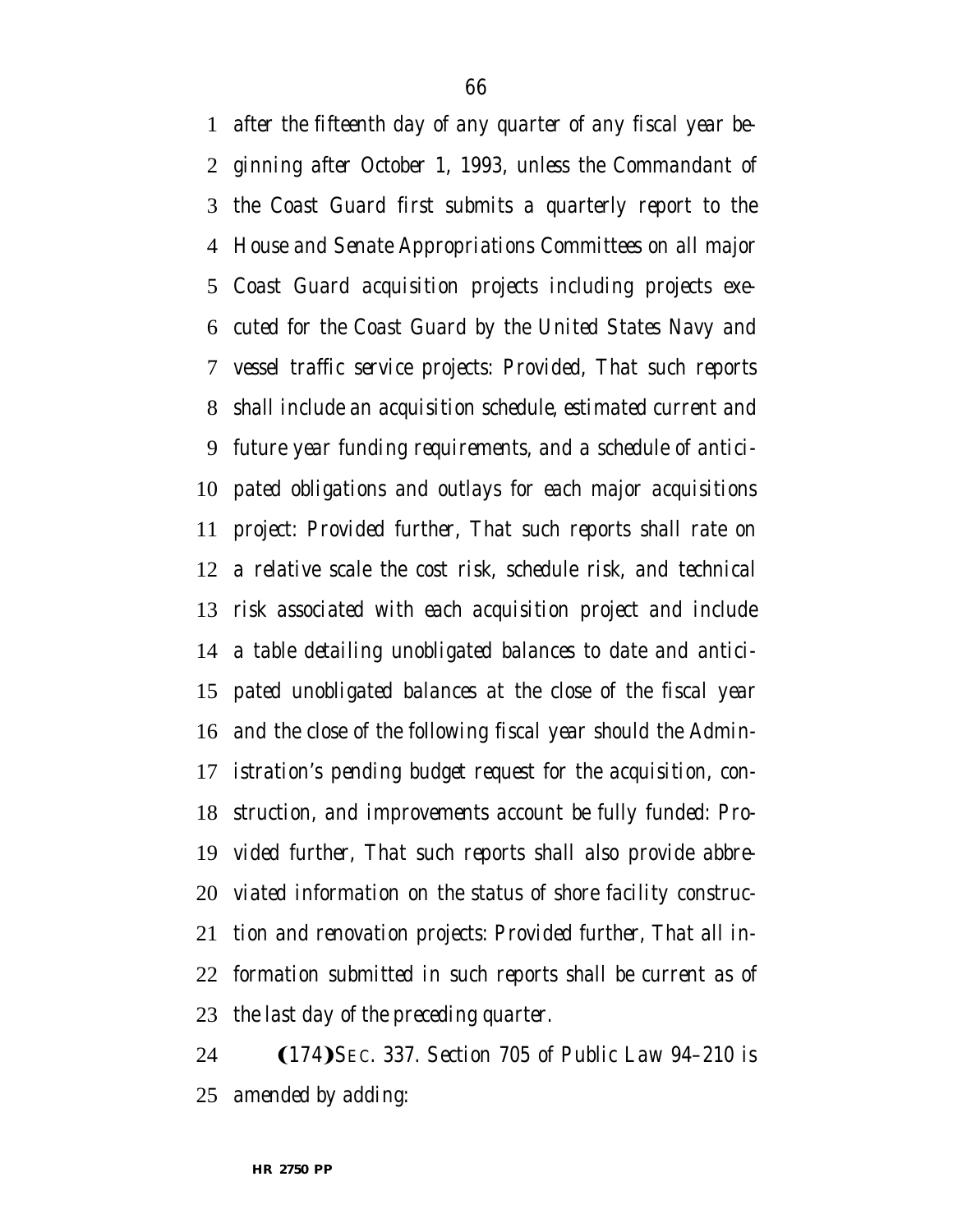*after the fifteenth day of any quarter of any fiscal year beginning after October 1, 1993, unless the Commandant of the Coast Guard first submits a quarterly report to the House and Senate Appropriations Committees on all major Coast Guard acquisition projects including projects executed for the Coast Guard by the United States Navy and vessel traffic service projects: Provided, That such reports shall include an acquisition schedule, estimated current and future year funding requirements, and a schedule of anticipated obligations and outlays for each major acquisitions project: Provided further, That such reports shall rate on a relative scale the cost risk, schedule risk, and technical risk associated with each acquisition project and include a table detailing unobligated balances to date and anticipated unobligated balances at the close of the fiscal year and the close of the following fiscal year should the Administration's pending budget request for the acquisition, construction, and improvements account be fully funded: Provided further, That such reports shall also provide abbreviated information on the status of shore facility construction and renovation projects: Provided further, That all information submitted in such reports shall be current as of the last day of the preceding quarter.*

(174)SEC. 337. *Section 705 of Public Law 94–210 is amended by adding:*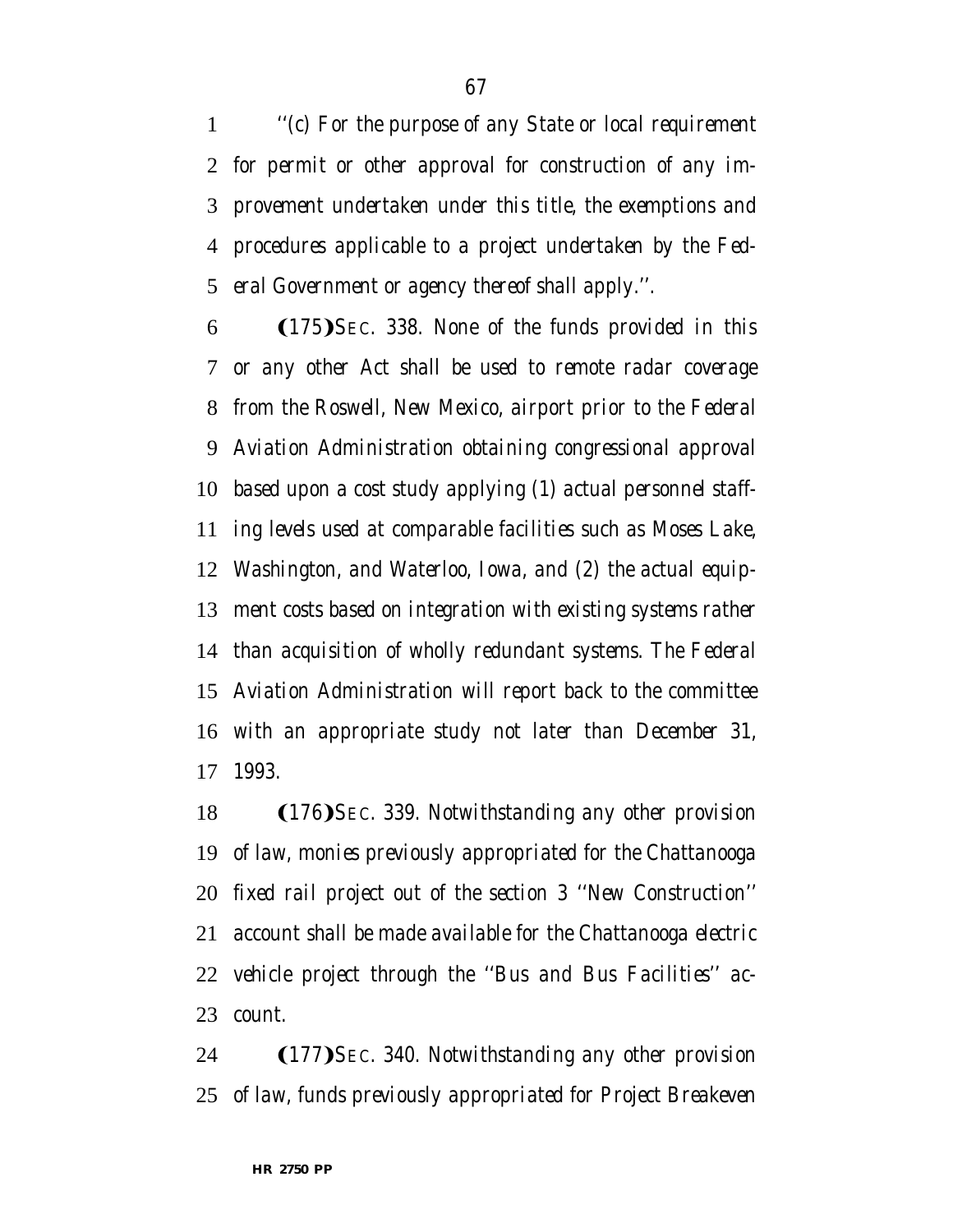*''(c) For the purpose of any State or local requirement for permit or other approval for construction of any improvement undertaken under this title, the exemptions and procedures applicable to a project undertaken by the Federal Government or agency thereof shall apply.''.*

(175)*SEC. 338. None of the funds provided in this or any other Act shall be used to remote radar coverage from the Roswell, New Mexico, airport prior to the Federal Aviation Administration obtaining congressional approval based upon a cost study applying (1) actual personnel staffing levels used at comparable facilities such as Moses Lake, Washington, and Waterloo, Iowa, and (2) the actual equipment costs based on integration with existing systems rather than acquisition of wholly redundant systems. The Federal Aviation Administration will report back to the committee with an appropriate study not later than December 31, 1993.*

(176)*SEC. 339. Notwithstanding any other provision of law, monies previously appropriated for the Chattanooga fixed rail project out of the section 3 ''New Construction'' account shall be made available for the Chattanooga electric vehicle project through the ''Bus and Bus Facilities'' account.*

(177)*SEC. 340. Notwithstanding any other provision of law, funds previously appropriated for Project Breakeven*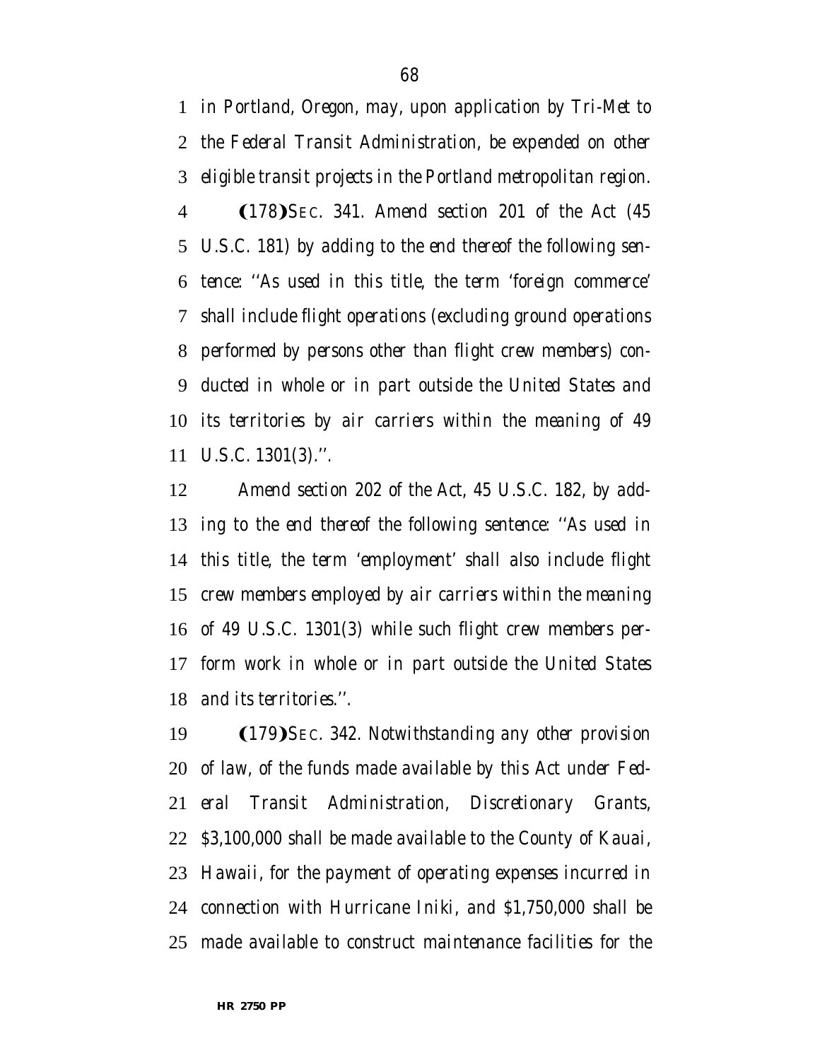*in Portland, Oregon, may, upon application by Tri-Met to the Federal Transit Administration, be expended on other eligible transit projects in the Portland metropolitan region.*

*(178)SEC. 341. Amend section 201 of the Act (45 U.S.C. 181) by adding to the end thereof the following sentence: ''As used in this title, the term 'foreign commerce' shall include flight operations (excluding ground operations performed by persons other than flight crew members) conducted in whole or in part outside the United States and its territories by air carriers within the meaning of 49 U.S.C. 1301(3).''.*

*Amend section 202 of the Act, 45 U.S.C. 182, by adding to the end thereof the following sentence: ''As used in this title, the term 'employment' shall also include flight crew members employed by air carriers within the meaning of 49 U.S.C. 1301(3) while such flight crew members perform work in whole or in part outside the United States and its territories.''.*

*(179)SEC. 342. Notwithstanding any other provision of law, of the funds made available by this Act under Federal Transit Administration, Discretionary Grants, $3,100,000 shall be made available to the County of Kauai, Hawaii, for the payment of operating expenses incurred in connection with Hurricane Iniki, and $1,750,000 shall be made available to construct maintenance facilities for the*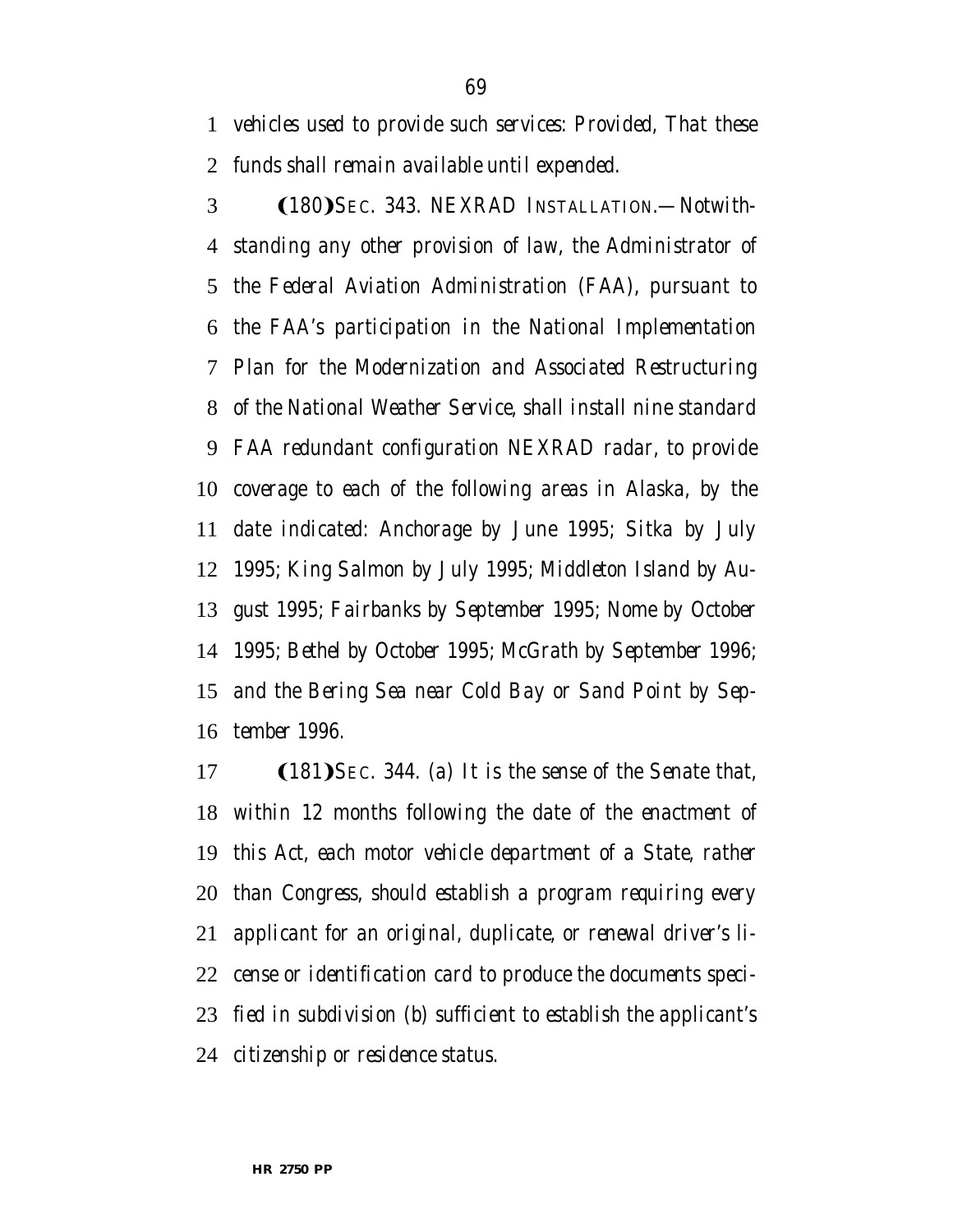*vehicles used to provide such services: Provided, That these funds shall remain available until expended.*

❨180❩*SEC. 343. NEXRAD INSTALLATION.—Notwithstanding any other provision of law, the Administrator of the Federal Aviation Administration (FAA), pursuant to the FAA's participation in the National Implementation Plan for the Modernization and Associated Restructuring of the National Weather Service, shall install nine standard FAA redundant configuration NEXRAD radar, to provide coverage to each of the following areas in Alaska, by the date indicated: Anchorage by June 1995; Sitka by July 1995; King Salmon by July 1995; Middleton Island by August 1995; Fairbanks by September 1995; Nome by October 1995; Bethel by October 1995; McGrath by September 1996; and the Bering Sea near Cold Bay or Sand Point by September 1996.*

❨181❩*SEC. 344. (a) It is the sense of the Senate that, within 12 months following the date of the enactment of this Act, each motor vehicle department of a State, rather than Congress, should establish a program requiring every applicant for an original, duplicate, or renewal driver's license or identification card to produce the documents specified in subdivision (b) sufficient to establish the applicant's citizenship or residence status.*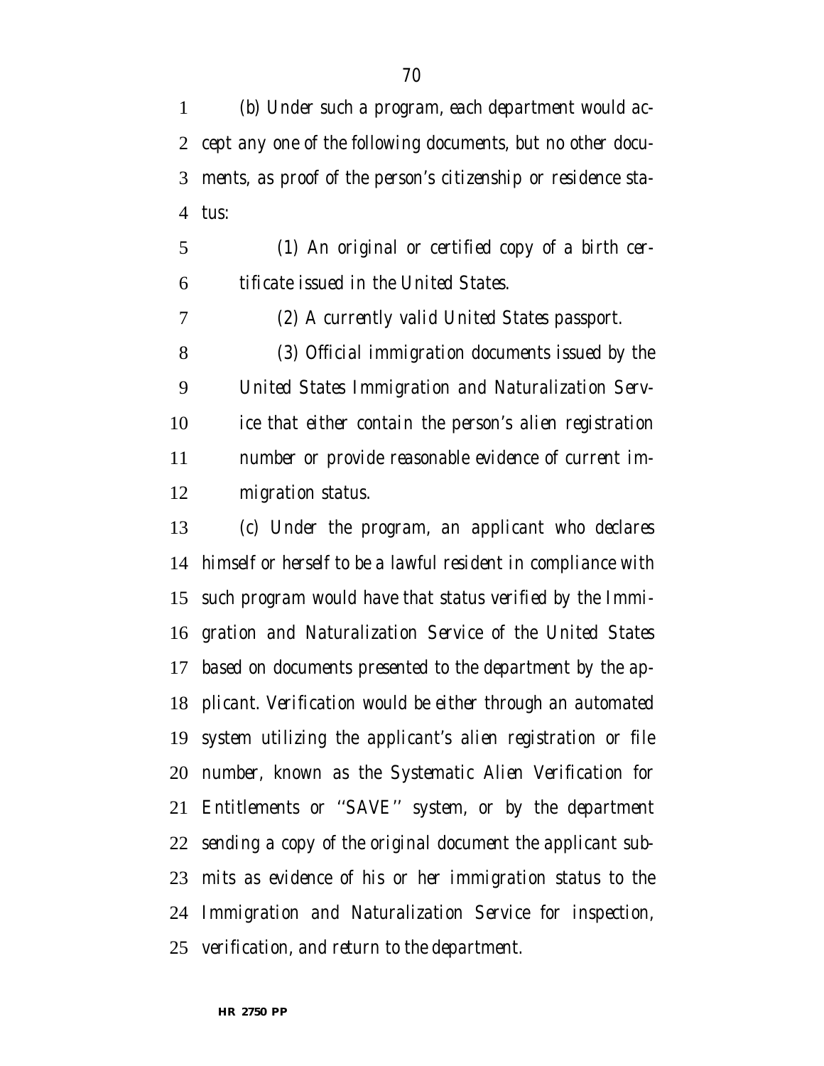*(b) Under such a program, each department would accept any one of the following documents, but no other documents, as proof of the person's citizenship or residence status:*

*(1) An original or certified copy of a birth certificate issued in the United States.*

*(2) A currently valid United States passport.*

*(3) Official immigration documents issued by the United States Immigration and Naturalization Service that either contain the person's alien registration number or provide reasonable evidence of current immigration status.*

*(c) Under the program, an applicant who declares himself or herself to be a lawful resident in compliance with such program would have that status verified by the Immigration and Naturalization Service of the United States based on documents presented to the department by the applicant. Verification would be either through an automated system utilizing the applicant's alien registration or file number, known as the Systematic Alien Verification for Entitlements or ''SAVE'' system, or by the department sending a copy of the original document the applicant submits as evidence of his or her immigration status to the Immigration and Naturalization Service for inspection, verification, and return to the department.*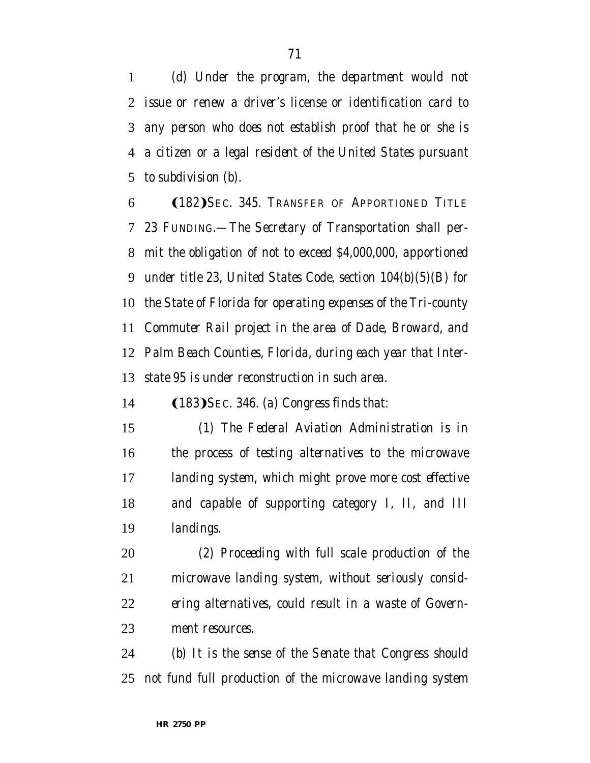*(d) Under the program, the department would not issue or renew a driver's license or identification card to any person who does not establish proof that he or she is a citizen or a legal resident of the United States pursuant to subdivision (b).*

❨182❩*SEC. 345. TRANSFER OF APPORTIONED TITLE 23 FUNDING.—The Secretary of Transportation shall permit the obligation of not to exceed $4,000,000, apportioned under title 23, United States Code, section 104(b)(5)(B) for the State of Florida for operating expenses of the Tri-county Commuter Rail project in the area of Dade, Broward, and Palm Beach Counties, Florida, during each year that Interstate 95 is under reconstruction in such area.*

❨183❩*SEC. 346. (a) Congress finds that:*

*(1) The Federal Aviation Administration is in the process of testing alternatives to the microwave landing system, which might prove more cost effective and capable of supporting category I, II, and III landings.*

*(2) Proceeding with full scale production of the microwave landing system, without seriously considering alternatives, could result in a waste of Government resources.*

*(b) It is the sense of the Senate that Congress should not fund full production of the microwave landing system*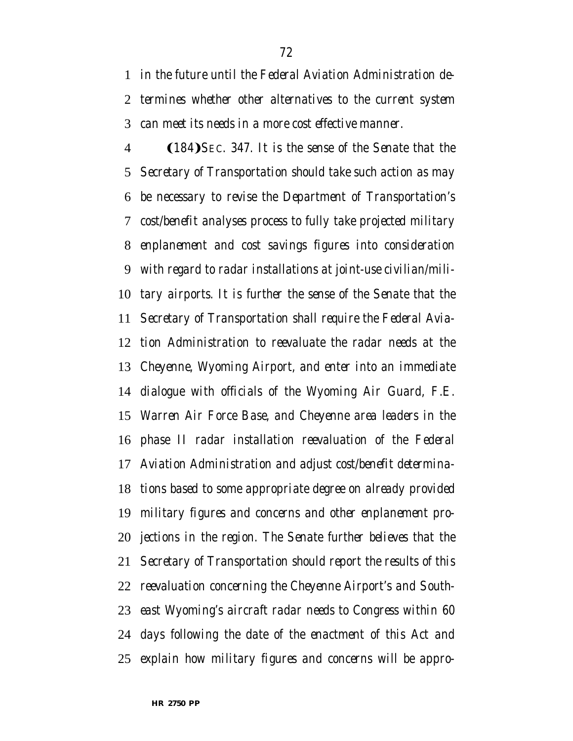*in the future until the Federal Aviation Administration determines whether other alternatives to the current system can meet its needs in a more cost effective manner.*

(184)*SEC. 347. It is the sense of the Senate that the Secretary of Transportation should take such action as may be necessary to revise the Department of Transportation's cost/benefit analyses process to fully take projected military enplanement and cost savings figures into consideration with regard to radar installations at joint-use civilian/military airports. It is further the sense of the Senate that the Secretary of Transportation shall require the Federal Aviation Administration to reevaluate the radar needs at the Cheyenne, Wyoming Airport, and enter into an immediate dialogue with officials of the Wyoming Air Guard, F.E. Warren Air Force Base, and Cheyenne area leaders in the phase II radar installation reevaluation of the Federal Aviation Administration and adjust cost/benefit determinations based to some appropriate degree on already provided military figures and concerns and other enplanement projections in the region. The Senate further believes that the Secretary of Transportation should report the results of this reevaluation concerning the Cheyenne Airport's and Southeast Wyoming's aircraft radar needs to Congress within 60 days following the date of the enactment of this Act and explain how military figures and concerns will be appro-*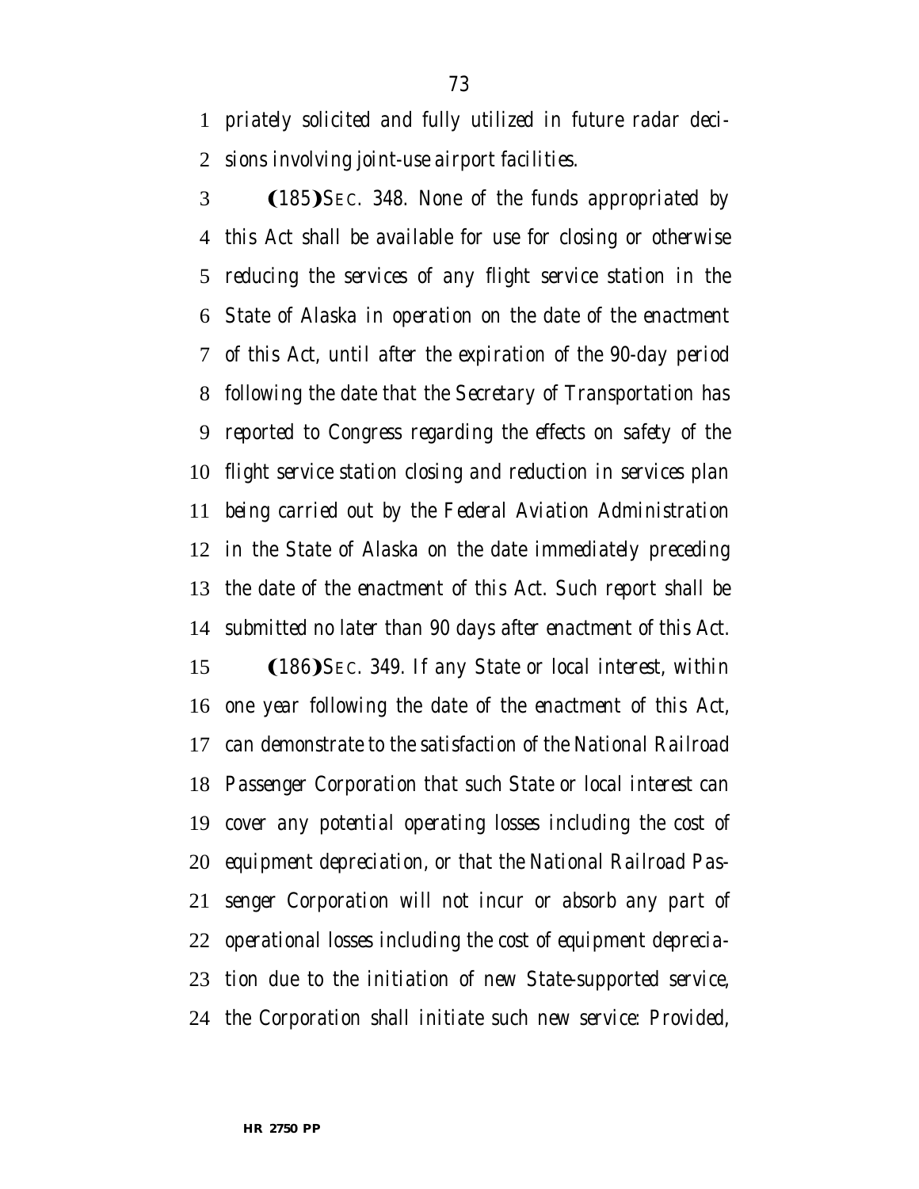*priately solicited and fully utilized in future radar decisions involving joint-use airport facilities.*

❨185❩*SEC. 348. None of the funds appropriated by this Act shall be available for use for closing or otherwise reducing the services of any flight service station in the State of Alaska in operation on the date of the enactment of this Act, until after the expiration of the 90-day period following the date that the Secretary of Transportation has reported to Congress regarding the effects on safety of the flight service station closing and reduction in services plan being carried out by the Federal Aviation Administration in the State of Alaska on the date immediately preceding the date of the enactment of this Act. Such report shall be submitted no later than 90 days after enactment of this Act.*

❨186❩*SEC. 349. If any State or local interest, within one year following the date of the enactment of this Act, can demonstrate to the satisfaction of the National Railroad Passenger Corporation that such State or local interest can cover any potential operating losses including the cost of equipment depreciation, or that the National Railroad Passenger Corporation will not incur or absorb any part of operational losses including the cost of equipment depreciation due to the initiation of new State-supported service, the Corporation shall initiate such new service: Provided,*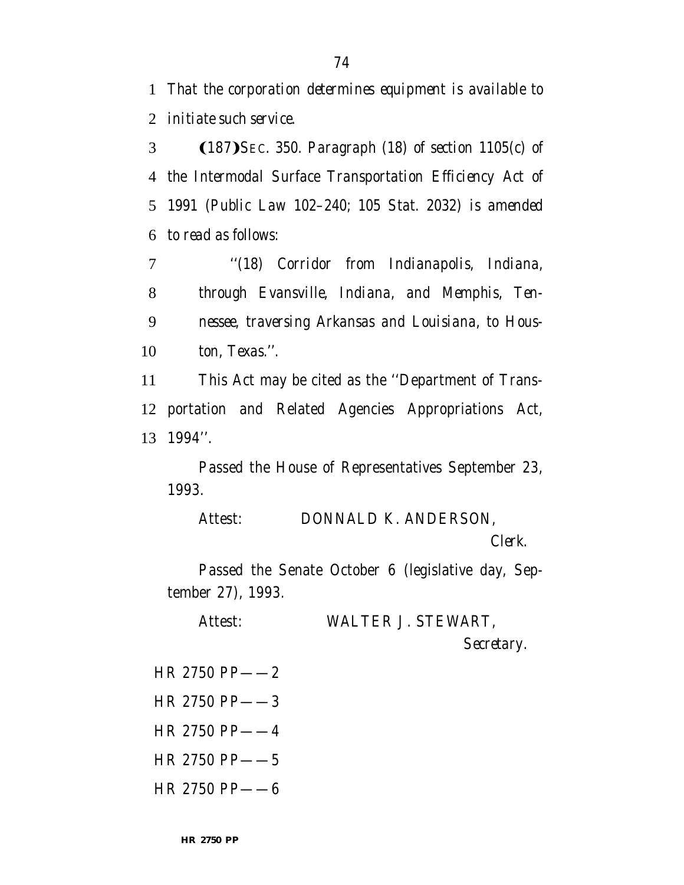That the corporation determines equipment is available to initiate such service.

(187)SEC. 350. Paragraph (18) of section 1105(c) of the Intermodal Surface Transportation Efficiency Act of 1991 (Public Law 102–240; 105 Stat. 2032) is amended to read as follows:

''(18) Corridor from Indianapolis, Indiana, through Evansville, Indiana, and Memphis, Tennessee, traversing Arkansas and Louisiana, to Houston, Texas.''.

This Act may be cited as the ''Department of Transportation and Related Agencies Appropriations Act, 1994''.

Passed the House of Representatives September 23, 1993.

Attest: DONNALD K. ANDERSON,

*Clerk.*

Passed the Senate October 6 (legislative day, September 27), 1993.

Attest: WALTER J. STEWART,

*Secretary.*

HR 2750 PP——2

HR 2750 PP——3

HR 2750 PP——4

HR 2750 PP——5

HR 2750 PP——6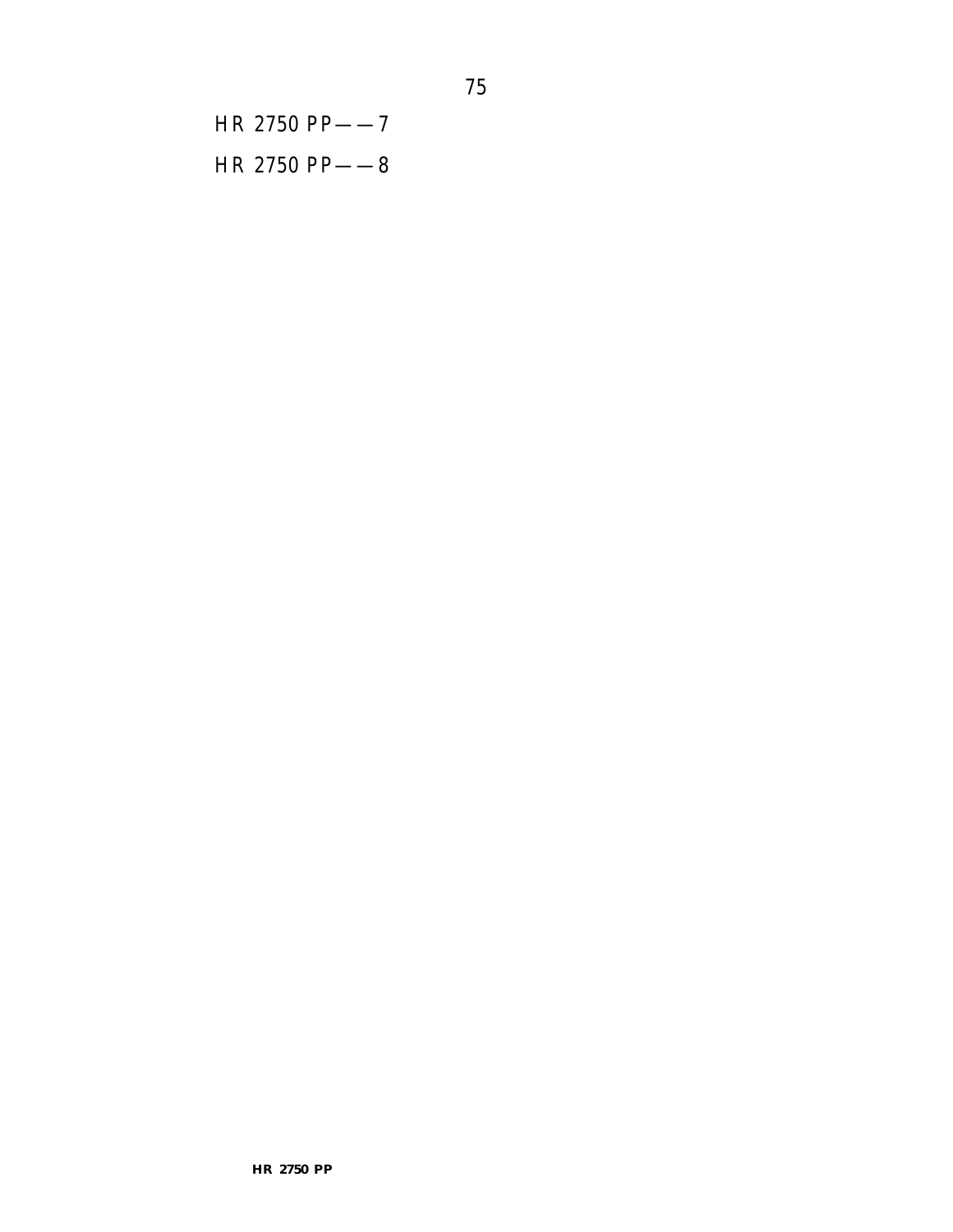HR 2750 PP——7

HR 2750 PP——8